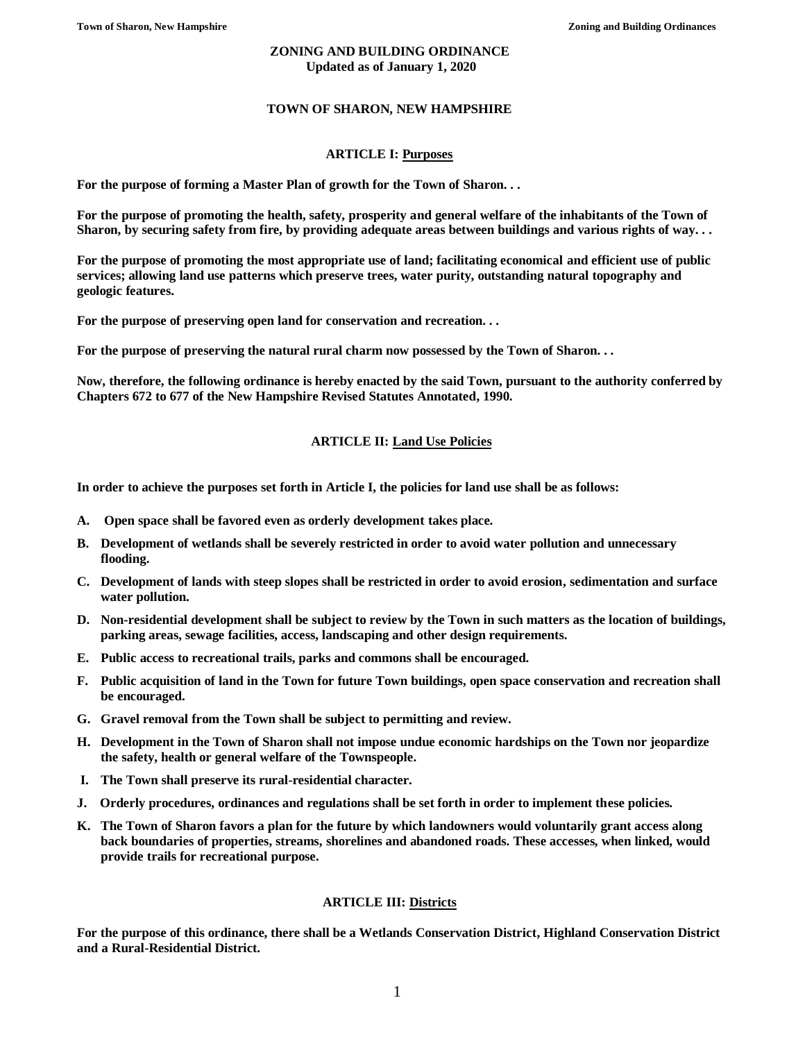**ZONING AND BUILDING ORDINANCE**
**Updated as of January 1, 2020**

**TOWN OF SHARON, NEW HAMPSHIRE**

## ARTICLE I: Purposes

**For the purpose of forming a Master Plan of growth for the Town of Sharon. . .**

**For the purpose of promoting the health, safety, prosperity and general welfare of the inhabitants of the Town of Sharon, by securing safety from fire, by providing adequate areas between buildings and various rights of way. . .**

**For the purpose of promoting the most appropriate use of land; facilitating economical and efficient use of public services; allowing land use patterns which preserve trees, water purity, outstanding natural topography and geologic features.**

**For the purpose of preserving open land for conservation and recreation. . .**

**For the purpose of preserving the natural rural charm now possessed by the Town of Sharon. . .**

**Now, therefore, the following ordinance is hereby enacted by the said Town, pursuant to the authority conferred by Chapters 672 to 677 of the New Hampshire Revised Statutes Annotated, 1990.**

## ARTICLE II: Land Use Policies

**In order to achieve the purposes set forth in Article I, the policies for land use shall be as follows:**

- **A. Open space shall be favored even as orderly development takes place.**
- **B. Development of wetlands shall be severely restricted in order to avoid water pollution and unnecessary flooding.**
- **C. Development of lands with steep slopes shall be restricted in order to avoid erosion, sedimentation and surface water pollution.**
- **D. Non-residential development shall be subject to review by the Town in such matters as the location of buildings, parking areas, sewage facilities, access, landscaping and other design requirements.**
- **E. Public access to recreational trails, parks and commons shall be encouraged.**
- **F. Public acquisition of land in the Town for future Town buildings, open space conservation and recreation shall be encouraged.**
- **G. Gravel removal from the Town shall be subject to permitting and review.**
- **H. Development in the Town of Sharon shall not impose undue economic hardships on the Town nor jeopardize the safety, health or general welfare of the Townspeople.**
- **I. The Town shall preserve its rural-residential character.**
- **J. Orderly procedures, ordinances and regulations shall be set forth in order to implement these policies.**
- **K. The Town of Sharon favors a plan for the future by which landowners would voluntarily grant access along back boundaries of properties, streams, shorelines and abandoned roads. These accesses, when linked, would provide trails for recreational purpose.**

## ARTICLE III: Districts

**For the purpose of this ordinance, there shall be a Wetlands Conservation District, Highland Conservation District and a Rural-Residential District.**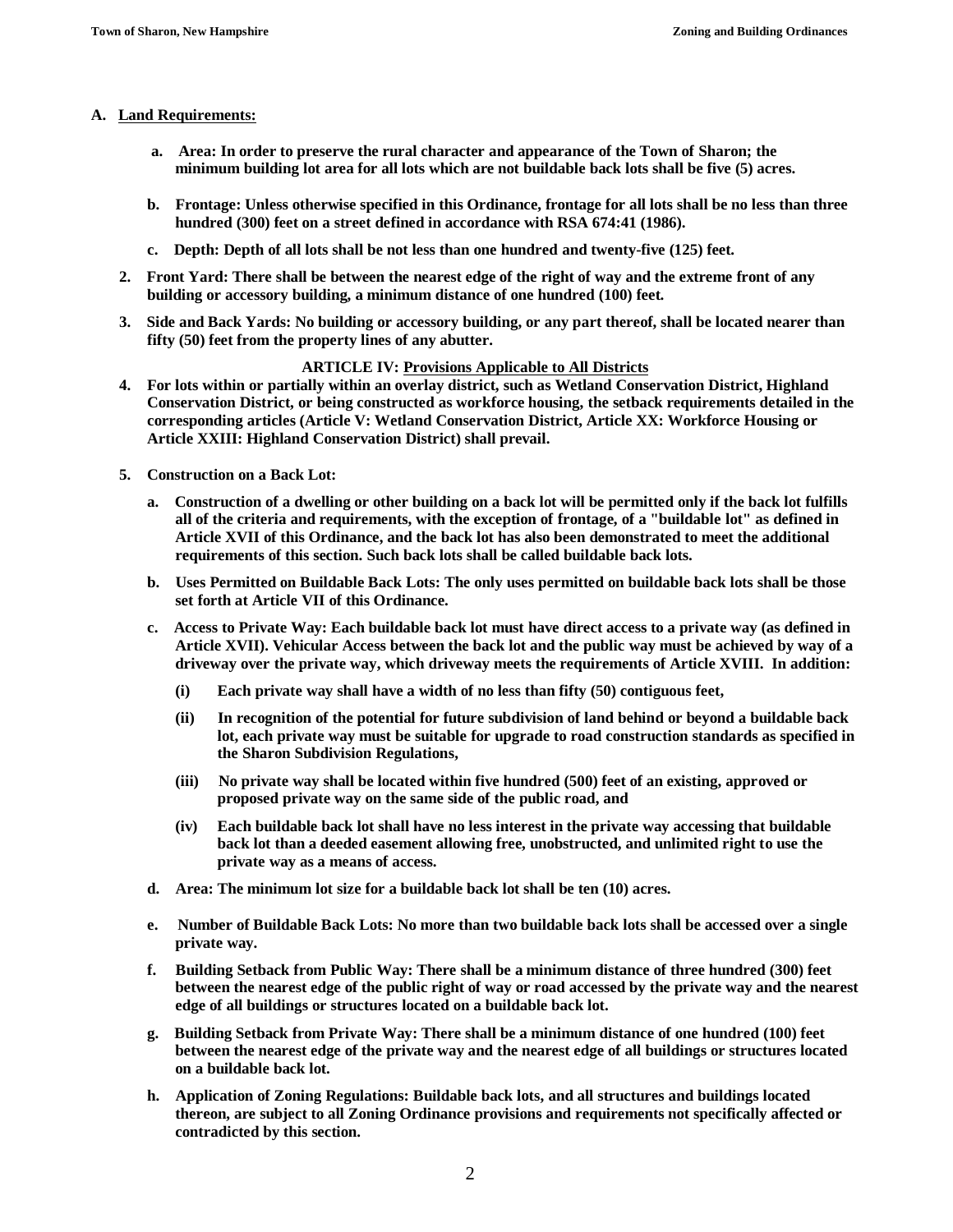**A. Land Requirements:**

**a. Area: In order to preserve the rural character and appearance of the Town of Sharon; the minimum building lot area for all lots which are not buildable back lots shall be five (5) acres.**

**b. Frontage: Unless otherwise specified in this Ordinance, frontage for all lots shall be no less than three hundred (300) feet on a street defined in accordance with RSA 674:41 (1986).**

**c. Depth: Depth of all lots shall be not less than one hundred and twenty-five (125) feet.**

**2. Front Yard: There shall be between the nearest edge of the right of way and the extreme front of any building or accessory building, a minimum distance of one hundred (100) feet.**

**3. Side and Back Yards: No building or accessory building, or any part thereof, shall be located nearer than fifty (50) feet from the property lines of any abutter.**

**ARTICLE IV: Provisions Applicable to All Districts**

**4. For lots within or partially within an overlay district, such as Wetland Conservation District, Highland Conservation District, or being constructed as workforce housing, the setback requirements detailed in the corresponding articles (Article V: Wetland Conservation District, Article XX: Workforce Housing or Article XXIII: Highland Conservation District) shall prevail.**

**5. Construction on a Back Lot:**

**a. Construction of a dwelling or other building on a back lot will be permitted only if the back lot fulfills all of the criteria and requirements, with the exception of frontage, of a "buildable lot" as defined in Article XVII of this Ordinance, and the back lot has also been demonstrated to meet the additional requirements of this section. Such back lots shall be called buildable back lots.**

**b. Uses Permitted on Buildable Back Lots: The only uses permitted on buildable back lots shall be those set forth at Article VII of this Ordinance.**

**c. Access to Private Way: Each buildable back lot must have direct access to a private way (as defined in Article XVII). Vehicular Access between the back lot and the public way must be achieved by way of a driveway over the private way, which driveway meets the requirements of Article XVIII. In addition:**

**(i) Each private way shall have a width of no less than fifty (50) contiguous feet,**

**(ii) In recognition of the potential for future subdivision of land behind or beyond a buildable back lot, each private way must be suitable for upgrade to road construction standards as specified in the Sharon Subdivision Regulations,**

**(iii) No private way shall be located within five hundred (500) feet of an existing, approved or proposed private way on the same side of the public road, and**

**(iv) Each buildable back lot shall have no less interest in the private way accessing that buildable back lot than a deeded easement allowing free, unobstructed, and unlimited right to use the private way as a means of access.**

**d. Area: The minimum lot size for a buildable back lot shall be ten (10) acres.**

**e. Number of Buildable Back Lots: No more than two buildable back lots shall be accessed over a single private way.**

**f. Building Setback from Public Way: There shall be a minimum distance of three hundred (300) feet between the nearest edge of the public right of way or road accessed by the private way and the nearest edge of all buildings or structures located on a buildable back lot.**

**g. Building Setback from Private Way: There shall be a minimum distance of one hundred (100) feet between the nearest edge of the private way and the nearest edge of all buildings or structures located on a buildable back lot.**

**h. Application of Zoning Regulations: Buildable back lots, and all structures and buildings located thereon, are subject to all Zoning Ordinance provisions and requirements not specifically affected or contradicted by this section.**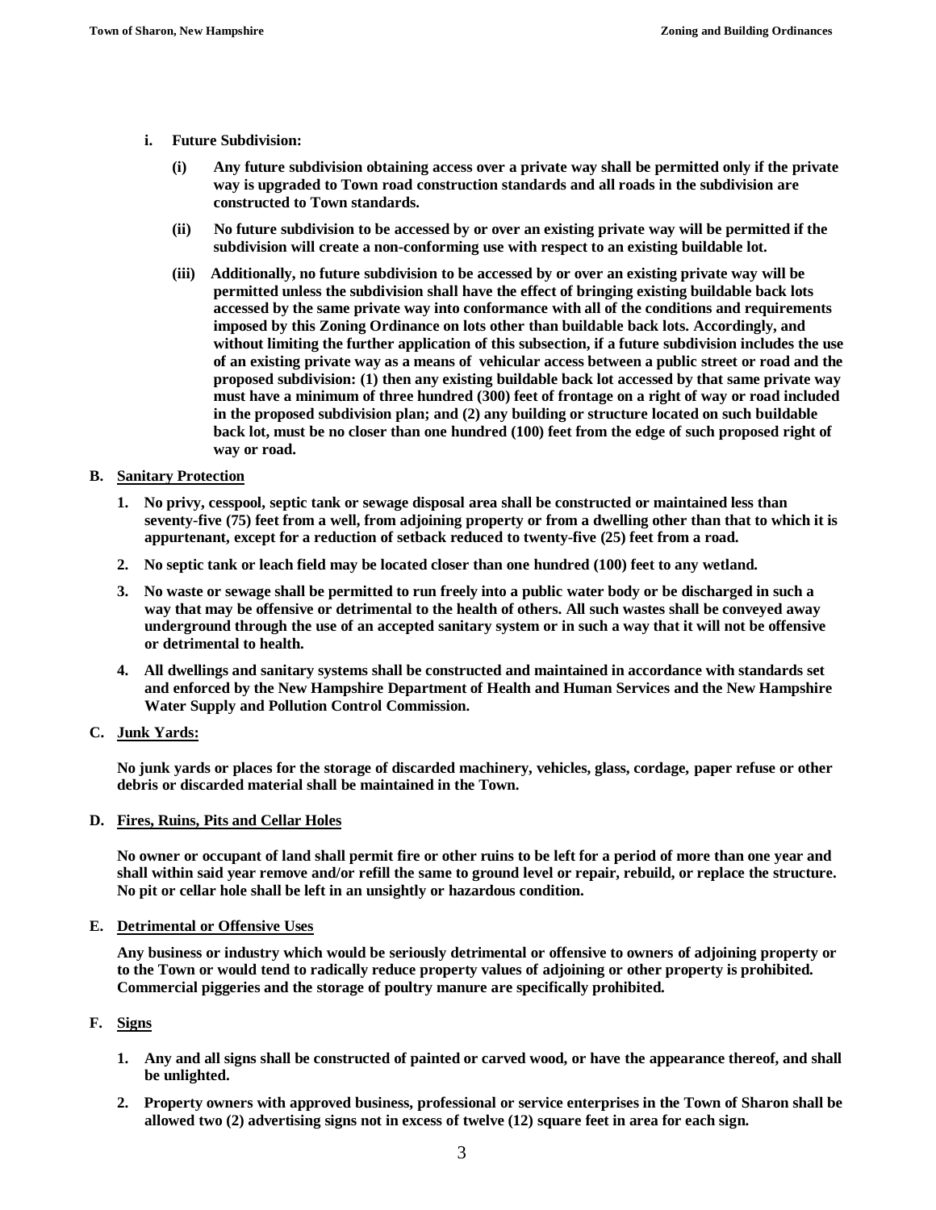i. **Future Subdivision:**

   (i) **Any future subdivision obtaining access over a private way shall be permitted only if the private way is upgraded to Town road construction standards and all roads in the subdivision are constructed to Town standards.**

   (ii) **No future subdivision to be accessed by or over an existing private way will be permitted if the subdivision will create a non-conforming use with respect to an existing buildable lot.**

   (iii) **Additionally, no future subdivision to be accessed by or over an existing private way will be permitted unless the subdivision shall have the effect of bringing existing buildable back lots accessed by the same private way into conformance with all of the conditions and requirements imposed by this Zoning Ordinance on lots other than buildable back lots. Accordingly, and without limiting the further application of this subsection, if a future subdivision includes the use of an existing private way as a means of vehicular access between a public street or road and the proposed subdivision: (1) then any existing buildable back lot accessed by that same private way must have a minimum of three hundred (300) feet of frontage on a right of way or road included in the proposed subdivision plan; and (2) any building or structure located on such buildable back lot, must be no closer than one hundred (100) feet from the edge of such proposed right of way or road.**

**B. Sanitary Protection**

1. **No privy, cesspool, septic tank or sewage disposal area shall be constructed or maintained less than seventy-five (75) feet from a well, from adjoining property or from a dwelling other than that to which it is appurtenant, except for a reduction of setback reduced to twenty-five (25) feet from a road.**

2. **No septic tank or leach field may be located closer than one hundred (100) feet to any wetland.**

3. **No waste or sewage shall be permitted to run freely into a public water body or be discharged in such a way that may be offensive or detrimental to the health of others. All such wastes shall be conveyed away underground through the use of an accepted sanitary system or in such a way that it will not be offensive or detrimental to health.**

4. **All dwellings and sanitary systems shall be constructed and maintained in accordance with standards set and enforced by the New Hampshire Department of Health and Human Services and the New Hampshire Water Supply and Pollution Control Commission.**

**C. Junk Yards:**

**No junk yards or places for the storage of discarded machinery, vehicles, glass, cordage, paper refuse or other debris or discarded material shall be maintained in the Town.**

**D. Fires, Ruins, Pits and Cellar Holes**

**No owner or occupant of land shall permit fire or other ruins to be left for a period of more than one year and shall within said year remove and/or refill the same to ground level or repair, rebuild, or replace the structure. No pit or cellar hole shall be left in an unsightly or hazardous condition.**

**E. Detrimental or Offensive Uses**

**Any business or industry which would be seriously detrimental or offensive to owners of adjoining property or to the Town or would tend to radically reduce property values of adjoining or other property is prohibited. Commercial piggeries and the storage of poultry manure are specifically prohibited.**

**F. Signs**

1. **Any and all signs shall be constructed of painted or carved wood, or have the appearance thereof, and shall be unlighted.**

2. **Property owners with approved business, professional or service enterprises in the Town of Sharon shall be allowed two (2) advertising signs not in excess of twelve (12) square feet in area for each sign.**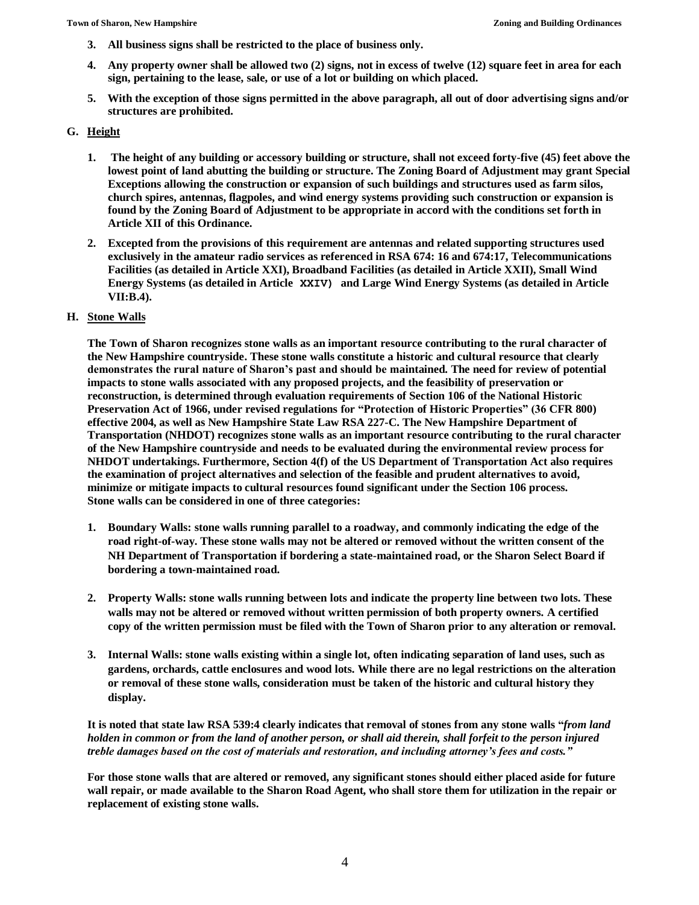3. **All business signs shall be restricted to the place of business only.**

4. **Any property owner shall be allowed two (2) signs, not in excess of twelve (12) square feet in area for each sign, pertaining to the lease, sale, or use of a lot or building on which placed.**

5. **With the exception of those signs permitted in the above paragraph, all out of door advertising signs and/or structures are prohibited.**

**G. <u>Height</u>**

1. **The height of any building or accessory building or structure, shall not exceed forty-five (45) feet above the lowest point of land abutting the building or structure. The Zoning Board of Adjustment may grant Special Exceptions allowing the construction or expansion of such buildings and structures used as farm silos, church spires, antennas, flagpoles, and wind energy systems providing such construction or expansion is found by the Zoning Board of Adjustment to be appropriate in accord with the conditions set forth in Article XII of this Ordinance.**

2. **Excepted from the provisions of this requirement are antennas and related supporting structures used exclusively in the amateur radio services as referenced in RSA 674: 16 and 674:17, Telecommunications Facilities (as detailed in Article XXI), Broadband Facilities (as detailed in Article XXII), Small Wind Energy Systems (as detailed in Article XXIV) and Large Wind Energy Systems (as detailed in Article VII:B.4).**

**H. <u>Stone Walls</u>**

**The Town of Sharon recognizes stone walls as an important resource contributing to the rural character of the New Hampshire countryside. These stone walls constitute a historic and cultural resource that clearly demonstrates the rural nature of Sharon's past and should be maintained. The need for review of potential impacts to stone walls associated with any proposed projects, and the feasibility of preservation or reconstruction, is determined through evaluation requirements of Section 106 of the National Historic Preservation Act of 1966, under revised regulations for "Protection of Historic Properties" (36 CFR 800) effective 2004, as well as New Hampshire State Law RSA 227-C. The New Hampshire Department of Transportation (NHDOT) recognizes stone walls as an important resource contributing to the rural character of the New Hampshire countryside and needs to be evaluated during the environmental review process for NHDOT undertakings. Furthermore, Section 4(f) of the US Department of Transportation Act also requires the examination of project alternatives and selection of the feasible and prudent alternatives to avoid, minimize or mitigate impacts to cultural resources found significant under the Section 106 process. Stone walls can be considered in one of three categories:**

1. **Boundary Walls: stone walls running parallel to a roadway, and commonly indicating the edge of the road right-of-way. These stone walls may not be altered or removed without the written consent of the NH Department of Transportation if bordering a state-maintained road, or the Sharon Select Board if bordering a town-maintained road.**

2. **Property Walls: stone walls running between lots and indicate the property line between two lots. These walls may not be altered or removed without written permission of both property owners. A certified copy of the written permission must be filed with the Town of Sharon prior to any alteration or removal.**

3. **Internal Walls: stone walls existing within a single lot, often indicating separation of land uses, such as gardens, orchards, cattle enclosures and wood lots. While there are no legal restrictions on the alteration or removal of these stone walls, consideration must be taken of the historic and cultural history they display.**

**It is noted that state law RSA 539:4 clearly indicates that removal of stones from any stone walls "*from land holden in common or from the land of another person, or shall aid therein, shall forfeit to the person injured treble damages based on the cost of materials and restoration, and including attorney's fees and costs.*"**

**For those stone walls that are altered or removed, any significant stones should either placed aside for future wall repair, or made available to the Sharon Road Agent, who shall store them for utilization in the repair or replacement of existing stone walls.**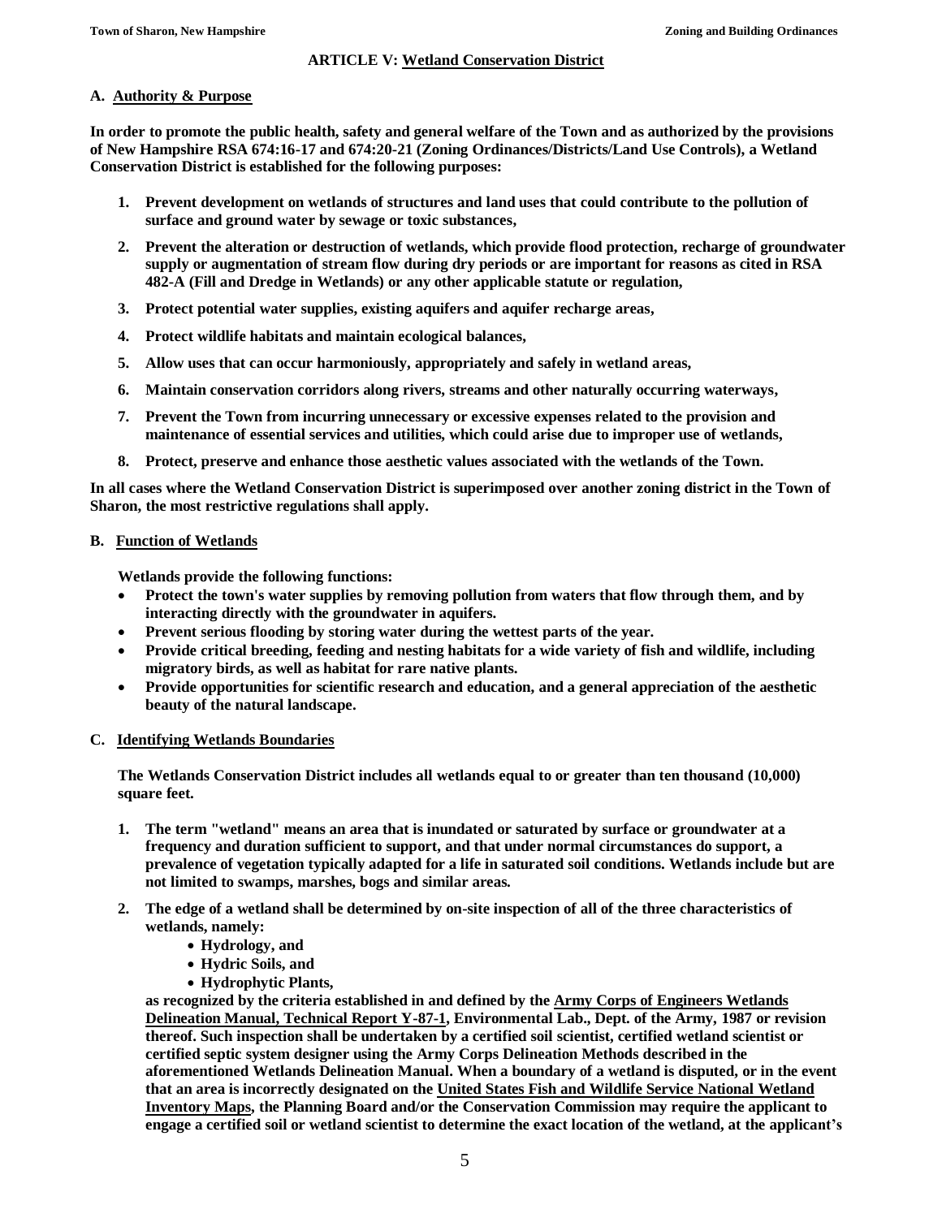## ARTICLE V: Wetland Conservation District

### A. Authority & Purpose

**In order to promote the public health, safety and general welfare of the Town and as authorized by the provisions of New Hampshire RSA 674:16-17 and 674:20-21 (Zoning Ordinances/Districts/Land Use Controls), a Wetland Conservation District is established for the following purposes:**

1. **Prevent development on wetlands of structures and land uses that could contribute to the pollution of surface and ground water by sewage or toxic substances,**
2. **Prevent the alteration or destruction of wetlands, which provide flood protection, recharge of groundwater supply or augmentation of stream flow during dry periods or are important for reasons as cited in RSA 482-A (Fill and Dredge in Wetlands) or any other applicable statute or regulation,**
3. **Protect potential water supplies, existing aquifers and aquifer recharge areas,**
4. **Protect wildlife habitats and maintain ecological balances,**
5. **Allow uses that can occur harmoniously, appropriately and safely in wetland areas,**
6. **Maintain conservation corridors along rivers, streams and other naturally occurring waterways,**
7. **Prevent the Town from incurring unnecessary or excessive expenses related to the provision and maintenance of essential services and utilities, which could arise due to improper use of wetlands,**
8. **Protect, preserve and enhance those aesthetic values associated with the wetlands of the Town.**

**In all cases where the Wetland Conservation District is superimposed over another zoning district in the Town of Sharon, the most restrictive regulations shall apply.**

### B. Function of Wetlands

**Wetlands provide the following functions:**

- **Protect the town's water supplies by removing pollution from waters that flow through them, and by interacting directly with the groundwater in aquifers.**
- **Prevent serious flooding by storing water during the wettest parts of the year.**
- **Provide critical breeding, feeding and nesting habitats for a wide variety of fish and wildlife, including migratory birds, as well as habitat for rare native plants.**
- **Provide opportunities for scientific research and education, and a general appreciation of the aesthetic beauty of the natural landscape.**

### C. Identifying Wetlands Boundaries

**The Wetlands Conservation District includes all wetlands equal to or greater than ten thousand (10,000) square feet.**

1. **The term "wetland" means an area that is inundated or saturated by surface or groundwater at a frequency and duration sufficient to support, and that under normal circumstances do support, a prevalence of vegetation typically adapted for a life in saturated soil conditions. Wetlands include but are not limited to swamps, marshes, bogs and similar areas.**
2. **The edge of a wetland shall be determined by on-site inspection of all of the three characteristics of wetlands, namely:**
    - **Hydrology, and**
    - **Hydric Soils, and**
    - **Hydrophytic Plants,**

   **as recognized by the criteria established in and defined by the Army Corps of Engineers Wetlands Delineation Manual, Technical Report Y-87-1, Environmental Lab., Dept. of the Army, 1987 or revision thereof. Such inspection shall be undertaken by a certified soil scientist, certified wetland scientist or certified septic system designer using the Army Corps Delineation Methods described in the aforementioned Wetlands Delineation Manual. When a boundary of a wetland is disputed, or in the event that an area is incorrectly designated on the United States Fish and Wildlife Service National Wetland Inventory Maps, the Planning Board and/or the Conservation Commission may require the applicant to engage a certified soil or wetland scientist to determine the exact location of the wetland, at the applicant's**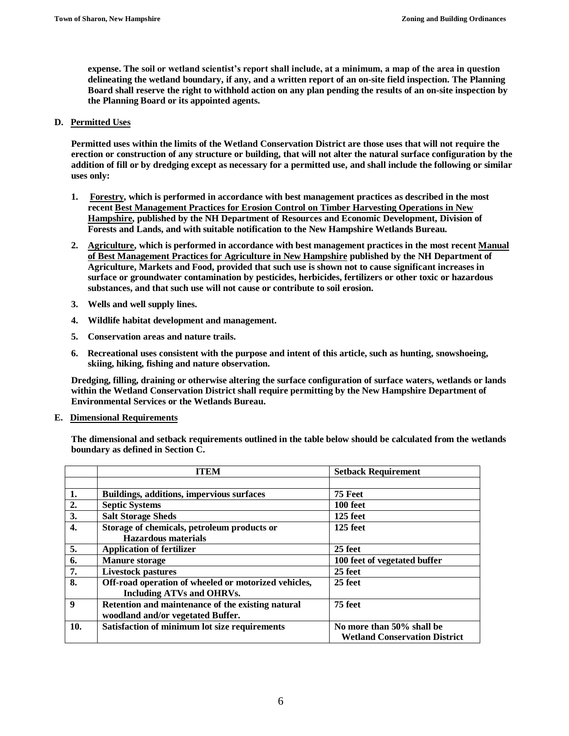**expense. The soil or wetland scientist's report shall include, at a minimum, a map of the area in question delineating the wetland boundary, if any, and a written report of an on-site field inspection. The Planning Board shall reserve the right to withhold action on any plan pending the results of an on-site inspection by the Planning Board or its appointed agents.**

**D. Permitted Uses**

**Permitted uses within the limits of the Wetland Conservation District are those uses that will not require the erection or construction of any structure or building, that will not alter the natural surface configuration by the addition of fill or by dredging except as necessary for a permitted use, and shall include the following or similar uses only:**

1. **Forestry, which is performed in accordance with best management practices as described in the most recent Best Management Practices for Erosion Control on Timber Harvesting Operations in New Hampshire, published by the NH Department of Resources and Economic Development, Division of Forests and Lands, and with suitable notification to the New Hampshire Wetlands Bureau.**
2. **Agriculture, which is performed in accordance with best management practices in the most recent Manual of Best Management Practices for Agriculture in New Hampshire published by the NH Department of Agriculture, Markets and Food, provided that such use is shown not to cause significant increases in surface or groundwater contamination by pesticides, herbicides, fertilizers or other toxic or hazardous substances, and that such use will not cause or contribute to soil erosion.**
3. **Wells and well supply lines.**
4. **Wildlife habitat development and management.**
5. **Conservation areas and nature trails.**
6. **Recreational uses consistent with the purpose and intent of this article, such as hunting, snowshoeing, skiing, hiking, fishing and nature observation.**

**Dredging, filling, draining or otherwise altering the surface configuration of surface waters, wetlands or lands within the Wetland Conservation District shall require permitting by the New Hampshire Department of Environmental Services or the Wetlands Bureau.**

**E. Dimensional Requirements**

**The dimensional and setback requirements outlined in the table below should be calculated from the wetlands boundary as defined in Section C.**

| | ITEM | Setback Requirement |
|---|---|---|
| | | |
| 1. | Buildings, additions, impervious surfaces | 75 Feet |
| 2. | Septic Systems | 100 feet |
| 3. | Salt Storage Sheds | 125 feet |
| 4. | Storage of chemicals, petroleum products or Hazardous materials | 125 feet |
| 5. | Application of fertilizer | 25 feet |
| 6. | Manure storage | 100 feet of vegetated buffer |
| 7. | Livestock pastures | 25 feet |
| 8. | Off-road operation of wheeled or motorized vehicles, Including ATVs and OHRVs. | 25 feet |
| 9 | Retention and maintenance of the existing natural woodland and/or vegetated Buffer. | 75 feet |
| 10. | Satisfaction of minimum lot size requirements | No more than 50% shall be Wetland Conservation District |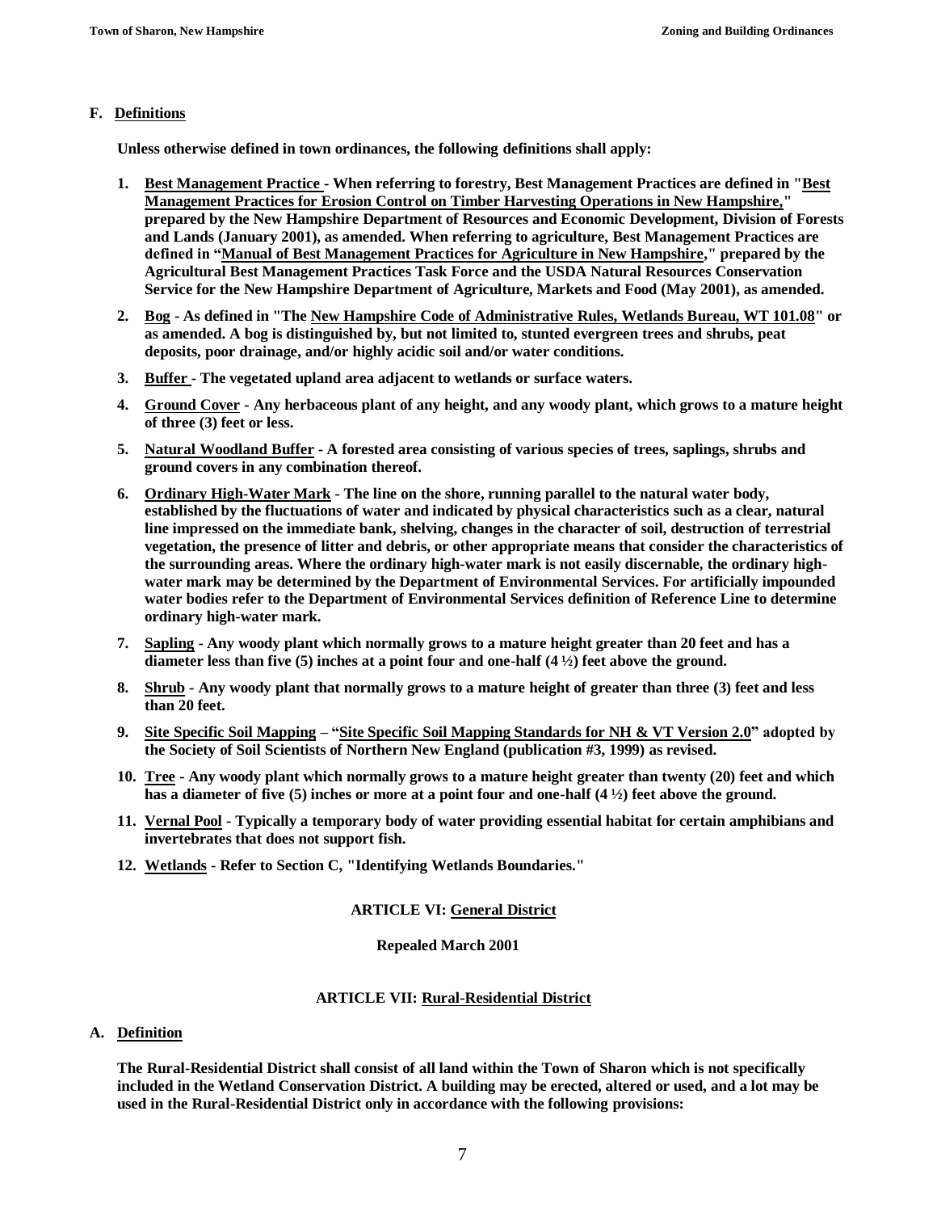## F. Definitions

**Unless otherwise defined in town ordinances, the following definitions shall apply:**

1. **Best Management Practice - When referring to forestry, Best Management Practices are defined in "Best Management Practices for Erosion Control on Timber Harvesting Operations in New Hampshire," prepared by the New Hampshire Department of Resources and Economic Development, Division of Forests and Lands (January 2001), as amended. When referring to agriculture, Best Management Practices are defined in "Manual of Best Management Practices for Agriculture in New Hampshire," prepared by the Agricultural Best Management Practices Task Force and the USDA Natural Resources Conservation Service for the New Hampshire Department of Agriculture, Markets and Food (May 2001), as amended.**
2. **Bog - As defined in "The New Hampshire Code of Administrative Rules, Wetlands Bureau, WT 101.08" or as amended. A bog is distinguished by, but not limited to, stunted evergreen trees and shrubs, peat deposits, poor drainage, and/or highly acidic soil and/or water conditions.**
3. **Buffer - The vegetated upland area adjacent to wetlands or surface waters.**
4. **Ground Cover - Any herbaceous plant of any height, and any woody plant, which grows to a mature height of three (3) feet or less.**
5. **Natural Woodland Buffer - A forested area consisting of various species of trees, saplings, shrubs and ground covers in any combination thereof.**
6. **Ordinary High-Water Mark - The line on the shore, running parallel to the natural water body, established by the fluctuations of water and indicated by physical characteristics such as a clear, natural line impressed on the immediate bank, shelving, changes in the character of soil, destruction of terrestrial vegetation, the presence of litter and debris, or other appropriate means that consider the characteristics of the surrounding areas. Where the ordinary high-water mark is not easily discernable, the ordinary high-water mark may be determined by the Department of Environmental Services. For artificially impounded water bodies refer to the Department of Environmental Services definition of Reference Line to determine ordinary high-water mark.**
7. **Sapling - Any woody plant which normally grows to a mature height greater than 20 feet and has a diameter less than five (5) inches at a point four and one-half (4 ½) feet above the ground.**
8. **Shrub - Any woody plant that normally grows to a mature height of greater than three (3) feet and less than 20 feet.**
9. **Site Specific Soil Mapping – "Site Specific Soil Mapping Standards for NH & VT Version 2.0" adopted by the Society of Soil Scientists of Northern New England (publication #3, 1999) as revised.**
10. **Tree - Any woody plant which normally grows to a mature height greater than twenty (20) feet and which has a diameter of five (5) inches or more at a point four and one-half (4 ½) feet above the ground.**
11. **Vernal Pool - Typically a temporary body of water providing essential habitat for certain amphibians and invertebrates that does not support fish.**
12. **Wetlands - Refer to Section C, "Identifying Wetlands Boundaries."**

# ARTICLE VI: General District

**Repealed March 2001**

# ARTICLE VII: Rural-Residential District

## A. Definition

**The Rural-Residential District shall consist of all land within the Town of Sharon which is not specifically included in the Wetland Conservation District. A building may be erected, altered or used, and a lot may be used in the Rural-Residential District only in accordance with the following provisions:**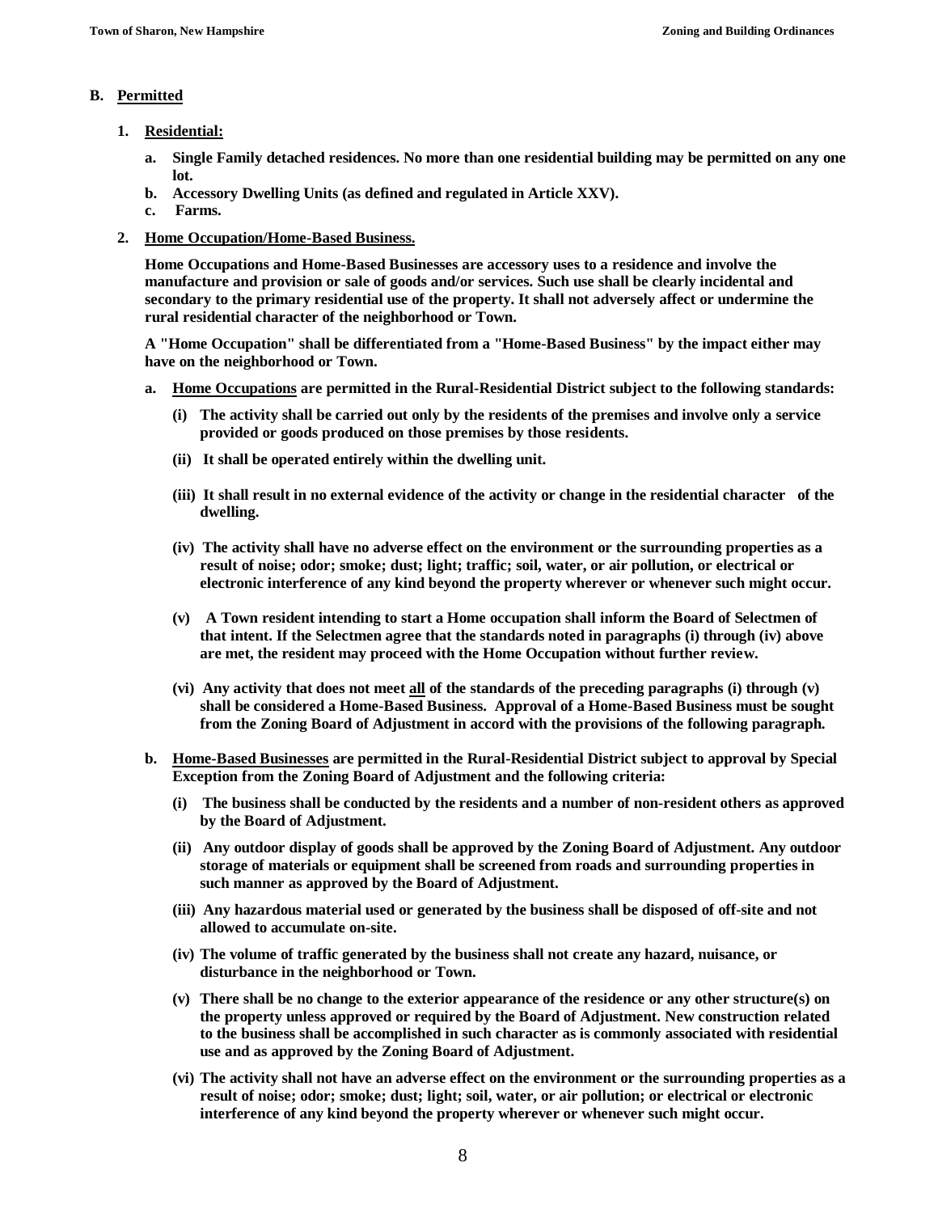## B. Permitted

1. **Residential:**

   a. Single Family detached residences. No more than one residential building may be permitted on any one lot.
   b. Accessory Dwelling Units (as defined and regulated in Article XXV).
   c. Farms.

2. **Home Occupation/Home-Based Business.**

   Home Occupations and Home-Based Businesses are accessory uses to a residence and involve the manufacture and provision or sale of goods and/or services. Such use shall be clearly incidental and secondary to the primary residential use of the property. It shall not adversely affect or undermine the rural residential character of the neighborhood or Town.

   A "Home Occupation" shall be differentiated from a "Home-Based Business" by the impact either may have on the neighborhood or Town.

   a. **Home Occupations** are permitted in the Rural-Residential District subject to the following standards:

      (i) The activity shall be carried out only by the residents of the premises and involve only a service provided or goods produced on those premises by those residents.

      (ii) It shall be operated entirely within the dwelling unit.

      (iii) It shall result in no external evidence of the activity or change in the residential character of the dwelling.

      (iv) The activity shall have no adverse effect on the environment or the surrounding properties as a result of noise; odor; smoke; dust; light; traffic; soil, water, or air pollution, or electrical or electronic interference of any kind beyond the property wherever or whenever such might occur.

      (v) A Town resident intending to start a Home occupation shall inform the Board of Selectmen of that intent. If the Selectmen agree that the standards noted in paragraphs (i) through (iv) above are met, the resident may proceed with the Home Occupation without further review.

      (vi) Any activity that does not meet all of the standards of the preceding paragraphs (i) through (v) shall be considered a Home-Based Business. Approval of a Home-Based Business must be sought from the Zoning Board of Adjustment in accord with the provisions of the following paragraph.

   b. **Home-Based Businesses** are permitted in the Rural-Residential District subject to approval by Special Exception from the Zoning Board of Adjustment and the following criteria:

      (i) The business shall be conducted by the residents and a number of non-resident others as approved by the Board of Adjustment.

      (ii) Any outdoor display of goods shall be approved by the Zoning Board of Adjustment. Any outdoor storage of materials or equipment shall be screened from roads and surrounding properties in such manner as approved by the Board of Adjustment.

      (iii) Any hazardous material used or generated by the business shall be disposed of off-site and not allowed to accumulate on-site.

      (iv) The volume of traffic generated by the business shall not create any hazard, nuisance, or disturbance in the neighborhood or Town.

      (v) There shall be no change to the exterior appearance of the residence or any other structure(s) on the property unless approved or required by the Board of Adjustment. New construction related to the business shall be accomplished in such character as is commonly associated with residential use and as approved by the Zoning Board of Adjustment.

      (vi) The activity shall not have an adverse effect on the environment or the surrounding properties as a result of noise; odor; smoke; dust; light; soil, water, or air pollution; or electrical or electronic interference of any kind beyond the property wherever or whenever such might occur.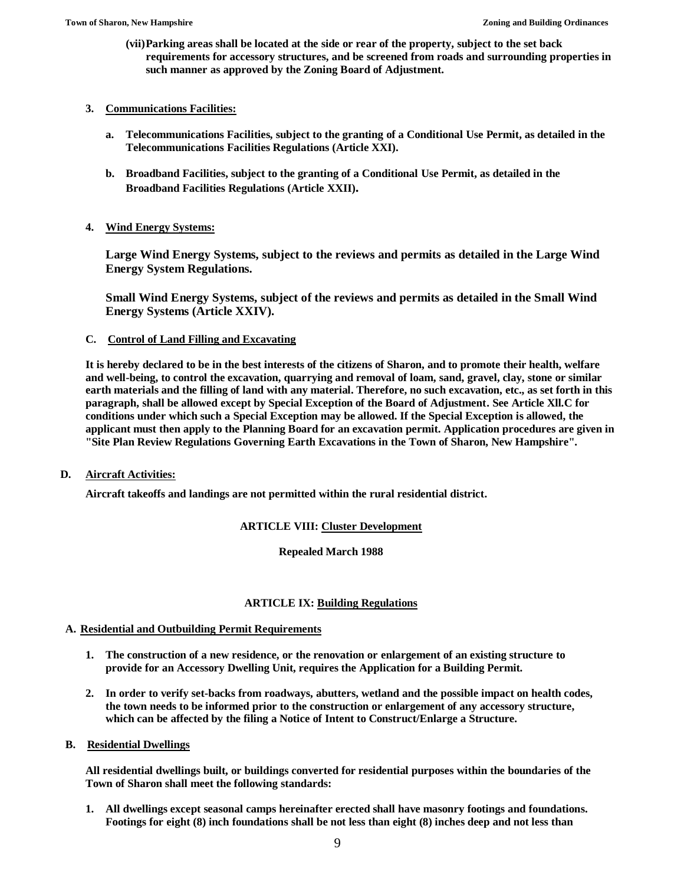**(vii) Parking areas shall be located at the side or rear of the property, subject to the set back requirements for accessory structures, and be screened from roads and surrounding properties in such manner as approved by the Zoning Board of Adjustment.**

**3. Communications Facilities:**

**a. Telecommunications Facilities, subject to the granting of a Conditional Use Permit, as detailed in the Telecommunications Facilities Regulations (Article XXI).**

**b. Broadband Facilities, subject to the granting of a Conditional Use Permit, as detailed in the Broadband Facilities Regulations (Article XXII).**

**4. Wind Energy Systems:**

**Large Wind Energy Systems, subject to the reviews and permits as detailed in the Large Wind Energy System Regulations.**

**Small Wind Energy Systems, subject of the reviews and permits as detailed in the Small Wind Energy Systems (Article XXIV).**

**C. Control of Land Filling and Excavating**

**It is hereby declared to be in the best interests of the citizens of Sharon, and to promote their health, welfare and well-being, to control the excavation, quarrying and removal of loam, sand, gravel, clay, stone or similar earth materials and the filling of land with any material. Therefore, no such excavation, etc., as set forth in this paragraph, shall be allowed except by Special Exception of the Board of Adjustment. See Article Xll.C for conditions under which such a Special Exception may be allowed. If the Special Exception is allowed, the applicant must then apply to the Planning Board for an excavation permit. Application procedures are given in "Site Plan Review Regulations Governing Earth Excavations in the Town of Sharon, New Hampshire".**

**D. Aircraft Activities:**

**Aircraft takeoffs and landings are not permitted within the rural residential district.**

## ARTICLE VIII: Cluster Development

**Repealed March 1988**

## ARTICLE IX: Building Regulations

**A. Residential and Outbuilding Permit Requirements**

**1. The construction of a new residence, or the renovation or enlargement of an existing structure to provide for an Accessory Dwelling Unit, requires the Application for a Building Permit.**

**2. In order to verify set-backs from roadways, abutters, wetland and the possible impact on health codes, the town needs to be informed prior to the construction or enlargement of any accessory structure, which can be affected by the filing a Notice of Intent to Construct/Enlarge a Structure.**

**B. Residential Dwellings**

**All residential dwellings built, or buildings converted for residential purposes within the boundaries of the Town of Sharon shall meet the following standards:**

**1. All dwellings except seasonal camps hereinafter erected shall have masonry footings and foundations. Footings for eight (8) inch foundations shall be not less than eight (8) inches deep and not less than**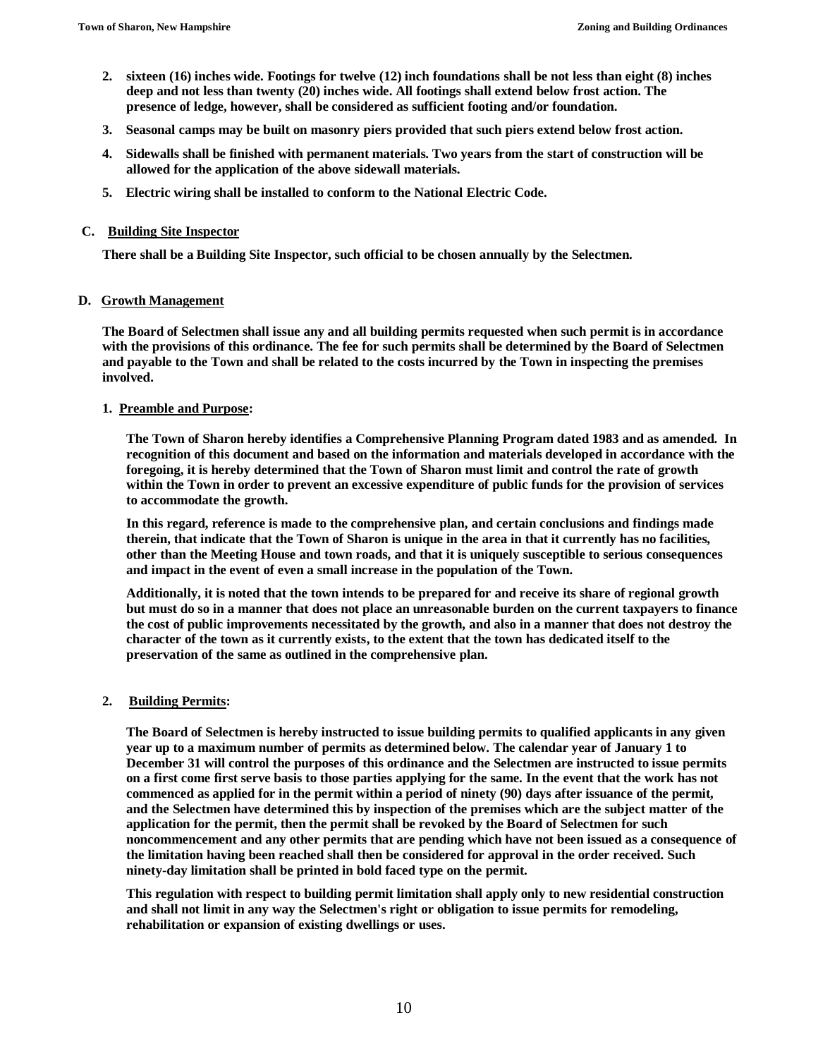2. sixteen (16) inches wide. Footings for twelve (12) inch foundations shall be not less than eight (8) inches deep and not less than twenty (20) inches wide. All footings shall extend below frost action. The presence of ledge, however, shall be considered as sufficient footing and/or foundation.

3. Seasonal camps may be built on masonry piers provided that such piers extend below frost action.

4. Sidewalls shall be finished with permanent materials. Two years from the start of construction will be allowed for the application of the above sidewall materials.

5. Electric wiring shall be installed to conform to the National Electric Code.

**C. Building Site Inspector**

There shall be a Building Site Inspector, such official to be chosen annually by the Selectmen.

**D. Growth Management**

The Board of Selectmen shall issue any and all building permits requested when such permit is in accordance with the provisions of this ordinance. The fee for such permits shall be determined by the Board of Selectmen and payable to the Town and shall be related to the costs incurred by the Town in inspecting the premises involved.

**1. Preamble and Purpose:**

The Town of Sharon hereby identifies a Comprehensive Planning Program dated 1983 and as amended. In recognition of this document and based on the information and materials developed in accordance with the foregoing, it is hereby determined that the Town of Sharon must limit and control the rate of growth within the Town in order to prevent an excessive expenditure of public funds for the provision of services to accommodate the growth.

In this regard, reference is made to the comprehensive plan, and certain conclusions and findings made therein, that indicate that the Town of Sharon is unique in the area in that it currently has no facilities, other than the Meeting House and town roads, and that it is uniquely susceptible to serious consequences and impact in the event of even a small increase in the population of the Town.

Additionally, it is noted that the town intends to be prepared for and receive its share of regional growth but must do so in a manner that does not place an unreasonable burden on the current taxpayers to finance the cost of public improvements necessitated by the growth, and also in a manner that does not destroy the character of the town as it currently exists, to the extent that the town has dedicated itself to the preservation of the same as outlined in the comprehensive plan.

**2. Building Permits:**

The Board of Selectmen is hereby instructed to issue building permits to qualified applicants in any given year up to a maximum number of permits as determined below. The calendar year of January 1 to December 31 will control the purposes of this ordinance and the Selectmen are instructed to issue permits on a first come first serve basis to those parties applying for the same. In the event that the work has not commenced as applied for in the permit within a period of ninety (90) days after issuance of the permit, and the Selectmen have determined this by inspection of the premises which are the subject matter of the application for the permit, then the permit shall be revoked by the Board of Selectmen for such noncommencement and any other permits that are pending which have not been issued as a consequence of the limitation having been reached shall then be considered for approval in the order received. Such ninety-day limitation shall be printed in bold faced type on the permit.

This regulation with respect to building permit limitation shall apply only to new residential construction and shall not limit in any way the Selectmen's right or obligation to issue permits for remodeling, rehabilitation or expansion of existing dwellings or uses.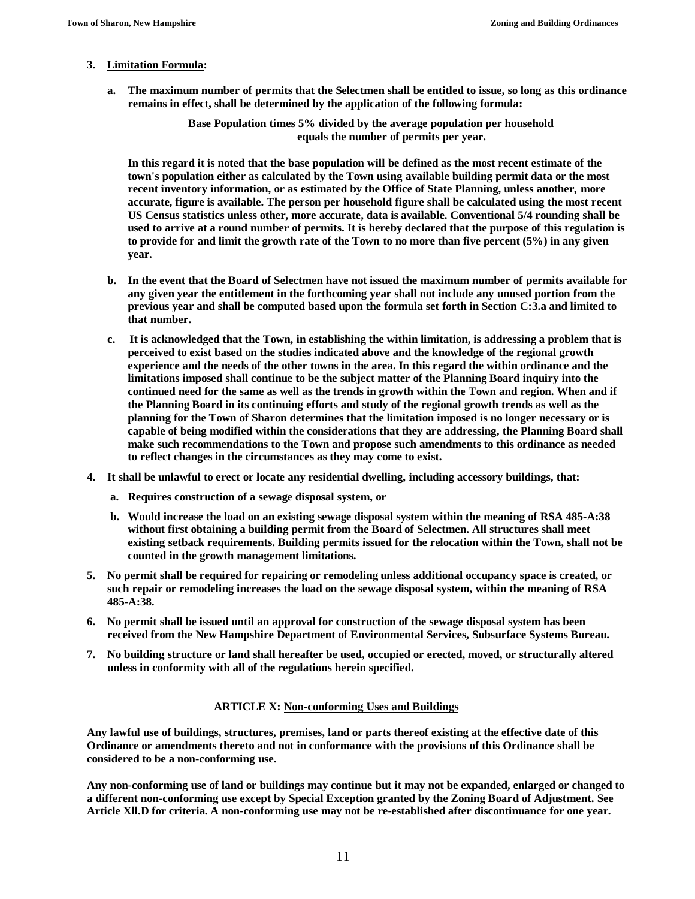3. **Limitation Formula:**

   a. **The maximum number of permits that the Selectmen shall be entitled to issue, so long as this ordinance remains in effect, shall be determined by the application of the following formula:**

   **Base Population times 5% divided by the average population per household equals the number of permits per year.**

   **In this regard it is noted that the base population will be defined as the most recent estimate of the town's population either as calculated by the Town using available building permit data or the most recent inventory information, or as estimated by the Office of State Planning, unless another, more accurate, figure is available. The person per household figure shall be calculated using the most recent US Census statistics unless other, more accurate, data is available. Conventional 5/4 rounding shall be used to arrive at a round number of permits. It is hereby declared that the purpose of this regulation is to provide for and limit the growth rate of the Town to no more than five percent (5%) in any given year.**

   b. **In the event that the Board of Selectmen have not issued the maximum number of permits available for any given year the entitlement in the forthcoming year shall not include any unused portion from the previous year and shall be computed based upon the formula set forth in Section C:3.a and limited to that number.**

   c. **It is acknowledged that the Town, in establishing the within limitation, is addressing a problem that is perceived to exist based on the studies indicated above and the knowledge of the regional growth experience and the needs of the other towns in the area. In this regard the within ordinance and the limitations imposed shall continue to be the subject matter of the Planning Board inquiry into the continued need for the same as well as the trends in growth within the Town and region. When and if the Planning Board in its continuing efforts and study of the regional growth trends as well as the planning for the Town of Sharon determines that the limitation imposed is no longer necessary or is capable of being modified within the considerations that they are addressing, the Planning Board shall make such recommendations to the Town and propose such amendments to this ordinance as needed to reflect changes in the circumstances as they may come to exist.**

4. **It shall be unlawful to erect or locate any residential dwelling, including accessory buildings, that:**

   a. **Requires construction of a sewage disposal system, or**

   b. **Would increase the load on an existing sewage disposal system within the meaning of RSA 485-A:38 without first obtaining a building permit from the Board of Selectmen. All structures shall meet existing setback requirements. Building permits issued for the relocation within the Town, shall not be counted in the growth management limitations.**

5. **No permit shall be required for repairing or remodeling unless additional occupancy space is created, or such repair or remodeling increases the load on the sewage disposal system, within the meaning of RSA 485-A:38.**

6. **No permit shall be issued until an approval for construction of the sewage disposal system has been received from the New Hampshire Department of Environmental Services, Subsurface Systems Bureau.**

7. **No building structure or land shall hereafter be used, occupied or erected, moved, or structurally altered unless in conformity with all of the regulations herein specified.**

## ARTICLE X: Non-conforming Uses and Buildings

**Any lawful use of buildings, structures, premises, land or parts thereof existing at the effective date of this Ordinance or amendments thereto and not in conformance with the provisions of this Ordinance shall be considered to be a non-conforming use.**

**Any non-conforming use of land or buildings may continue but it may not be expanded, enlarged or changed to a different non-conforming use except by Special Exception granted by the Zoning Board of Adjustment. See Article XII.D for criteria. A non-conforming use may not be re-established after discontinuance for one year.**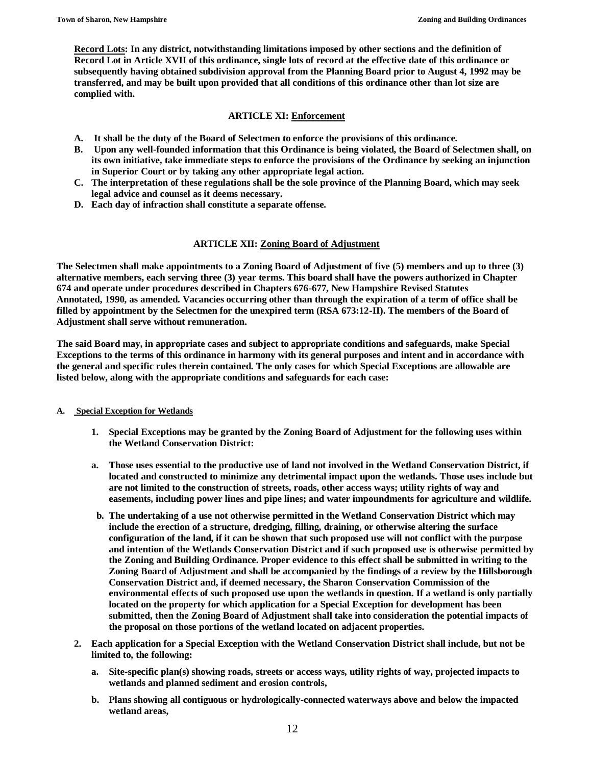**Record Lots: In any district, notwithstanding limitations imposed by other sections and the definition of Record Lot in Article XVII of this ordinance, single lots of record at the effective date of this ordinance or subsequently having obtained subdivision approval from the Planning Board prior to August 4, 1992 may be transferred, and may be built upon provided that all conditions of this ordinance other than lot size are complied with.**

## ARTICLE XI: Enforcement

**A. It shall be the duty of the Board of Selectmen to enforce the provisions of this ordinance.**

**B. Upon any well-founded information that this Ordinance is being violated, the Board of Selectmen shall, on its own initiative, take immediate steps to enforce the provisions of the Ordinance by seeking an injunction in Superior Court or by taking any other appropriate legal action.**

**C. The interpretation of these regulations shall be the sole province of the Planning Board, which may seek legal advice and counsel as it deems necessary.**

**D. Each day of infraction shall constitute a separate offense.**

## ARTICLE XII: Zoning Board of Adjustment

**The Selectmen shall make appointments to a Zoning Board of Adjustment of five (5) members and up to three (3) alternative members, each serving three (3) year terms. This board shall have the powers authorized in Chapter 674 and operate under procedures described in Chapters 676-677, New Hampshire Revised Statutes Annotated, 1990, as amended. Vacancies occurring other than through the expiration of a term of office shall be filled by appointment by the Selectmen for the unexpired term (RSA 673:12-II). The members of the Board of Adjustment shall serve without remuneration.**

**The said Board may, in appropriate cases and subject to appropriate conditions and safeguards, make Special Exceptions to the terms of this ordinance in harmony with its general purposes and intent and in accordance with the general and specific rules therein contained. The only cases for which Special Exceptions are allowable are listed below, along with the appropriate conditions and safeguards for each case:**

### A. Special Exception for Wetlands

**1. Special Exceptions may be granted by the Zoning Board of Adjustment for the following uses within the Wetland Conservation District:**

**a. Those uses essential to the productive use of land not involved in the Wetland Conservation District, if located and constructed to minimize any detrimental impact upon the wetlands. Those uses include but are not limited to the construction of streets, roads, other access ways; utility rights of way and easements, including power lines and pipe lines; and water impoundments for agriculture and wildlife.**

**b. The undertaking of a use not otherwise permitted in the Wetland Conservation District which may include the erection of a structure, dredging, filling, draining, or otherwise altering the surface configuration of the land, if it can be shown that such proposed use will not conflict with the purpose and intention of the Wetlands Conservation District and if such proposed use is otherwise permitted by the Zoning and Building Ordinance. Proper evidence to this effect shall be submitted in writing to the Zoning Board of Adjustment and shall be accompanied by the findings of a review by the Hillsborough Conservation District and, if deemed necessary, the Sharon Conservation Commission of the environmental effects of such proposed use upon the wetlands in question. If a wetland is only partially located on the property for which application for a Special Exception for development has been submitted, then the Zoning Board of Adjustment shall take into consideration the potential impacts of the proposal on those portions of the wetland located on adjacent properties.**

**2. Each application for a Special Exception with the Wetland Conservation District shall include, but not be limited to, the following:**

**a. Site-specific plan(s) showing roads, streets or access ways, utility rights of way, projected impacts to wetlands and planned sediment and erosion controls,**

**b. Plans showing all contiguous or hydrologically-connected waterways above and below the impacted wetland areas,**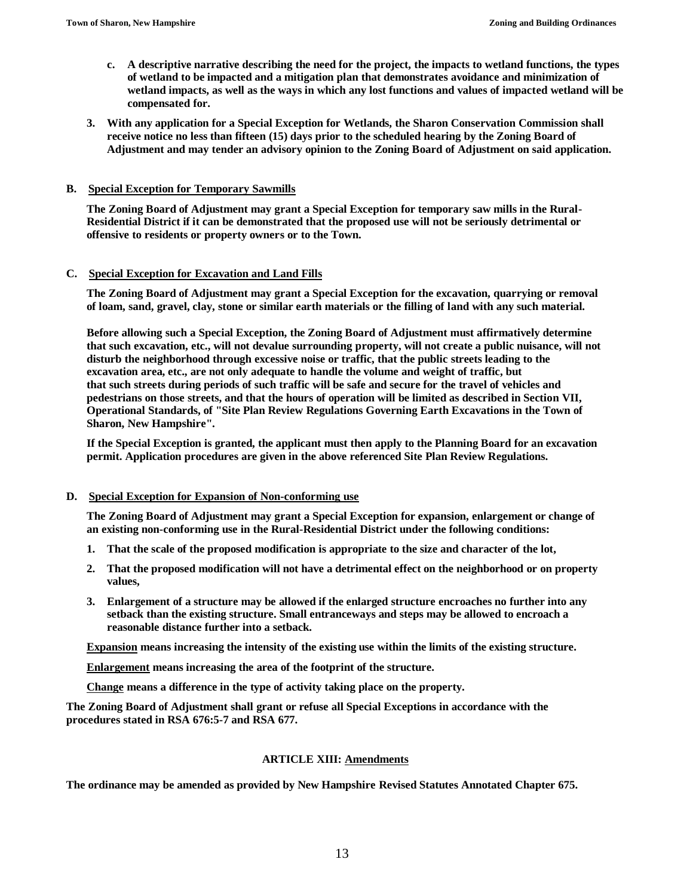c. **A descriptive narrative describing the need for the project, the impacts to wetland functions, the types of wetland to be impacted and a mitigation plan that demonstrates avoidance and minimization of wetland impacts, as well as the ways in which any lost functions and values of impacted wetland will be compensated for.**

3. **With any application for a Special Exception for Wetlands, the Sharon Conservation Commission shall receive notice no less than fifteen (15) days prior to the scheduled hearing by the Zoning Board of Adjustment and may tender an advisory opinion to the Zoning Board of Adjustment on said application.**

**B. Special Exception for Temporary Sawmills**

**The Zoning Board of Adjustment may grant a Special Exception for temporary saw mills in the Rural-Residential District if it can be demonstrated that the proposed use will not be seriously detrimental or offensive to residents or property owners or to the Town.**

**C. Special Exception for Excavation and Land Fills**

**The Zoning Board of Adjustment may grant a Special Exception for the excavation, quarrying or removal of loam, sand, gravel, clay, stone or similar earth materials or the filling of land with any such material.**

**Before allowing such a Special Exception, the Zoning Board of Adjustment must affirmatively determine that such excavation, etc., will not devalue surrounding property, will not create a public nuisance, will not disturb the neighborhood through excessive noise or traffic, that the public streets leading to the excavation area, etc., are not only adequate to handle the volume and weight of traffic, but that such streets during periods of such traffic will be safe and secure for the travel of vehicles and pedestrians on those streets, and that the hours of operation will be limited as described in Section VII, Operational Standards, of "Site Plan Review Regulations Governing Earth Excavations in the Town of Sharon, New Hampshire".**

**If the Special Exception is granted, the applicant must then apply to the Planning Board for an excavation permit. Application procedures are given in the above referenced Site Plan Review Regulations.**

**D. Special Exception for Expansion of Non-conforming use**

**The Zoning Board of Adjustment may grant a Special Exception for expansion, enlargement or change of an existing non-conforming use in the Rural-Residential District under the following conditions:**

1. **That the scale of the proposed modification is appropriate to the size and character of the lot,**
2. **That the proposed modification will not have a detrimental effect on the neighborhood or on property values,**
3. **Enlargement of a structure may be allowed if the enlarged structure encroaches no further into any setback than the existing structure. Small entranceways and steps may be allowed to encroach a reasonable distance further into a setback.**

**Expansion means increasing the intensity of the existing use within the limits of the existing structure.**

**Enlargement means increasing the area of the footprint of the structure.**

**Change means a difference in the type of activity taking place on the property.**

**The Zoning Board of Adjustment shall grant or refuse all Special Exceptions in accordance with the procedures stated in RSA 676:5-7 and RSA 677.**

## ARTICLE XIII: Amendments

**The ordinance may be amended as provided by New Hampshire Revised Statutes Annotated Chapter 675.**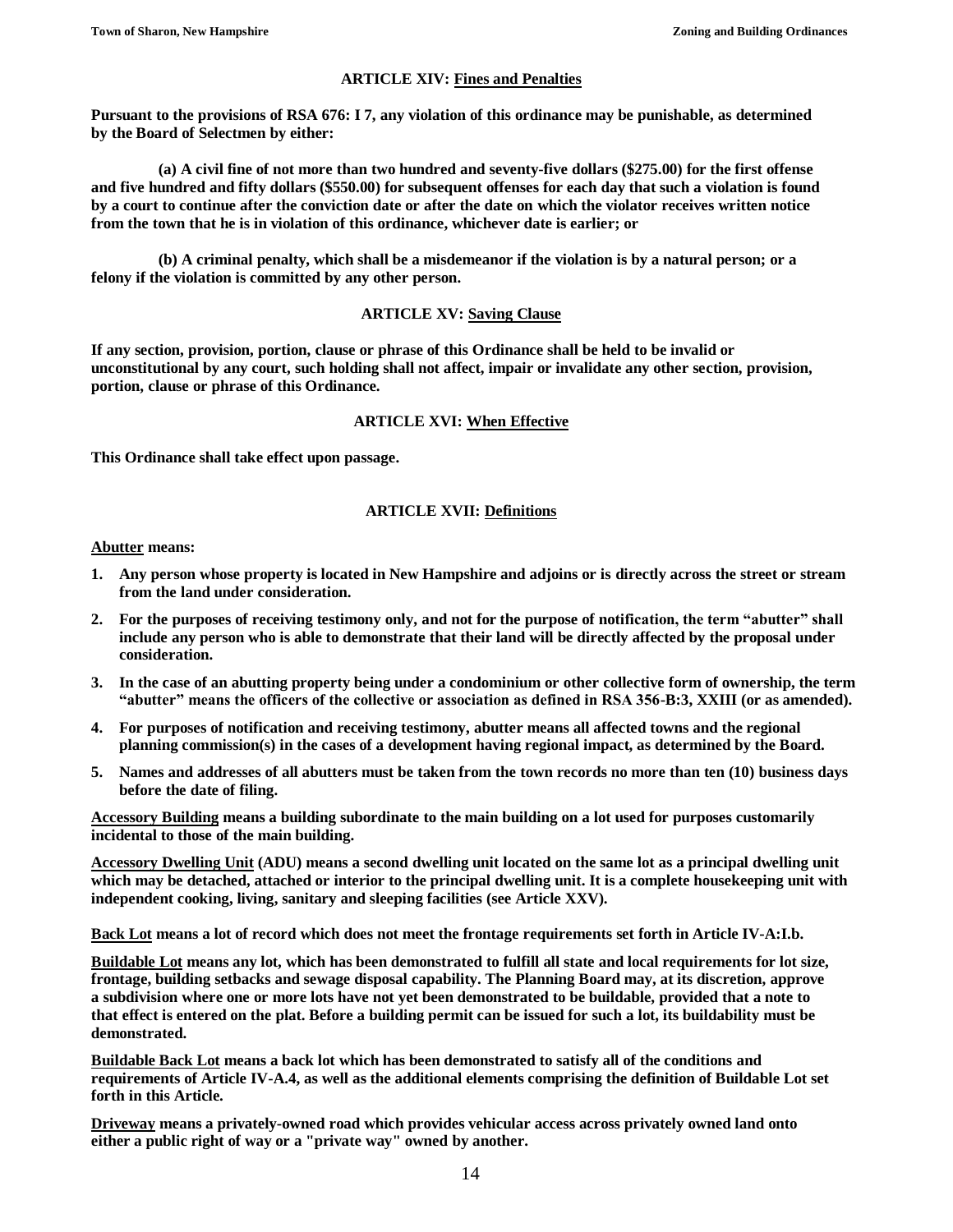## ARTICLE XIV: Fines and Penalties

**Pursuant to the provisions of RSA 676: I 7, any violation of this ordinance may be punishable, as determined by the Board of Selectmen by either:**

**(a) A civil fine of not more than two hundred and seventy-five dollars ($275.00) for the first offense and five hundred and fifty dollars ($550.00) for subsequent offenses for each day that such a violation is found by a court to continue after the conviction date or after the date on which the violator receives written notice from the town that he is in violation of this ordinance, whichever date is earlier; or**

**(b) A criminal penalty, which shall be a misdemeanor if the violation is by a natural person; or a felony if the violation is committed by any other person.**

## ARTICLE XV: Saving Clause

**If any section, provision, portion, clause or phrase of this Ordinance shall be held to be invalid or unconstitutional by any court, such holding shall not affect, impair or invalidate any other section, provision, portion, clause or phrase of this Ordinance.**

## ARTICLE XVI: When Effective

**This Ordinance shall take effect upon passage.**

## ARTICLE XVII: Definitions

**Abutter means:**

1. **Any person whose property is located in New Hampshire and adjoins or is directly across the street or stream from the land under consideration.**
2. **For the purposes of receiving testimony only, and not for the purpose of notification, the term "abutter" shall include any person who is able to demonstrate that their land will be directly affected by the proposal under consideration.**
3. **In the case of an abutting property being under a condominium or other collective form of ownership, the term "abutter" means the officers of the collective or association as defined in RSA 356-B:3, XXIII (or as amended).**
4. **For purposes of notification and receiving testimony, abutter means all affected towns and the regional planning commission(s) in the cases of a development having regional impact, as determined by the Board.**
5. **Names and addresses of all abutters must be taken from the town records no more than ten (10) business days before the date of filing.**

**Accessory Building means a building subordinate to the main building on a lot used for purposes customarily incidental to those of the main building.**

**Accessory Dwelling Unit (ADU) means a second dwelling unit located on the same lot as a principal dwelling unit which may be detached, attached or interior to the principal dwelling unit. It is a complete housekeeping unit with independent cooking, living, sanitary and sleeping facilities (see Article XXV).**

**Back Lot means a lot of record which does not meet the frontage requirements set forth in Article IV-A:I.b.**

**Buildable Lot means any lot, which has been demonstrated to fulfill all state and local requirements for lot size, frontage, building setbacks and sewage disposal capability. The Planning Board may, at its discretion, approve a subdivision where one or more lots have not yet been demonstrated to be buildable, provided that a note to that effect is entered on the plat. Before a building permit can be issued for such a lot, its buildability must be demonstrated.**

**Buildable Back Lot means a back lot which has been demonstrated to satisfy all of the conditions and requirements of Article IV-A.4, as well as the additional elements comprising the definition of Buildable Lot set forth in this Article.**

**Driveway means a privately-owned road which provides vehicular access across privately owned land onto either a public right of way or a "private way" owned by another.**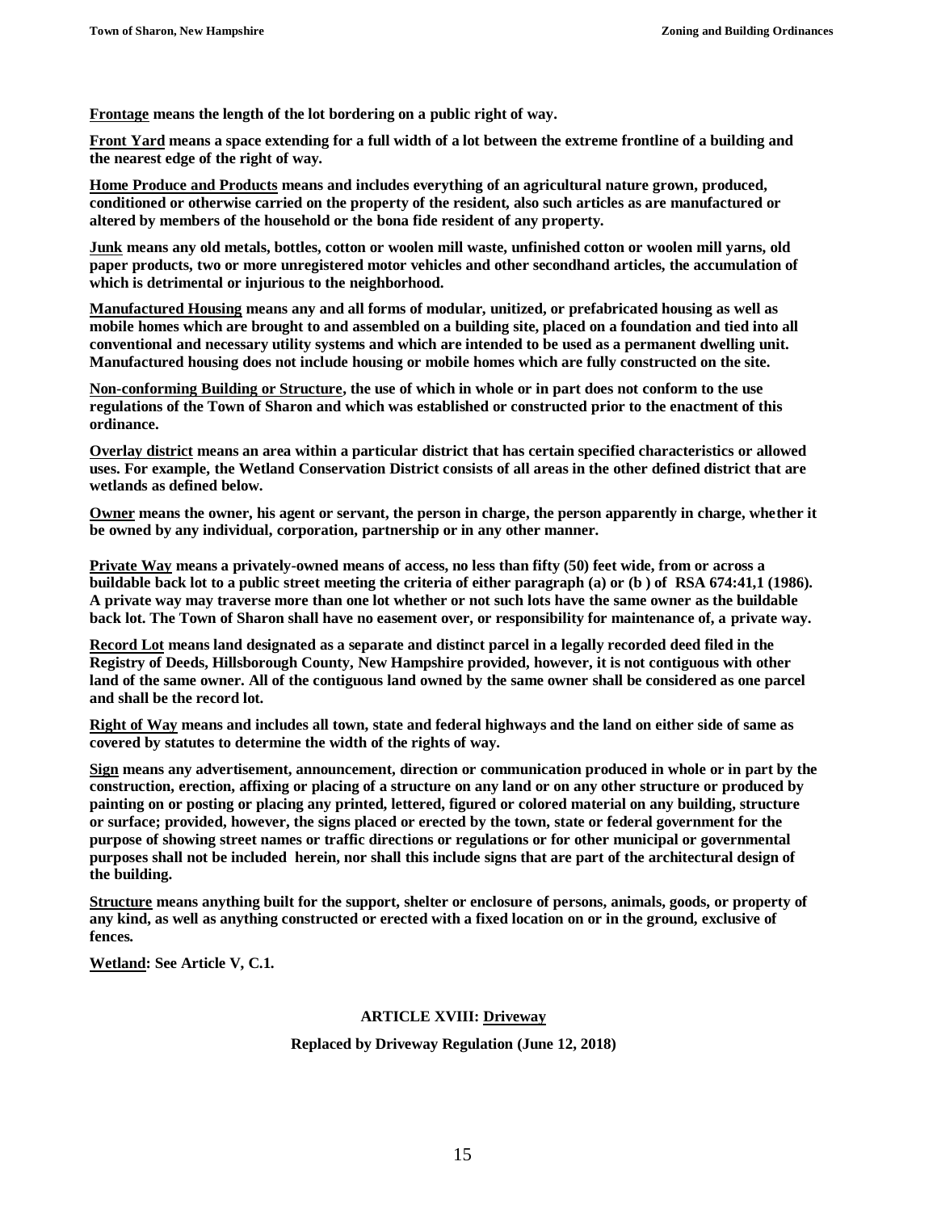**Frontage means the length of the lot bordering on a public right of way.**

**Front Yard means a space extending for a full width of a lot between the extreme frontline of a building and the nearest edge of the right of way.**

**Home Produce and Products means and includes everything of an agricultural nature grown, produced, conditioned or otherwise carried on the property of the resident, also such articles as are manufactured or altered by members of the household or the bona fide resident of any property.**

**Junk means any old metals, bottles, cotton or woolen mill waste, unfinished cotton or woolen mill yarns, old paper products, two or more unregistered motor vehicles and other secondhand articles, the accumulation of which is detrimental or injurious to the neighborhood.**

**Manufactured Housing means any and all forms of modular, unitized, or prefabricated housing as well as mobile homes which are brought to and assembled on a building site, placed on a foundation and tied into all conventional and necessary utility systems and which are intended to be used as a permanent dwelling unit. Manufactured housing does not include housing or mobile homes which are fully constructed on the site.**

**Non-conforming Building or Structure, the use of which in whole or in part does not conform to the use regulations of the Town of Sharon and which was established or constructed prior to the enactment of this ordinance.**

**Overlay district means an area within a particular district that has certain specified characteristics or allowed uses. For example, the Wetland Conservation District consists of all areas in the other defined district that are wetlands as defined below.**

**Owner means the owner, his agent or servant, the person in charge, the person apparently in charge, whether it be owned by any individual, corporation, partnership or in any other manner.**

**Private Way means a privately-owned means of access, no less than fifty (50) feet wide, from or across a buildable back lot to a public street meeting the criteria of either paragraph (a) or (b ) of RSA 674:41,1 (1986). A private way may traverse more than one lot whether or not such lots have the same owner as the buildable back lot. The Town of Sharon shall have no easement over, or responsibility for maintenance of, a private way.**

**Record Lot means land designated as a separate and distinct parcel in a legally recorded deed filed in the Registry of Deeds, Hillsborough County, New Hampshire provided, however, it is not contiguous with other land of the same owner. All of the contiguous land owned by the same owner shall be considered as one parcel and shall be the record lot.**

**Right of Way means and includes all town, state and federal highways and the land on either side of same as covered by statutes to determine the width of the rights of way.**

**Sign means any advertisement, announcement, direction or communication produced in whole or in part by the construction, erection, affixing or placing of a structure on any land or on any other structure or produced by painting on or posting or placing any printed, lettered, figured or colored material on any building, structure or surface; provided, however, the signs placed or erected by the town, state or federal government for the purpose of showing street names or traffic directions or regulations or for other municipal or governmental purposes shall not be included herein, nor shall this include signs that are part of the architectural design of the building.**

**Structure means anything built for the support, shelter or enclosure of persons, animals, goods, or property of any kind, as well as anything constructed or erected with a fixed location on or in the ground, exclusive of fences.**

**Wetland: See Article V, C.1.**

## ARTICLE XVIII: Driveway

**Replaced by Driveway Regulation (June 12, 2018)**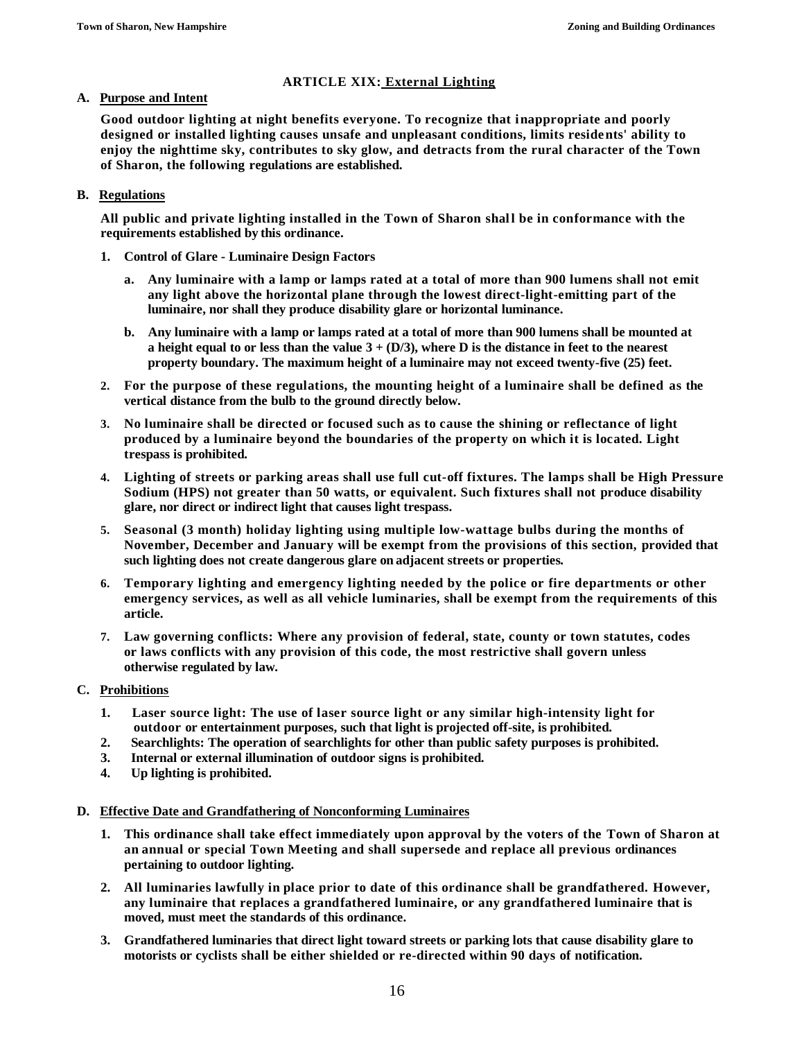## ARTICLE XIX: External Lighting

**A. Purpose and Intent**

**Good outdoor lighting at night benefits everyone. To recognize that inappropriate and poorly designed or installed lighting causes unsafe and unpleasant conditions, limits residents' ability to enjoy the nighttime sky, contributes to sky glow, and detracts from the rural character of the Town of Sharon, the following regulations are established.**

**B. Regulations**

**All public and private lighting installed in the Town of Sharon shall be in conformance with the requirements established by this ordinance.**

1. **Control of Glare - Luminaire Design Factors**
   a. **Any luminaire with a lamp or lamps rated at a total of more than 900 lumens shall not emit any light above the horizontal plane through the lowest direct-light-emitting part of the luminaire, nor shall they produce disability glare or horizontal luminance.**
   b. **Any luminaire with a lamp or lamps rated at a total of more than 900 lumens shall be mounted at a height equal to or less than the value $3 + (D/3)$, where D is the distance in feet to the nearest property boundary. The maximum height of a luminaire may not exceed twenty-five (25) feet.**
2. **For the purpose of these regulations, the mounting height of a luminaire shall be defined as the vertical distance from the bulb to the ground directly below.**
3. **No luminaire shall be directed or focused such as to cause the shining or reflectance of light produced by a luminaire beyond the boundaries of the property on which it is located. Light trespass is prohibited.**
4. **Lighting of streets or parking areas shall use full cut-off fixtures. The lamps shall be High Pressure Sodium (HPS) not greater than 50 watts, or equivalent. Such fixtures shall not produce disability glare, nor direct or indirect light that causes light trespass.**
5. **Seasonal (3 month) holiday lighting using multiple low-wattage bulbs during the months of November, December and January will be exempt from the provisions of this section, provided that such lighting does not create dangerous glare on adjacent streets or properties.**
6. **Temporary lighting and emergency lighting needed by the police or fire departments or other emergency services, as well as all vehicle luminaries, shall be exempt from the requirements of this article.**
7. **Law governing conflicts: Where any provision of federal, state, county or town statutes, codes or laws conflicts with any provision of this code, the most restrictive shall govern unless otherwise regulated by law.**

**C. Prohibitions**

1. **Laser source light: The use of laser source light or any similar high-intensity light for outdoor or entertainment purposes, such that light is projected off-site, is prohibited.**
2. **Searchlights: The operation of searchlights for other than public safety purposes is prohibited.**
3. **Internal or external illumination of outdoor signs is prohibited.**
4. **Up lighting is prohibited.**

**D. Effective Date and Grandfathering of Nonconforming Luminaires**

1. **This ordinance shall take effect immediately upon approval by the voters of the Town of Sharon at an annual or special Town Meeting and shall supersede and replace all previous ordinances pertaining to outdoor lighting.**
2. **All luminaries lawfully in place prior to date of this ordinance shall be grandfathered. However, any luminaire that replaces a grandfathered luminaire, or any grandfathered luminaire that is moved, must meet the standards of this ordinance.**
3. **Grandfathered luminaries that direct light toward streets or parking lots that cause disability glare to motorists or cyclists shall be either shielded or re-directed within 90 days of notification.**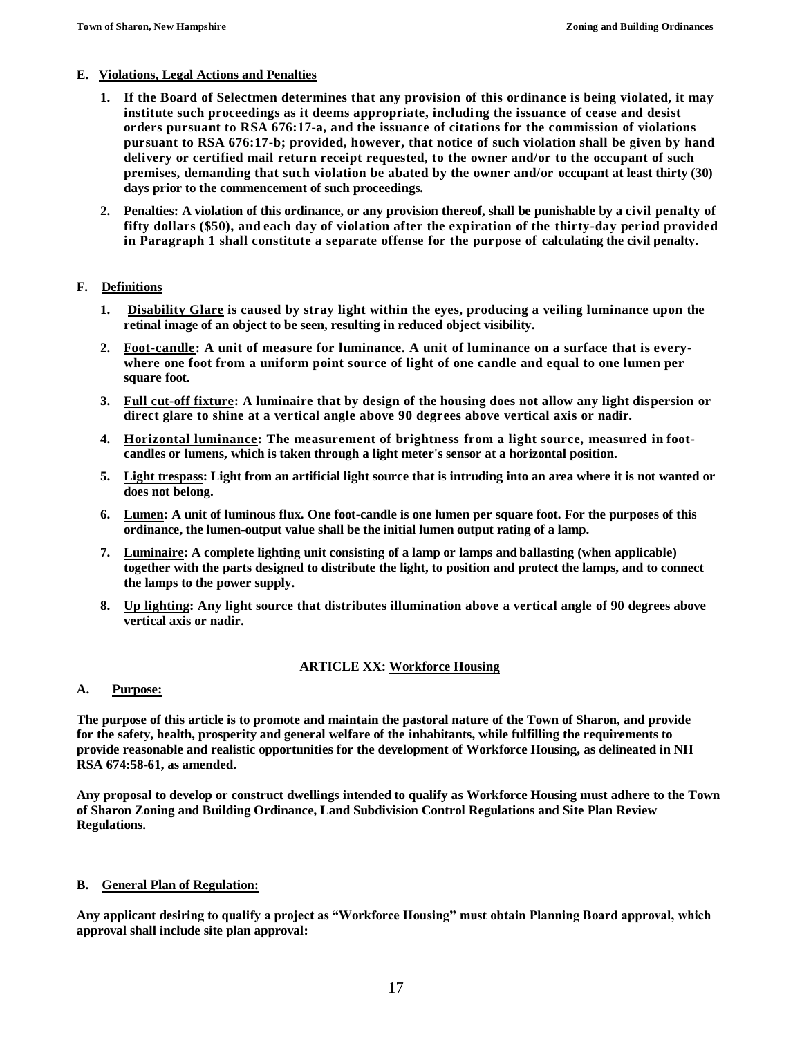**E. Violations, Legal Actions and Penalties**

1. **If the Board of Selectmen determines that any provision of this ordinance is being violated, it may institute such proceedings as it deems appropriate, including the issuance of cease and desist orders pursuant to RSA 676:17-a, and the issuance of citations for the commission of violations pursuant to RSA 676:17-b; provided, however, that notice of such violation shall be given by hand delivery or certified mail return receipt requested, to the owner and/or to the occupant of such premises, demanding that such violation be abated by the owner and/or occupant at least thirty (30) days prior to the commencement of such proceedings.**

2. **Penalties: A violation of this ordinance, or any provision thereof, shall be punishable by a civil penalty of fifty dollars ($50), and each day of violation after the expiration of the thirty-day period provided in Paragraph 1 shall constitute a separate offense for the purpose of calculating the civil penalty.**

**F. Definitions**

1. **Disability Glare is caused by stray light within the eyes, producing a veiling luminance upon the retinal image of an object to be seen, resulting in reduced object visibility.**

2. **Foot-candle: A unit of measure for luminance. A unit of luminance on a surface that is everywhere one foot from a uniform point source of light of one candle and equal to one lumen per square foot.**

3. **Full cut-off fixture: A luminaire that by design of the housing does not allow any light dispersion or direct glare to shine at a vertical angle above 90 degrees above vertical axis or nadir.**

4. **Horizontal luminance: The measurement of brightness from a light source, measured in foot-candles or lumens, which is taken through a light meter's sensor at a horizontal position.**

5. **Light trespass: Light from an artificial light source that is intruding into an area where it is not wanted or does not belong.**

6. **Lumen: A unit of luminous flux. One foot-candle is one lumen per square foot. For the purposes of this ordinance, the lumen-output value shall be the initial lumen output rating of a lamp.**

7. **Luminaire: A complete lighting unit consisting of a lamp or lamps and ballasting (when applicable) together with the parts designed to distribute the light, to position and protect the lamps, and to connect the lamps to the power supply.**

8. **Up lighting: Any light source that distributes illumination above a vertical angle of 90 degrees above vertical axis or nadir.**

## ARTICLE XX: Workforce Housing

**A. Purpose:**

**The purpose of this article is to promote and maintain the pastoral nature of the Town of Sharon, and provide for the safety, health, prosperity and general welfare of the inhabitants, while fulfilling the requirements to provide reasonable and realistic opportunities for the development of Workforce Housing, as delineated in NH RSA 674:58-61, as amended.**

**Any proposal to develop or construct dwellings intended to qualify as Workforce Housing must adhere to the Town of Sharon Zoning and Building Ordinance, Land Subdivision Control Regulations and Site Plan Review Regulations.**

**B. General Plan of Regulation:**

**Any applicant desiring to qualify a project as "Workforce Housing" must obtain Planning Board approval, which approval shall include site plan approval:**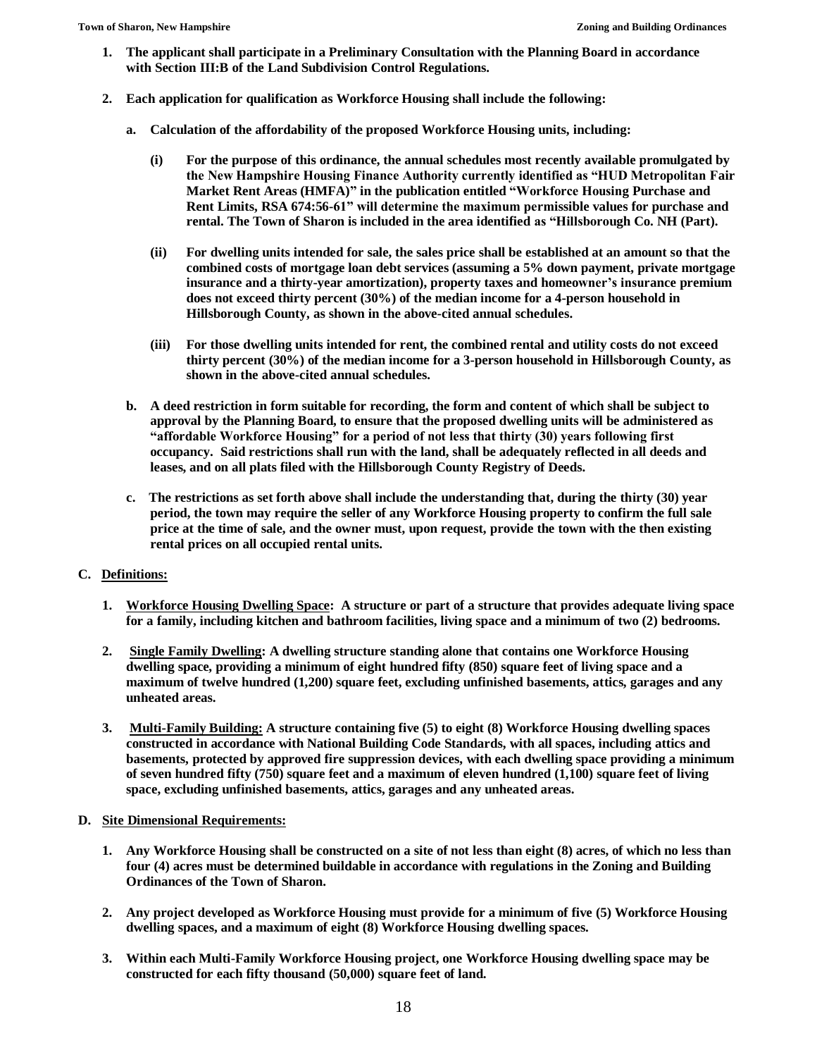**1. The applicant shall participate in a Preliminary Consultation with the Planning Board in accordance with Section III:B of the Land Subdivision Control Regulations.**

**2. Each application for qualification as Workforce Housing shall include the following:**

**a. Calculation of the affordability of the proposed Workforce Housing units, including:**

**(i) For the purpose of this ordinance, the annual schedules most recently available promulgated by the New Hampshire Housing Finance Authority currently identified as "HUD Metropolitan Fair Market Rent Areas (HMFA)" in the publication entitled "Workforce Housing Purchase and Rent Limits, RSA 674:56-61" will determine the maximum permissible values for purchase and rental. The Town of Sharon is included in the area identified as "Hillsborough Co. NH (Part).**

**(ii) For dwelling units intended for sale, the sales price shall be established at an amount so that the combined costs of mortgage loan debt services (assuming a 5% down payment, private mortgage insurance and a thirty-year amortization), property taxes and homeowner's insurance premium does not exceed thirty percent (30%) of the median income for a 4-person household in Hillsborough County, as shown in the above-cited annual schedules.**

**(iii) For those dwelling units intended for rent, the combined rental and utility costs do not exceed thirty percent (30%) of the median income for a 3-person household in Hillsborough County, as shown in the above-cited annual schedules.**

**b. A deed restriction in form suitable for recording, the form and content of which shall be subject to approval by the Planning Board, to ensure that the proposed dwelling units will be administered as "affordable Workforce Housing" for a period of not less that thirty (30) years following first occupancy. Said restrictions shall run with the land, shall be adequately reflected in all deeds and leases, and on all plats filed with the Hillsborough County Registry of Deeds.**

**c. The restrictions as set forth above shall include the understanding that, during the thirty (30) year period, the town may require the seller of any Workforce Housing property to confirm the full sale price at the time of sale, and the owner must, upon request, provide the town with the then existing rental prices on all occupied rental units.**

**C. <u>Definitions:</u>**

**1. <u>Workforce Housing Dwelling Space</u>: A structure or part of a structure that provides adequate living space for a family, including kitchen and bathroom facilities, living space and a minimum of two (2) bedrooms.**

**2. <u>Single Family Dwelling</u>: A dwelling structure standing alone that contains one Workforce Housing dwelling space, providing a minimum of eight hundred fifty (850) square feet of living space and a maximum of twelve hundred (1,200) square feet, excluding unfinished basements, attics, garages and any unheated areas.**

**3. <u>Multi-Family Building:</u> A structure containing five (5) to eight (8) Workforce Housing dwelling spaces constructed in accordance with National Building Code Standards, with all spaces, including attics and basements, protected by approved fire suppression devices, with each dwelling space providing a minimum of seven hundred fifty (750) square feet and a maximum of eleven hundred (1,100) square feet of living space, excluding unfinished basements, attics, garages and any unheated areas.**

**D. <u>Site Dimensional Requirements:</u>**

**1. Any Workforce Housing shall be constructed on a site of not less than eight (8) acres, of which no less than four (4) acres must be determined buildable in accordance with regulations in the Zoning and Building Ordinances of the Town of Sharon.**

**2. Any project developed as Workforce Housing must provide for a minimum of five (5) Workforce Housing dwelling spaces, and a maximum of eight (8) Workforce Housing dwelling spaces.**

**3. Within each Multi-Family Workforce Housing project, one Workforce Housing dwelling space may be constructed for each fifty thousand (50,000) square feet of land.**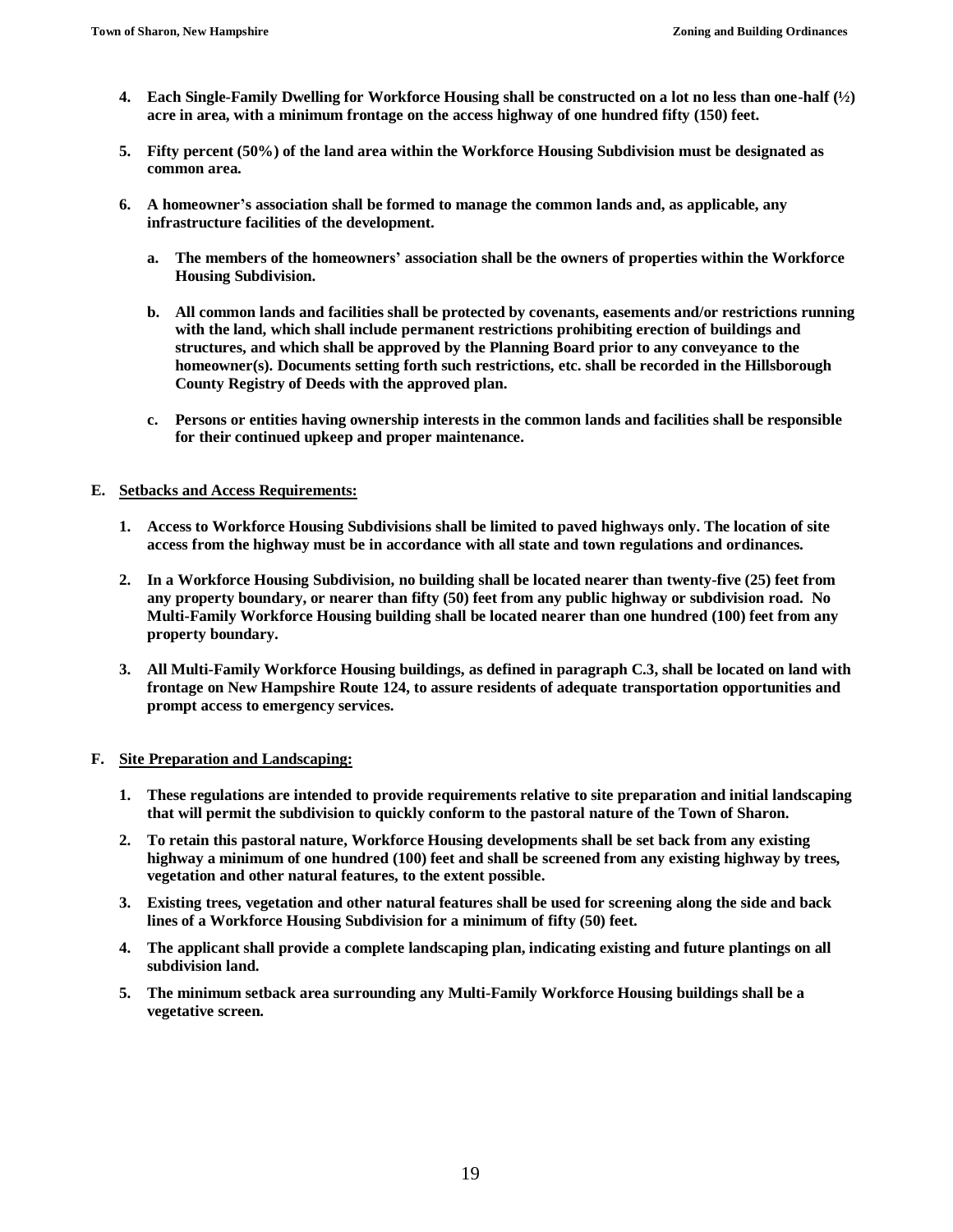4. **Each Single-Family Dwelling for Workforce Housing shall be constructed on a lot no less than one-half (½) acre in area, with a minimum frontage on the access highway of one hundred fifty (150) feet.**

5. **Fifty percent (50%) of the land area within the Workforce Housing Subdivision must be designated as common area.**

6. **A homeowner's association shall be formed to manage the common lands and, as applicable, any infrastructure facilities of the development.**

   a. **The members of the homeowners' association shall be the owners of properties within the Workforce Housing Subdivision.**

   b. **All common lands and facilities shall be protected by covenants, easements and/or restrictions running with the land, which shall include permanent restrictions prohibiting erection of buildings and structures, and which shall be approved by the Planning Board prior to any conveyance to the homeowner(s). Documents setting forth such restrictions, etc. shall be recorded in the Hillsborough County Registry of Deeds with the approved plan.**

   c. **Persons or entities having ownership interests in the common lands and facilities shall be responsible for their continued upkeep and proper maintenance.**

**E. Setbacks and Access Requirements:**

1. **Access to Workforce Housing Subdivisions shall be limited to paved highways only. The location of site access from the highway must be in accordance with all state and town regulations and ordinances.**

2. **In a Workforce Housing Subdivision, no building shall be located nearer than twenty-five (25) feet from any property boundary, or nearer than fifty (50) feet from any public highway or subdivision road. No Multi-Family Workforce Housing building shall be located nearer than one hundred (100) feet from any property boundary.**

3. **All Multi-Family Workforce Housing buildings, as defined in paragraph C.3, shall be located on land with frontage on New Hampshire Route 124, to assure residents of adequate transportation opportunities and prompt access to emergency services.**

**F. Site Preparation and Landscaping:**

1. **These regulations are intended to provide requirements relative to site preparation and initial landscaping that will permit the subdivision to quickly conform to the pastoral nature of the Town of Sharon.**

2. **To retain this pastoral nature, Workforce Housing developments shall be set back from any existing highway a minimum of one hundred (100) feet and shall be screened from any existing highway by trees, vegetation and other natural features, to the extent possible.**

3. **Existing trees, vegetation and other natural features shall be used for screening along the side and back lines of a Workforce Housing Subdivision for a minimum of fifty (50) feet.**

4. **The applicant shall provide a complete landscaping plan, indicating existing and future plantings on all subdivision land.**

5. **The minimum setback area surrounding any Multi-Family Workforce Housing buildings shall be a vegetative screen.**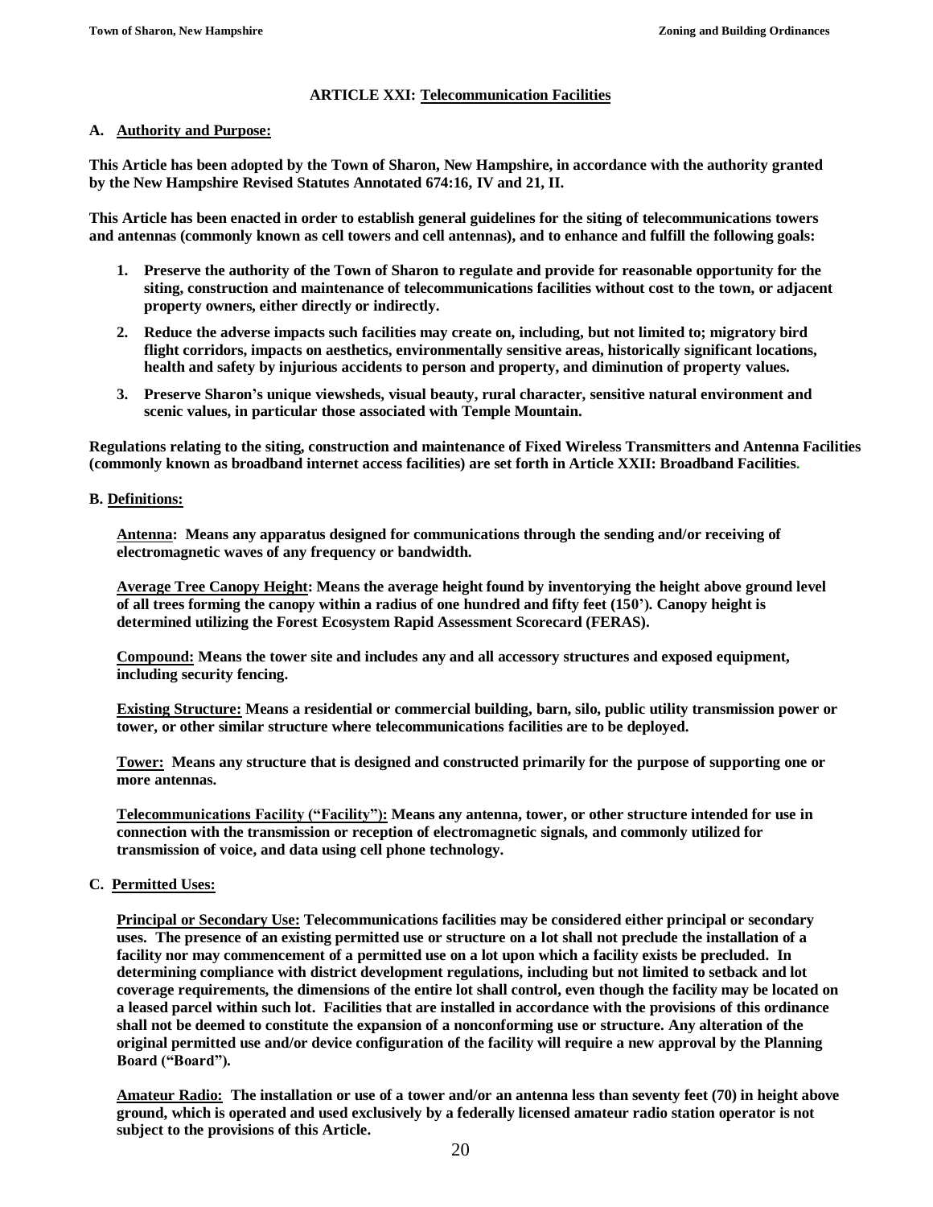## ARTICLE XXI: Telecommunication Facilities

### A. Authority and Purpose:

**This Article has been adopted by the Town of Sharon, New Hampshire, in accordance with the authority granted by the New Hampshire Revised Statutes Annotated 674:16, IV and 21, II.**

**This Article has been enacted in order to establish general guidelines for the siting of telecommunications towers and antennas (commonly known as cell towers and cell antennas), and to enhance and fulfill the following goals:**

1. **Preserve the authority of the Town of Sharon to regulate and provide for reasonable opportunity for the siting, construction and maintenance of telecommunications facilities without cost to the town, or adjacent property owners, either directly or indirectly.**
2. **Reduce the adverse impacts such facilities may create on, including, but not limited to; migratory bird flight corridors, impacts on aesthetics, environmentally sensitive areas, historically significant locations, health and safety by injurious accidents to person and property, and diminution of property values.**
3. **Preserve Sharon's unique viewsheds, visual beauty, rural character, sensitive natural environment and scenic values, in particular those associated with Temple Mountain.**

**Regulations relating to the siting, construction and maintenance of Fixed Wireless Transmitters and Antenna Facilities (commonly known as broadband internet access facilities) are set forth in Article XXII: Broadband Facilities.**

### B. Definitions:

**Antenna: Means any apparatus designed for communications through the sending and/or receiving of electromagnetic waves of any frequency or bandwidth.**

**Average Tree Canopy Height: Means the average height found by inventorying the height above ground level of all trees forming the canopy within a radius of one hundred and fifty feet (150'). Canopy height is determined utilizing the Forest Ecosystem Rapid Assessment Scorecard (FERAS).**

**Compound: Means the tower site and includes any and all accessory structures and exposed equipment, including security fencing.**

**Existing Structure: Means a residential or commercial building, barn, silo, public utility transmission power or tower, or other similar structure where telecommunications facilities are to be deployed.**

**Tower: Means any structure that is designed and constructed primarily for the purpose of supporting one or more antennas.**

**Telecommunications Facility ("Facility"): Means any antenna, tower, or other structure intended for use in connection with the transmission or reception of electromagnetic signals, and commonly utilized for transmission of voice, and data using cell phone technology.**

### C. Permitted Uses:

**Principal or Secondary Use: Telecommunications facilities may be considered either principal or secondary uses. The presence of an existing permitted use or structure on a lot shall not preclude the installation of a facility nor may commencement of a permitted use on a lot upon which a facility exists be precluded. In determining compliance with district development regulations, including but not limited to setback and lot coverage requirements, the dimensions of the entire lot shall control, even though the facility may be located on a leased parcel within such lot. Facilities that are installed in accordance with the provisions of this ordinance shall not be deemed to constitute the expansion of a nonconforming use or structure. Any alteration of the original permitted use and/or device configuration of the facility will require a new approval by the Planning Board ("Board").**

**Amateur Radio: The installation or use of a tower and/or an antenna less than seventy feet (70) in height above ground, which is operated and used exclusively by a federally licensed amateur radio station operator is not subject to the provisions of this Article.**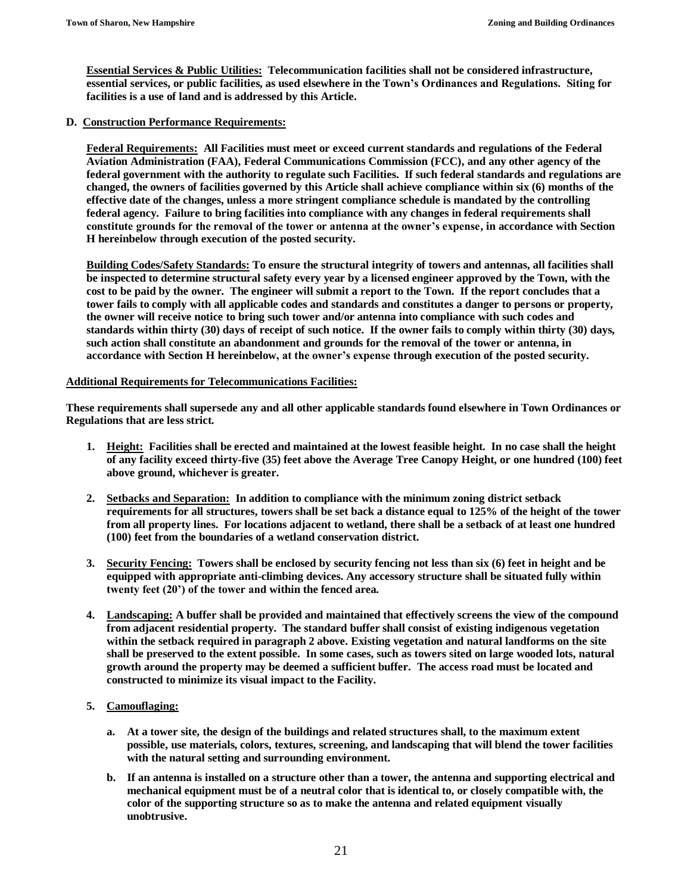**Essential Services & Public Utilities: Telecommunication facilities shall not be considered infrastructure, essential services, or public facilities, as used elsewhere in the Town's Ordinances and Regulations. Siting for facilities is a use of land and is addressed by this Article.**

**D. Construction Performance Requirements:**

**Federal Requirements: All Facilities must meet or exceed current standards and regulations of the Federal Aviation Administration (FAA), Federal Communications Commission (FCC), and any other agency of the federal government with the authority to regulate such Facilities. If such federal standards and regulations are changed, the owners of facilities governed by this Article shall achieve compliance within six (6) months of the effective date of the changes, unless a more stringent compliance schedule is mandated by the controlling federal agency. Failure to bring facilities into compliance with any changes in federal requirements shall constitute grounds for the removal of the tower or antenna at the owner's expense, in accordance with Section H hereinbelow through execution of the posted security.**

**Building Codes/Safety Standards: To ensure the structural integrity of towers and antennas, all facilities shall be inspected to determine structural safety every year by a licensed engineer approved by the Town, with the cost to be paid by the owner. The engineer will submit a report to the Town. If the report concludes that a tower fails to comply with all applicable codes and standards and constitutes a danger to persons or property, the owner will receive notice to bring such tower and/or antenna into compliance with such codes and standards within thirty (30) days of receipt of such notice. If the owner fails to comply within thirty (30) days, such action shall constitute an abandonment and grounds for the removal of the tower or antenna, in accordance with Section H hereinbelow, at the owner's expense through execution of the posted security.**

**Additional Requirements for Telecommunications Facilities:**

**These requirements shall supersede any and all other applicable standards found elsewhere in Town Ordinances or Regulations that are less strict.**

1. **Height: Facilities shall be erected and maintained at the lowest feasible height. In no case shall the height of any facility exceed thirty-five (35) feet above the Average Tree Canopy Height, or one hundred (100) feet above ground, whichever is greater.**

2. **Setbacks and Separation: In addition to compliance with the minimum zoning district setback requirements for all structures, towers shall be set back a distance equal to 125% of the height of the tower from all property lines. For locations adjacent to wetland, there shall be a setback of at least one hundred (100) feet from the boundaries of a wetland conservation district.**

3. **Security Fencing: Towers shall be enclosed by security fencing not less than six (6) feet in height and be equipped with appropriate anti-climbing devices. Any accessory structure shall be situated fully within twenty feet (20') of the tower and within the fenced area.**

4. **Landscaping: A buffer shall be provided and maintained that effectively screens the view of the compound from adjacent residential property. The standard buffer shall consist of existing indigenous vegetation within the setback required in paragraph 2 above. Existing vegetation and natural landforms on the site shall be preserved to the extent possible. In some cases, such as towers sited on large wooded lots, natural growth around the property may be deemed a sufficient buffer. The access road must be located and constructed to minimize its visual impact to the Facility.**

5. **Camouflaging:**

   a. **At a tower site, the design of the buildings and related structures shall, to the maximum extent possible, use materials, colors, textures, screening, and landscaping that will blend the tower facilities with the natural setting and surrounding environment.**

   b. **If an antenna is installed on a structure other than a tower, the antenna and supporting electrical and mechanical equipment must be of a neutral color that is identical to, or closely compatible with, the color of the supporting structure so as to make the antenna and related equipment visually unobtrusive.**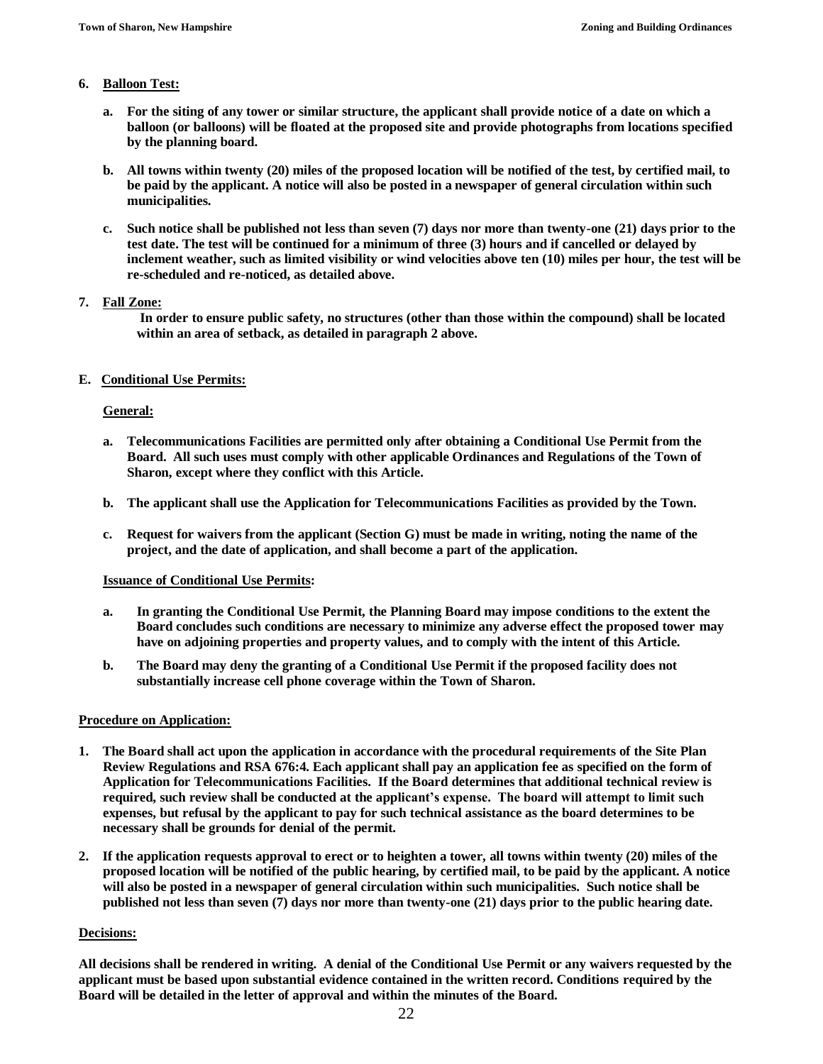6. **Balloon Test:**

   a. **For the siting of any tower or similar structure, the applicant shall provide notice of a date on which a balloon (or balloons) will be floated at the proposed site and provide photographs from locations specified by the planning board.**

   b. **All towns within twenty (20) miles of the proposed location will be notified of the test, by certified mail, to be paid by the applicant. A notice will also be posted in a newspaper of general circulation within such municipalities.**

   c. **Such notice shall be published not less than seven (7) days nor more than twenty-one (21) days prior to the test date. The test will be continued for a minimum of three (3) hours and if cancelled or delayed by inclement weather, such as limited visibility or wind velocities above ten (10) miles per hour, the test will be re-scheduled and re-noticed, as detailed above.**

7. **Fall Zone:**

   **In order to ensure public safety, no structures (other than those within the compound) shall be located within an area of setback, as detailed in paragraph 2 above.**

## E. Conditional Use Permits:

**General:**

a. **Telecommunications Facilities are permitted only after obtaining a Conditional Use Permit from the Board. All such uses must comply with other applicable Ordinances and Regulations of the Town of Sharon, except where they conflict with this Article.**

b. **The applicant shall use the Application for Telecommunications Facilities as provided by the Town.**

c. **Request for waivers from the applicant (Section G) must be made in writing, noting the name of the project, and the date of application, and shall become a part of the application.**

**Issuance of Conditional Use Permits:**

a. **In granting the Conditional Use Permit, the Planning Board may impose conditions to the extent the Board concludes such conditions are necessary to minimize any adverse effect the proposed tower may have on adjoining properties and property values, and to comply with the intent of this Article.**

b. **The Board may deny the granting of a Conditional Use Permit if the proposed facility does not substantially increase cell phone coverage within the Town of Sharon.**

**Procedure on Application:**

1. **The Board shall act upon the application in accordance with the procedural requirements of the Site Plan Review Regulations and RSA 676:4. Each applicant shall pay an application fee as specified on the form of Application for Telecommunications Facilities. If the Board determines that additional technical review is required, such review shall be conducted at the applicant's expense. The board will attempt to limit such expenses, but refusal by the applicant to pay for such technical assistance as the board determines to be necessary shall be grounds for denial of the permit.**

2. **If the application requests approval to erect or to heighten a tower, all towns within twenty (20) miles of the proposed location will be notified of the public hearing, by certified mail, to be paid by the applicant. A notice will also be posted in a newspaper of general circulation within such municipalities. Such notice shall be published not less than seven (7) days nor more than twenty-one (21) days prior to the public hearing date.**

**Decisions:**

**All decisions shall be rendered in writing. A denial of the Conditional Use Permit or any waivers requested by the applicant must be based upon substantial evidence contained in the written record. Conditions required by the Board will be detailed in the letter of approval and within the minutes of the Board.**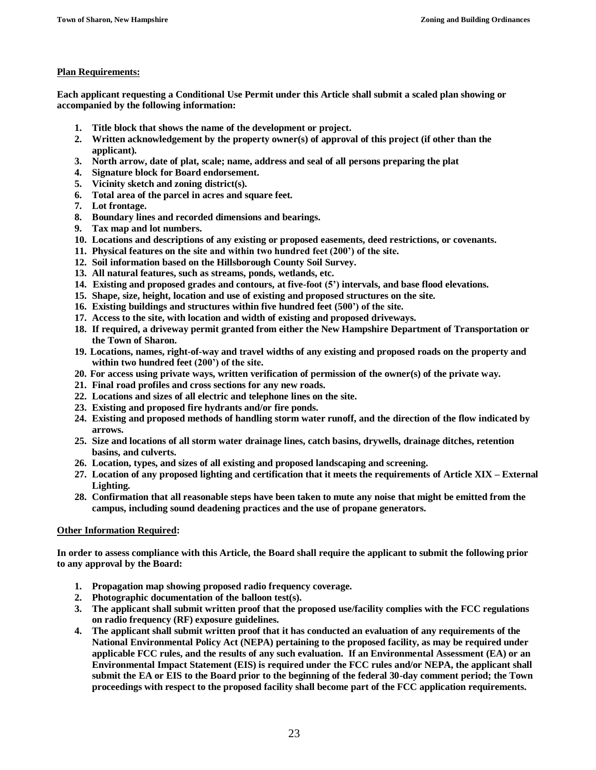**Plan Requirements:**

**Each applicant requesting a Conditional Use Permit under this Article shall submit a scaled plan showing or accompanied by the following information:**

1. **Title block that shows the name of the development or project.**
2. **Written acknowledgement by the property owner(s) of approval of this project (if other than the applicant).**
3. **North arrow, date of plat, scale; name, address and seal of all persons preparing the plat**
4. **Signature block for Board endorsement.**
5. **Vicinity sketch and zoning district(s).**
6. **Total area of the parcel in acres and square feet.**
7. **Lot frontage.**
8. **Boundary lines and recorded dimensions and bearings.**
9. **Tax map and lot numbers.**
10. **Locations and descriptions of any existing or proposed easements, deed restrictions, or covenants.**
11. **Physical features on the site and within two hundred feet (200') of the site.**
12. **Soil information based on the Hillsborough County Soil Survey.**
13. **All natural features, such as streams, ponds, wetlands, etc.**
14. **Existing and proposed grades and contours, at five-foot (5') intervals, and base flood elevations.**
15. **Shape, size, height, location and use of existing and proposed structures on the site.**
16. **Existing buildings and structures within five hundred feet (500') of the site.**
17. **Access to the site, with location and width of existing and proposed driveways.**
18. **If required, a driveway permit granted from either the New Hampshire Department of Transportation or the Town of Sharon.**
19. **Locations, names, right-of-way and travel widths of any existing and proposed roads on the property and within two hundred feet (200') of the site.**
20. **For access using private ways, written verification of permission of the owner(s) of the private way.**
21. **Final road profiles and cross sections for any new roads.**
22. **Locations and sizes of all electric and telephone lines on the site.**
23. **Existing and proposed fire hydrants and/or fire ponds.**
24. **Existing and proposed methods of handling storm water runoff, and the direction of the flow indicated by arrows.**
25. **Size and locations of all storm water drainage lines, catch basins, drywells, drainage ditches, retention basins, and culverts.**
26. **Location, types, and sizes of all existing and proposed landscaping and screening.**
27. **Location of any proposed lighting and certification that it meets the requirements of Article XIX – External Lighting.**
28. **Confirmation that all reasonable steps have been taken to mute any noise that might be emitted from the campus, including sound deadening practices and the use of propane generators.**

**Other Information Required:**

**In order to assess compliance with this Article, the Board shall require the applicant to submit the following prior to any approval by the Board:**

1. **Propagation map showing proposed radio frequency coverage.**
2. **Photographic documentation of the balloon test(s).**
3. **The applicant shall submit written proof that the proposed use/facility complies with the FCC regulations on radio frequency (RF) exposure guidelines.**
4. **The applicant shall submit written proof that it has conducted an evaluation of any requirements of the National Environmental Policy Act (NEPA) pertaining to the proposed facility, as may be required under applicable FCC rules, and the results of any such evaluation. If an Environmental Assessment (EA) or an Environmental Impact Statement (EIS) is required under the FCC rules and/or NEPA, the applicant shall submit the EA or EIS to the Board prior to the beginning of the federal 30-day comment period; the Town proceedings with respect to the proposed facility shall become part of the FCC application requirements.**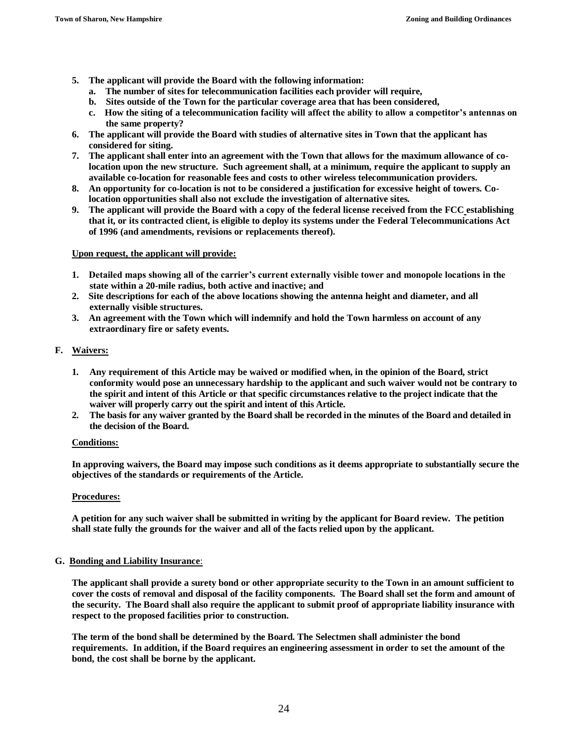5. **The applicant will provide the Board with the following information:**
   a. **The number of sites for telecommunication facilities each provider will require,**
   b. **Sites outside of the Town for the particular coverage area that has been considered,**
   c. **How the siting of a telecommunication facility will affect the ability to allow a competitor's antennas on the same property?**
6. **The applicant will provide the Board with studies of alternative sites in Town that the applicant has considered for siting.**
7. **The applicant shall enter into an agreement with the Town that allows for the maximum allowance of co-location upon the new structure. Such agreement shall, at a minimum, require the applicant to supply an available co-location for reasonable fees and costs to other wireless telecommunication providers.**
8. **An opportunity for co-location is not to be considered a justification for excessive height of towers. Co-location opportunities shall also not exclude the investigation of alternative sites.**
9. **The applicant will provide the Board with a copy of the federal license received from the FCC establishing that it, or its contracted client, is eligible to deploy its systems under the Federal Telecommunications Act of 1996 (and amendments, revisions or replacements thereof).**

**Upon request, the applicant will provide:**

1. **Detailed maps showing all of the carrier's current externally visible tower and monopole locations in the state within a 20-mile radius, both active and inactive; and**
2. **Site descriptions for each of the above locations showing the antenna height and diameter, and all externally visible structures.**
3. **An agreement with the Town which will indemnify and hold the Town harmless on account of any extraordinary fire or safety events.**

**F. Waivers:**

1. **Any requirement of this Article may be waived or modified when, in the opinion of the Board, strict conformity would pose an unnecessary hardship to the applicant and such waiver would not be contrary to the spirit and intent of this Article or that specific circumstances relative to the project indicate that the waiver will properly carry out the spirit and intent of this Article.**
2. **The basis for any waiver granted by the Board shall be recorded in the minutes of the Board and detailed in the decision of the Board.**

**Conditions:**

**In approving waivers, the Board may impose such conditions as it deems appropriate to substantially secure the objectives of the standards or requirements of the Article.**

**Procedures:**

**A petition for any such waiver shall be submitted in writing by the applicant for Board review. The petition shall state fully the grounds for the waiver and all of the facts relied upon by the applicant.**

**G. Bonding and Liability Insurance:**

**The applicant shall provide a surety bond or other appropriate security to the Town in an amount sufficient to cover the costs of removal and disposal of the facility components. The Board shall set the form and amount of the security. The Board shall also require the applicant to submit proof of appropriate liability insurance with respect to the proposed facilities prior to construction.**

**The term of the bond shall be determined by the Board. The Selectmen shall administer the bond requirements. In addition, if the Board requires an engineering assessment in order to set the amount of the bond, the cost shall be borne by the applicant.**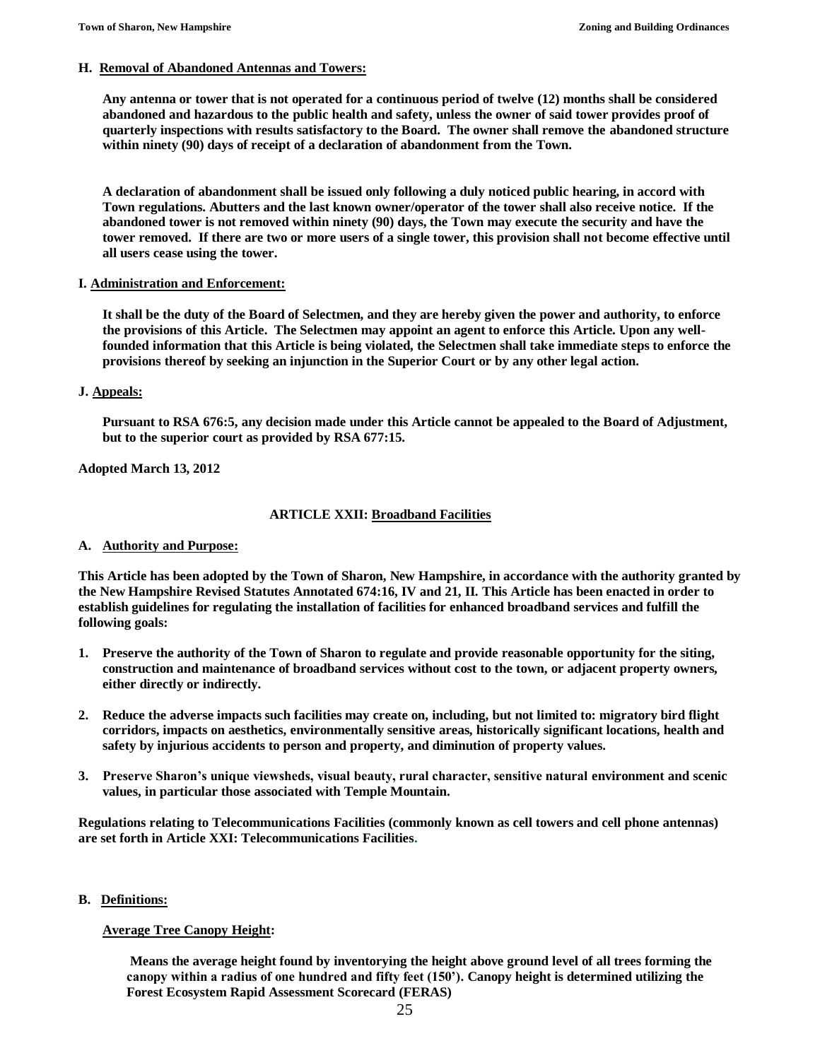**H. Removal of Abandoned Antennas and Towers:**

**Any antenna or tower that is not operated for a continuous period of twelve (12) months shall be considered abandoned and hazardous to the public health and safety, unless the owner of said tower provides proof of quarterly inspections with results satisfactory to the Board. The owner shall remove the abandoned structure within ninety (90) days of receipt of a declaration of abandonment from the Town.**

**A declaration of abandonment shall be issued only following a duly noticed public hearing, in accord with Town regulations. Abutters and the last known owner/operator of the tower shall also receive notice. If the abandoned tower is not removed within ninety (90) days, the Town may execute the security and have the tower removed. If there are two or more users of a single tower, this provision shall not become effective until all users cease using the tower.**

**I. Administration and Enforcement:**

**It shall be the duty of the Board of Selectmen, and they are hereby given the power and authority, to enforce the provisions of this Article. The Selectmen may appoint an agent to enforce this Article. Upon any well-founded information that this Article is being violated, the Selectmen shall take immediate steps to enforce the provisions thereof by seeking an injunction in the Superior Court or by any other legal action.**

**J. Appeals:**

**Pursuant to RSA 676:5, any decision made under this Article cannot be appealed to the Board of Adjustment, but to the superior court as provided by RSA 677:15.**

**Adopted March 13, 2012**

## ARTICLE XXII: Broadband Facilities

**A. Authority and Purpose:**

**This Article has been adopted by the Town of Sharon, New Hampshire, in accordance with the authority granted by the New Hampshire Revised Statutes Annotated 674:16, IV and 21, II. This Article has been enacted in order to establish guidelines for regulating the installation of facilities for enhanced broadband services and fulfill the following goals:**

1. **Preserve the authority of the Town of Sharon to regulate and provide reasonable opportunity for the siting, construction and maintenance of broadband services without cost to the town, or adjacent property owners, either directly or indirectly.**
2. **Reduce the adverse impacts such facilities may create on, including, but not limited to: migratory bird flight corridors, impacts on aesthetics, environmentally sensitive areas, historically significant locations, health and safety by injurious accidents to person and property, and diminution of property values.**
3. **Preserve Sharon's unique viewsheds, visual beauty, rural character, sensitive natural environment and scenic values, in particular those associated with Temple Mountain.**

**Regulations relating to Telecommunications Facilities (commonly known as cell towers and cell phone antennas) are set forth in Article XXI: Telecommunications Facilities.**

**B. Definitions:**

**Average Tree Canopy Height:**

**Means the average height found by inventorying the height above ground level of all trees forming the canopy within a radius of one hundred and fifty feet (150'). Canopy height is determined utilizing the Forest Ecosystem Rapid Assessment Scorecard (FERAS)**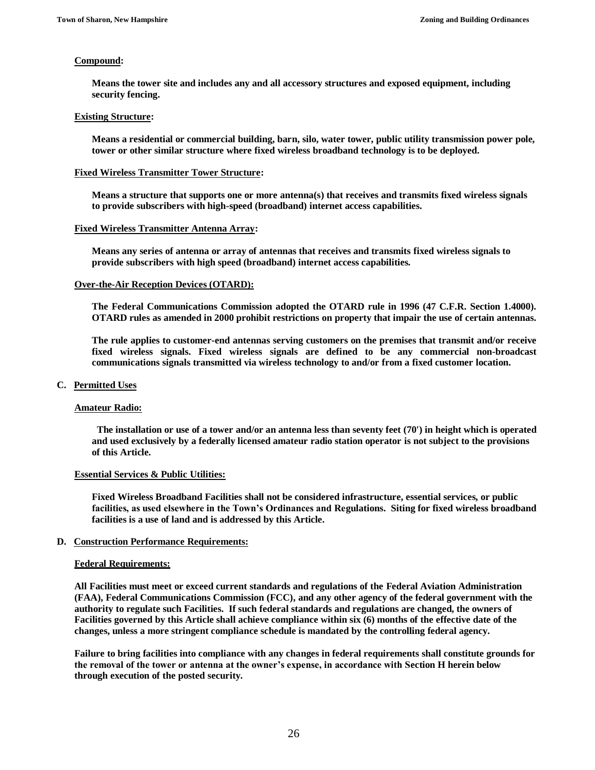**Compound:**

**Means the tower site and includes any and all accessory structures and exposed equipment, including security fencing.**

**Existing Structure:**

**Means a residential or commercial building, barn, silo, water tower, public utility transmission power pole, tower or other similar structure where fixed wireless broadband technology is to be deployed.**

**Fixed Wireless Transmitter Tower Structure:**

**Means a structure that supports one or more antenna(s) that receives and transmits fixed wireless signals to provide subscribers with high-speed (broadband) internet access capabilities.**

**Fixed Wireless Transmitter Antenna Array:**

**Means any series of antenna or array of antennas that receives and transmits fixed wireless signals to provide subscribers with high speed (broadband) internet access capabilities.**

**Over-the-Air Reception Devices (OTARD):**

**The Federal Communications Commission adopted the OTARD rule in 1996 (47 C.F.R. Section 1.4000). OTARD rules as amended in 2000 prohibit restrictions on property that impair the use of certain antennas.**

**The rule applies to customer-end antennas serving customers on the premises that transmit and/or receive fixed wireless signals. Fixed wireless signals are defined to be any commercial non-broadcast communications signals transmitted via wireless technology to and/or from a fixed customer location.**

## C. Permitted Uses

**Amateur Radio:**

**The installation or use of a tower and/or an antenna less than seventy feet (70') in height which is operated and used exclusively by a federally licensed amateur radio station operator is not subject to the provisions of this Article.**

**Essential Services & Public Utilities:**

**Fixed Wireless Broadband Facilities shall not be considered infrastructure, essential services, or public facilities, as used elsewhere in the Town's Ordinances and Regulations. Siting for fixed wireless broadband facilities is a use of land and is addressed by this Article.**

## D. Construction Performance Requirements:

**Federal Requirements:**

**All Facilities must meet or exceed current standards and regulations of the Federal Aviation Administration (FAA), Federal Communications Commission (FCC), and any other agency of the federal government with the authority to regulate such Facilities. If such federal standards and regulations are changed, the owners of Facilities governed by this Article shall achieve compliance within six (6) months of the effective date of the changes, unless a more stringent compliance schedule is mandated by the controlling federal agency.**

**Failure to bring facilities into compliance with any changes in federal requirements shall constitute grounds for the removal of the tower or antenna at the owner's expense, in accordance with Section H herein below through execution of the posted security.**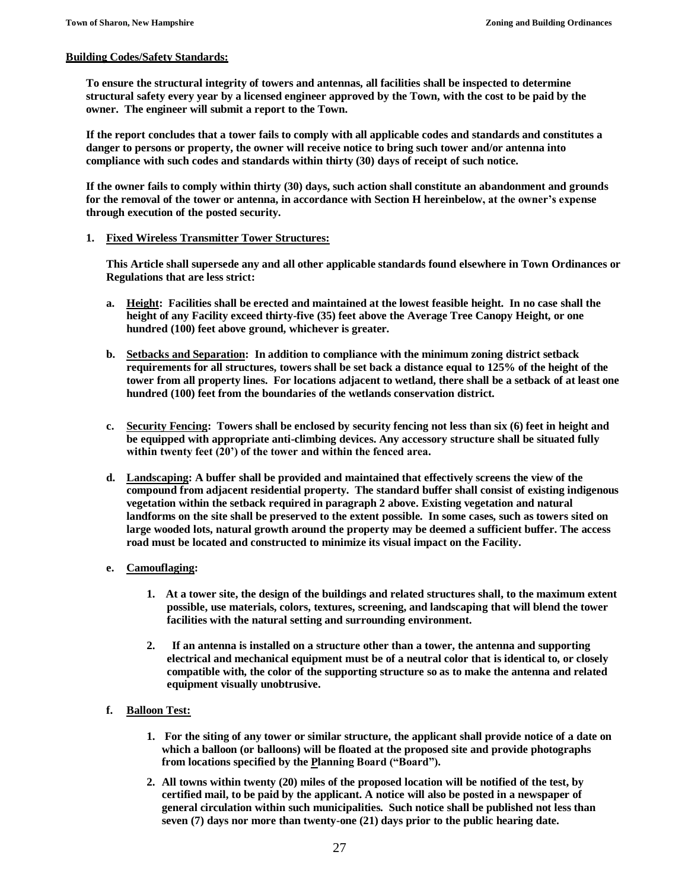**Building Codes/Safety Standards:**

**To ensure the structural integrity of towers and antennas, all facilities shall be inspected to determine structural safety every year by a licensed engineer approved by the Town, with the cost to be paid by the owner. The engineer will submit a report to the Town.**

**If the report concludes that a tower fails to comply with all applicable codes and standards and constitutes a danger to persons or property, the owner will receive notice to bring such tower and/or antenna into compliance with such codes and standards within thirty (30) days of receipt of such notice.**

**If the owner fails to comply within thirty (30) days, such action shall constitute an abandonment and grounds for the removal of the tower or antenna, in accordance with Section H hereinbelow, at the owner's expense through execution of the posted security.**

1. **Fixed Wireless Transmitter Tower Structures:**

   **This Article shall supersede any and all other applicable standards found elsewhere in Town Ordinances or Regulations that are less strict:**

   a. **Height: Facilities shall be erected and maintained at the lowest feasible height. In no case shall the height of any Facility exceed thirty-five (35) feet above the Average Tree Canopy Height, or one hundred (100) feet above ground, whichever is greater.**

   b. **Setbacks and Separation: In addition to compliance with the minimum zoning district setback requirements for all structures, towers shall be set back a distance equal to 125% of the height of the tower from all property lines. For locations adjacent to wetland, there shall be a setback of at least one hundred (100) feet from the boundaries of the wetlands conservation district.**

   c. **Security Fencing: Towers shall be enclosed by security fencing not less than six (6) feet in height and be equipped with appropriate anti-climbing devices. Any accessory structure shall be situated fully within twenty feet (20') of the tower and within the fenced area.**

   d. **Landscaping: A buffer shall be provided and maintained that effectively screens the view of the compound from adjacent residential property. The standard buffer shall consist of existing indigenous vegetation within the setback required in paragraph 2 above. Existing vegetation and natural landforms on the site shall be preserved to the extent possible. In some cases, such as towers sited on large wooded lots, natural growth around the property may be deemed a sufficient buffer. The access road must be located and constructed to minimize its visual impact on the Facility.**

   e. **Camouflaging:**

      1. **At a tower site, the design of the buildings and related structures shall, to the maximum extent possible, use materials, colors, textures, screening, and landscaping that will blend the tower facilities with the natural setting and surrounding environment.**

      2. **If an antenna is installed on a structure other than a tower, the antenna and supporting electrical and mechanical equipment must be of a neutral color that is identical to, or closely compatible with, the color of the supporting structure so as to make the antenna and related equipment visually unobtrusive.**

   f. **Balloon Test:**

      1. **For the siting of any tower or similar structure, the applicant shall provide notice of a date on which a balloon (or balloons) will be floated at the proposed site and provide photographs from locations specified by the Planning Board ("Board").**

      2. **All towns within twenty (20) miles of the proposed location will be notified of the test, by certified mail, to be paid by the applicant. A notice will also be posted in a newspaper of general circulation within such municipalities. Such notice shall be published not less than seven (7) days nor more than twenty-one (21) days prior to the public hearing date.**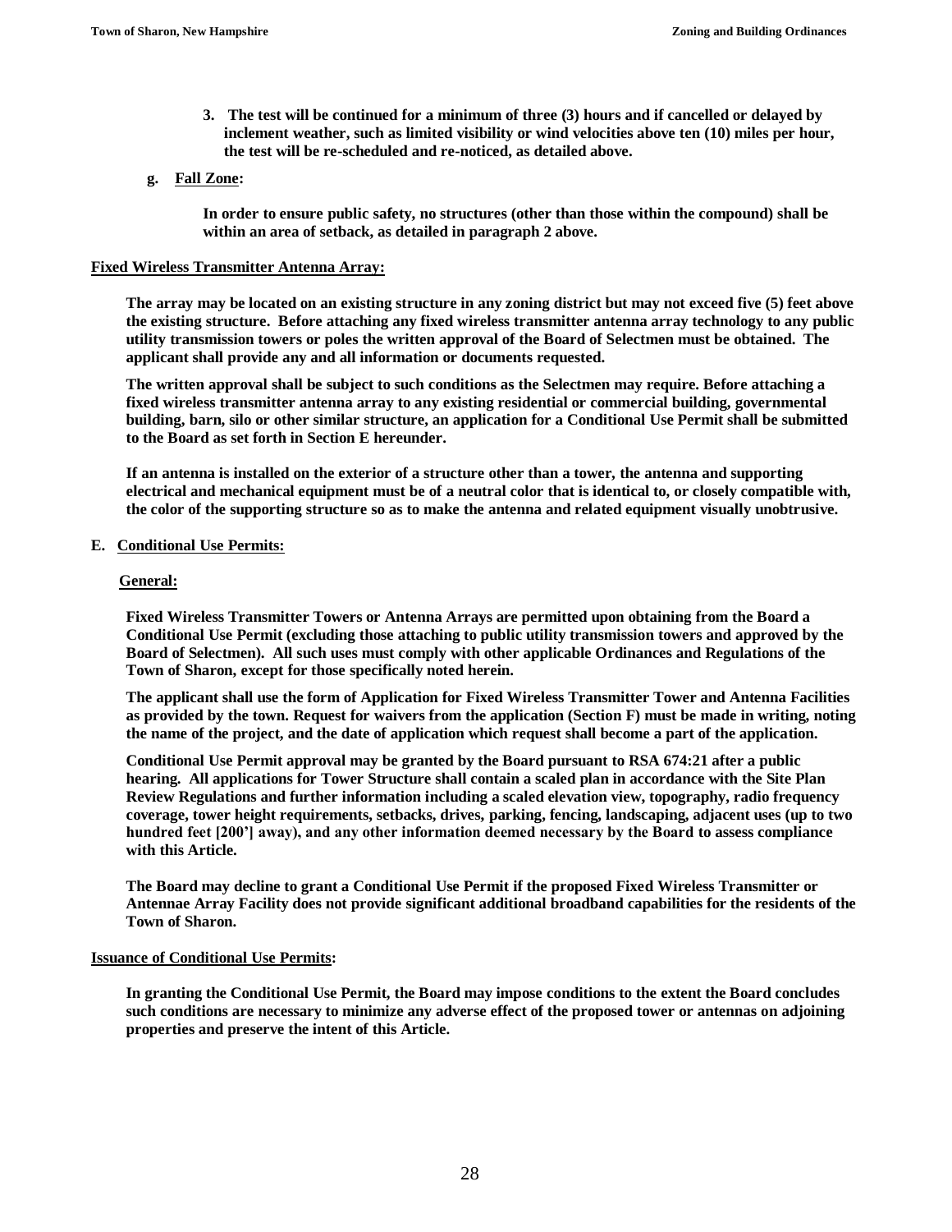3. **The test will be continued for a minimum of three (3) hours and if cancelled or delayed by inclement weather, such as limited visibility or wind velocities above ten (10) miles per hour, the test will be re-scheduled and re-noticed, as detailed above.**

**g. <u>Fall Zone</u>:**

**In order to ensure public safety, no structures (other than those within the compound) shall be within an area of setback, as detailed in paragraph 2 above.**

**<u>Fixed Wireless Transmitter Antenna Array:</u>**

**The array may be located on an existing structure in any zoning district but may not exceed five (5) feet above the existing structure. Before attaching any fixed wireless transmitter antenna array technology to any public utility transmission towers or poles the written approval of the Board of Selectmen must be obtained. The applicant shall provide any and all information or documents requested.**

**The written approval shall be subject to such conditions as the Selectmen may require. Before attaching a fixed wireless transmitter antenna array to any existing residential or commercial building, governmental building, barn, silo or other similar structure, an application for a Conditional Use Permit shall be submitted to the Board as set forth in Section E hereunder.**

**If an antenna is installed on the exterior of a structure other than a tower, the antenna and supporting electrical and mechanical equipment must be of a neutral color that is identical to, or closely compatible with, the color of the supporting structure so as to make the antenna and related equipment visually unobtrusive.**

**E. <u>Conditional Use Permits:</u>**

**<u>General:</u>**

**Fixed Wireless Transmitter Towers or Antenna Arrays are permitted upon obtaining from the Board a Conditional Use Permit (excluding those attaching to public utility transmission towers and approved by the Board of Selectmen). All such uses must comply with other applicable Ordinances and Regulations of the Town of Sharon, except for those specifically noted herein.**

**The applicant shall use the form of Application for Fixed Wireless Transmitter Tower and Antenna Facilities as provided by the town. Request for waivers from the application (Section F) must be made in writing, noting the name of the project, and the date of application which request shall become a part of the application.**

**Conditional Use Permit approval may be granted by the Board pursuant to RSA 674:21 after a public hearing. All applications for Tower Structure shall contain a scaled plan in accordance with the Site Plan Review Regulations and further information including a scaled elevation view, topography, radio frequency coverage, tower height requirements, setbacks, drives, parking, fencing, landscaping, adjacent uses (up to two hundred feet [200'] away), and any other information deemed necessary by the Board to assess compliance with this Article.**

**The Board may decline to grant a Conditional Use Permit if the proposed Fixed Wireless Transmitter or Antennae Array Facility does not provide significant additional broadband capabilities for the residents of the Town of Sharon.**

**<u>Issuance of Conditional Use Permits</u>:**

**In granting the Conditional Use Permit, the Board may impose conditions to the extent the Board concludes such conditions are necessary to minimize any adverse effect of the proposed tower or antennas on adjoining properties and preserve the intent of this Article.**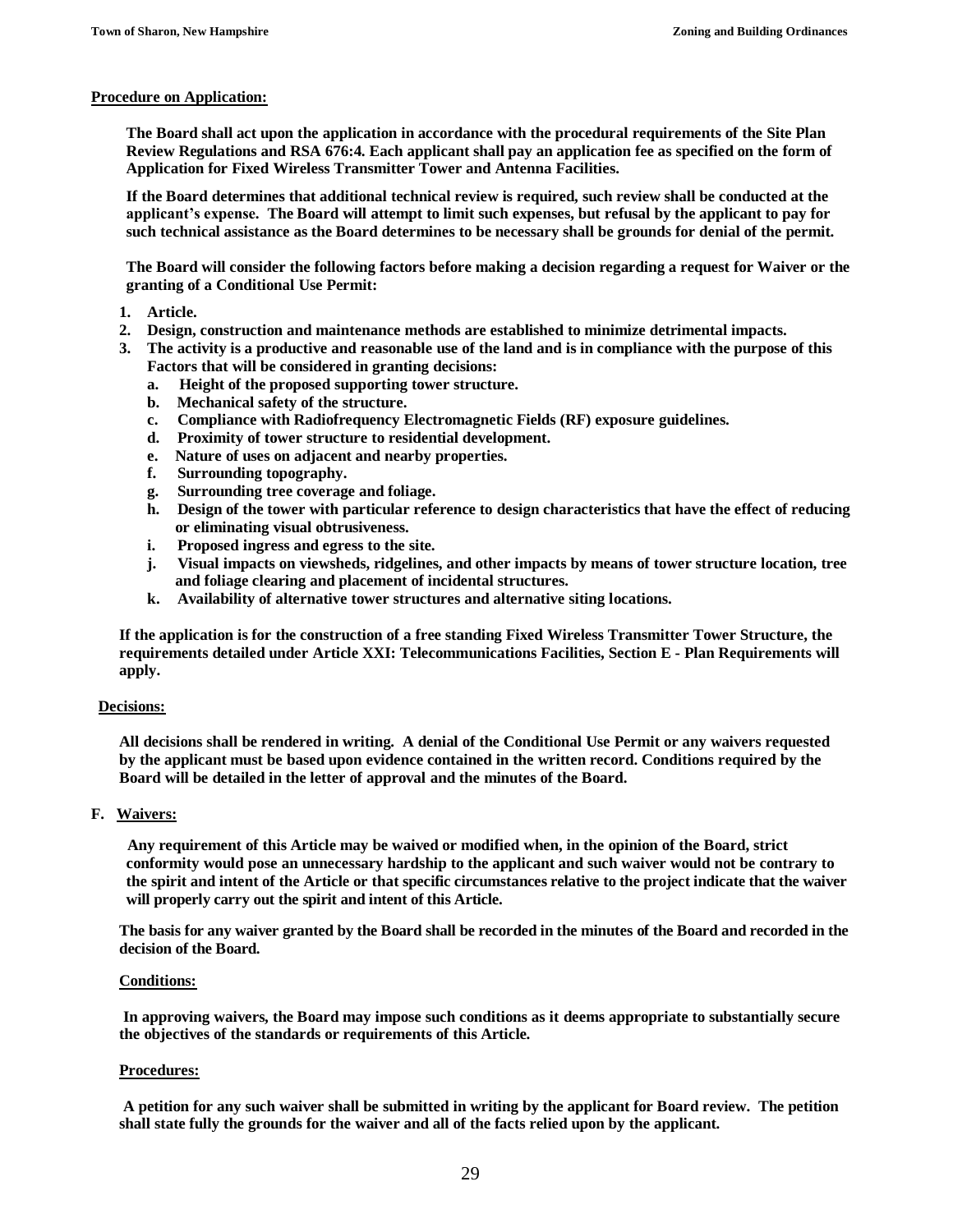**Procedure on Application:**

**The Board shall act upon the application in accordance with the procedural requirements of the Site Plan Review Regulations and RSA 676:4. Each applicant shall pay an application fee as specified on the form of Application for Fixed Wireless Transmitter Tower and Antenna Facilities.**

**If the Board determines that additional technical review is required, such review shall be conducted at the applicant's expense. The Board will attempt to limit such expenses, but refusal by the applicant to pay for such technical assistance as the Board determines to be necessary shall be grounds for denial of the permit.**

**The Board will consider the following factors before making a decision regarding a request for Waiver or the granting of a Conditional Use Permit:**

1. **Article.**
2. **Design, construction and maintenance methods are established to minimize detrimental impacts.**
3. **The activity is a productive and reasonable use of the land and is in compliance with the purpose of this Factors that will be considered in granting decisions:**
   a. **Height of the proposed supporting tower structure.**
   b. **Mechanical safety of the structure.**
   c. **Compliance with Radiofrequency Electromagnetic Fields (RF) exposure guidelines.**
   d. **Proximity of tower structure to residential development.**
   e. **Nature of uses on adjacent and nearby properties.**
   f. **Surrounding topography.**
   g. **Surrounding tree coverage and foliage.**
   h. **Design of the tower with particular reference to design characteristics that have the effect of reducing or eliminating visual obtrusiveness.**
   i. **Proposed ingress and egress to the site.**
   j. **Visual impacts on viewsheds, ridgelines, and other impacts by means of tower structure location, tree and foliage clearing and placement of incidental structures.**
   k. **Availability of alternative tower structures and alternative siting locations.**

**If the application is for the construction of a free standing Fixed Wireless Transmitter Tower Structure, the requirements detailed under Article XXI: Telecommunications Facilities, Section E - Plan Requirements will apply.**

**Decisions:**

**All decisions shall be rendered in writing. A denial of the Conditional Use Permit or any waivers requested by the applicant must be based upon evidence contained in the written record. Conditions required by the Board will be detailed in the letter of approval and the minutes of the Board.**

**F. Waivers:**

**Any requirement of this Article may be waived or modified when, in the opinion of the Board, strict conformity would pose an unnecessary hardship to the applicant and such waiver would not be contrary to the spirit and intent of the Article or that specific circumstances relative to the project indicate that the waiver will properly carry out the spirit and intent of this Article.**

**The basis for any waiver granted by the Board shall be recorded in the minutes of the Board and recorded in the decision of the Board.**

**Conditions:**

**In approving waivers, the Board may impose such conditions as it deems appropriate to substantially secure the objectives of the standards or requirements of this Article.**

**Procedures:**

**A petition for any such waiver shall be submitted in writing by the applicant for Board review. The petition shall state fully the grounds for the waiver and all of the facts relied upon by the applicant.**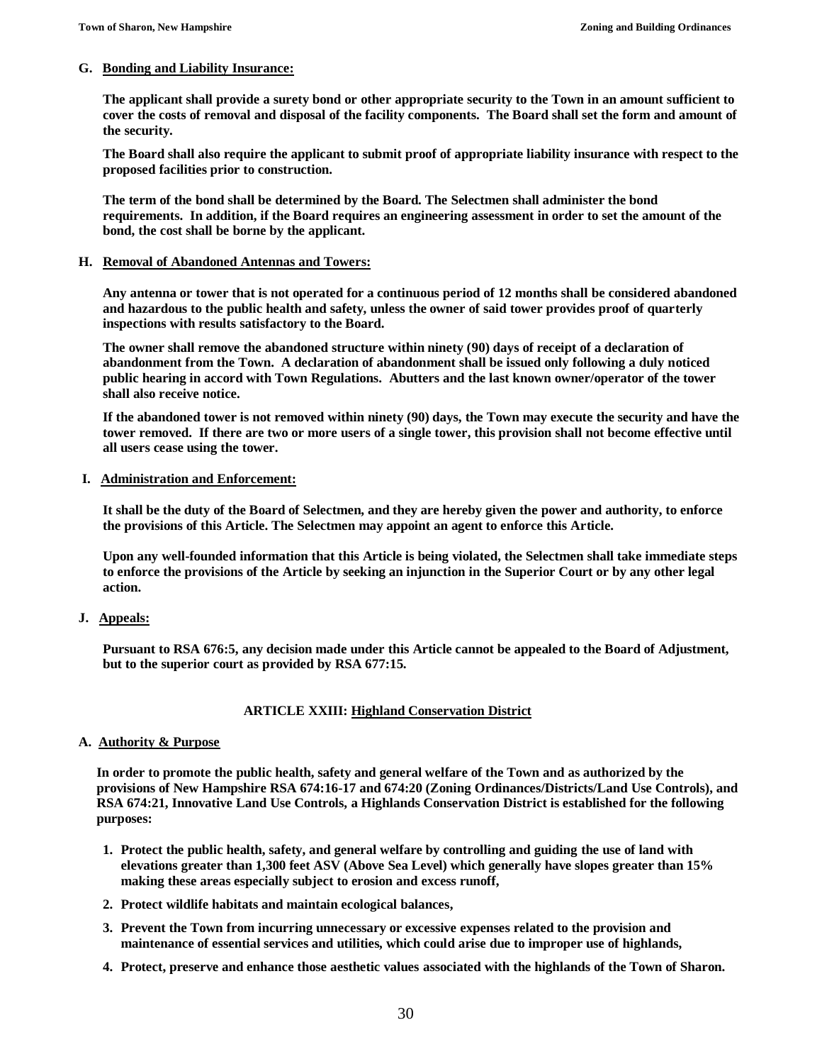**G. Bonding and Liability Insurance:**

**The applicant shall provide a surety bond or other appropriate security to the Town in an amount sufficient to cover the costs of removal and disposal of the facility components. The Board shall set the form and amount of the security.**

**The Board shall also require the applicant to submit proof of appropriate liability insurance with respect to the proposed facilities prior to construction.**

**The term of the bond shall be determined by the Board. The Selectmen shall administer the bond requirements. In addition, if the Board requires an engineering assessment in order to set the amount of the bond, the cost shall be borne by the applicant.**

**H. Removal of Abandoned Antennas and Towers:**

**Any antenna or tower that is not operated for a continuous period of 12 months shall be considered abandoned and hazardous to the public health and safety, unless the owner of said tower provides proof of quarterly inspections with results satisfactory to the Board.**

**The owner shall remove the abandoned structure within ninety (90) days of receipt of a declaration of abandonment from the Town. A declaration of abandonment shall be issued only following a duly noticed public hearing in accord with Town Regulations. Abutters and the last known owner/operator of the tower shall also receive notice.**

**If the abandoned tower is not removed within ninety (90) days, the Town may execute the security and have the tower removed. If there are two or more users of a single tower, this provision shall not become effective until all users cease using the tower.**

**I. Administration and Enforcement:**

**It shall be the duty of the Board of Selectmen, and they are hereby given the power and authority, to enforce the provisions of this Article. The Selectmen may appoint an agent to enforce this Article.**

**Upon any well-founded information that this Article is being violated, the Selectmen shall take immediate steps to enforce the provisions of the Article by seeking an injunction in the Superior Court or by any other legal action.**

**J. Appeals:**

**Pursuant to RSA 676:5, any decision made under this Article cannot be appealed to the Board of Adjustment, but to the superior court as provided by RSA 677:15.**

## ARTICLE XXIII: Highland Conservation District

**A. Authority & Purpose**

**In order to promote the public health, safety and general welfare of the Town and as authorized by the provisions of New Hampshire RSA 674:16-17 and 674:20 (Zoning Ordinances/Districts/Land Use Controls), and RSA 674:21, Innovative Land Use Controls, a Highlands Conservation District is established for the following purposes:**

1. **Protect the public health, safety, and general welfare by controlling and guiding the use of land with elevations greater than 1,300 feet ASV (Above Sea Level) which generally have slopes greater than 15% making these areas especially subject to erosion and excess runoff,**
2. **Protect wildlife habitats and maintain ecological balances,**
3. **Prevent the Town from incurring unnecessary or excessive expenses related to the provision and maintenance of essential services and utilities, which could arise due to improper use of highlands,**
4. **Protect, preserve and enhance those aesthetic values associated with the highlands of the Town of Sharon.**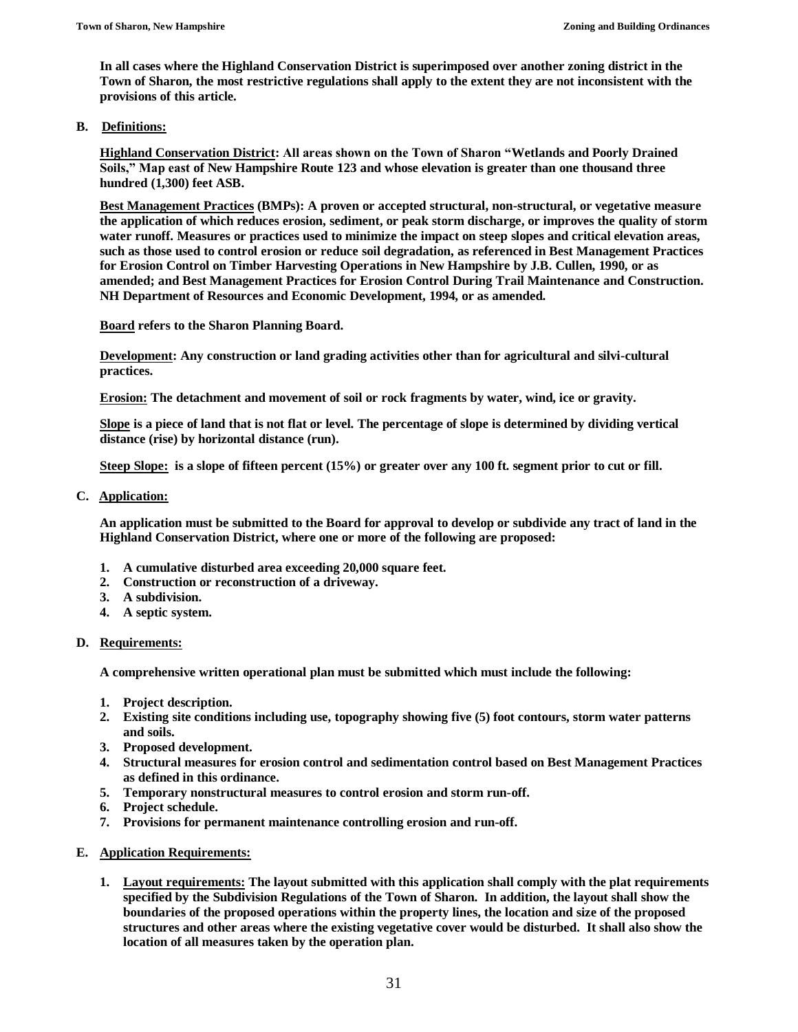**In all cases where the Highland Conservation District is superimposed over another zoning district in the Town of Sharon, the most restrictive regulations shall apply to the extent they are not inconsistent with the provisions of this article.**

**B. Definitions:**

**Highland Conservation District: All areas shown on the Town of Sharon "Wetlands and Poorly Drained Soils," Map east of New Hampshire Route 123 and whose elevation is greater than one thousand three hundred (1,300) feet ASB.**

**Best Management Practices (BMPs): A proven or accepted structural, non-structural, or vegetative measure the application of which reduces erosion, sediment, or peak storm discharge, or improves the quality of storm water runoff. Measures or practices used to minimize the impact on steep slopes and critical elevation areas, such as those used to control erosion or reduce soil degradation, as referenced in Best Management Practices for Erosion Control on Timber Harvesting Operations in New Hampshire by J.B. Cullen, 1990, or as amended; and Best Management Practices for Erosion Control During Trail Maintenance and Construction. NH Department of Resources and Economic Development, 1994, or as amended.**

**Board refers to the Sharon Planning Board.**

**Development: Any construction or land grading activities other than for agricultural and silvi-cultural practices.**

**Erosion: The detachment and movement of soil or rock fragments by water, wind, ice or gravity.**

**Slope is a piece of land that is not flat or level. The percentage of slope is determined by dividing vertical distance (rise) by horizontal distance (run).**

**Steep Slope: is a slope of fifteen percent (15%) or greater over any 100 ft. segment prior to cut or fill.**

**C. Application:**

**An application must be submitted to the Board for approval to develop or subdivide any tract of land in the Highland Conservation District, where one or more of the following are proposed:**

1. **A cumulative disturbed area exceeding 20,000 square feet.**
2. **Construction or reconstruction of a driveway.**
3. **A subdivision.**
4. **A septic system.**

**D. Requirements:**

**A comprehensive written operational plan must be submitted which must include the following:**

1. **Project description.**
2. **Existing site conditions including use, topography showing five (5) foot contours, storm water patterns and soils.**
3. **Proposed development.**
4. **Structural measures for erosion control and sedimentation control based on Best Management Practices as defined in this ordinance.**
5. **Temporary nonstructural measures to control erosion and storm run-off.**
6. **Project schedule.**
7. **Provisions for permanent maintenance controlling erosion and run-off.**

**E. Application Requirements:**

1. **Layout requirements: The layout submitted with this application shall comply with the plat requirements specified by the Subdivision Regulations of the Town of Sharon. In addition, the layout shall show the boundaries of the proposed operations within the property lines, the location and size of the proposed structures and other areas where the existing vegetative cover would be disturbed. It shall also show the location of all measures taken by the operation plan.**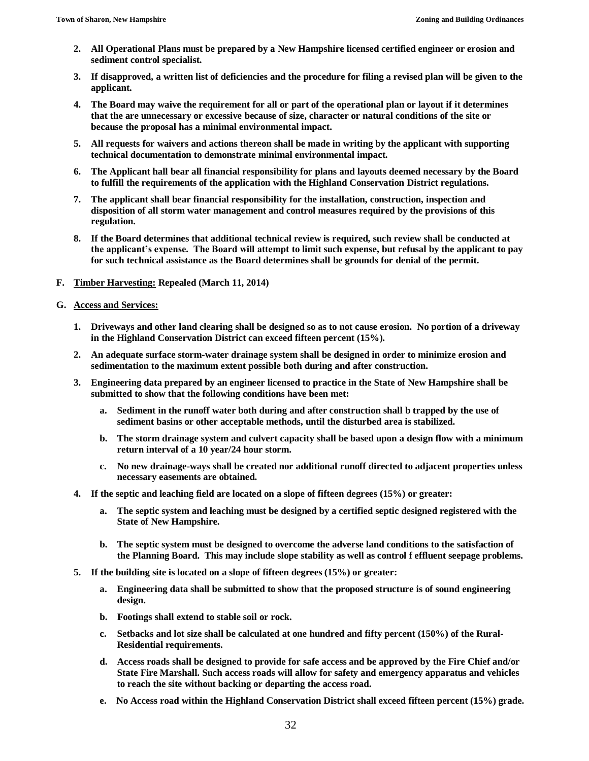2. **All Operational Plans must be prepared by a New Hampshire licensed certified engineer or erosion and sediment control specialist.**

3. **If disapproved, a written list of deficiencies and the procedure for filing a revised plan will be given to the applicant.**

4. **The Board may waive the requirement for all or part of the operational plan or layout if it determines that the are unnecessary or excessive because of size, character or natural conditions of the site or because the proposal has a minimal environmental impact.**

5. **All requests for waivers and actions thereon shall be made in writing by the applicant with supporting technical documentation to demonstrate minimal environmental impact.**

6. **The Applicant hall bear all financial responsibility for plans and layouts deemed necessary by the Board to fulfill the requirements of the application with the Highland Conservation District regulations.**

7. **The applicant shall bear financial responsibility for the installation, construction, inspection and disposition of all storm water management and control measures required by the provisions of this regulation.**

8. **If the Board determines that additional technical review is required, such review shall be conducted at the applicant's expense. The Board will attempt to limit such expense, but refusal by the applicant to pay for such technical assistance as the Board determines shall be grounds for denial of the permit.**

**F. <u>Timber Harvesting:</u> Repealed (March 11, 2014)**

**G. <u>Access and Services:</u>**

1. **Driveways and other land clearing shall be designed so as to not cause erosion. No portion of a driveway in the Highland Conservation District can exceed fifteen percent (15%).**

2. **An adequate surface storm-water drainage system shall be designed in order to minimize erosion and sedimentation to the maximum extent possible both during and after construction.**

3. **Engineering data prepared by an engineer licensed to practice in the State of New Hampshire shall be submitted to show that the following conditions have been met:**

   a. **Sediment in the runoff water both during and after construction shall b trapped by the use of sediment basins or other acceptable methods, until the disturbed area is stabilized.**

   b. **The storm drainage system and culvert capacity shall be based upon a design flow with a minimum return interval of a 10 year/24 hour storm.**

   c. **No new drainage-ways shall be created nor additional runoff directed to adjacent properties unless necessary easements are obtained.**

4. **If the septic and leaching field are located on a slope of fifteen degrees (15%) or greater:**

   a. **The septic system and leaching must be designed by a certified septic designed registered with the State of New Hampshire.**

   b. **The septic system must be designed to overcome the adverse land conditions to the satisfaction of the Planning Board. This may include slope stability as well as control f effluent seepage problems.**

5. **If the building site is located on a slope of fifteen degrees (15%) or greater:**

   a. **Engineering data shall be submitted to show that the proposed structure is of sound engineering design.**

   b. **Footings shall extend to stable soil or rock.**

   c. **Setbacks and lot size shall be calculated at one hundred and fifty percent (150%) of the Rural-Residential requirements.**

   d. **Access roads shall be designed to provide for safe access and be approved by the Fire Chief and/or State Fire Marshall. Such access roads will allow for safety and emergency apparatus and vehicles to reach the site without backing or departing the access road.**

   e. **No Access road within the Highland Conservation District shall exceed fifteen percent (15%) grade.**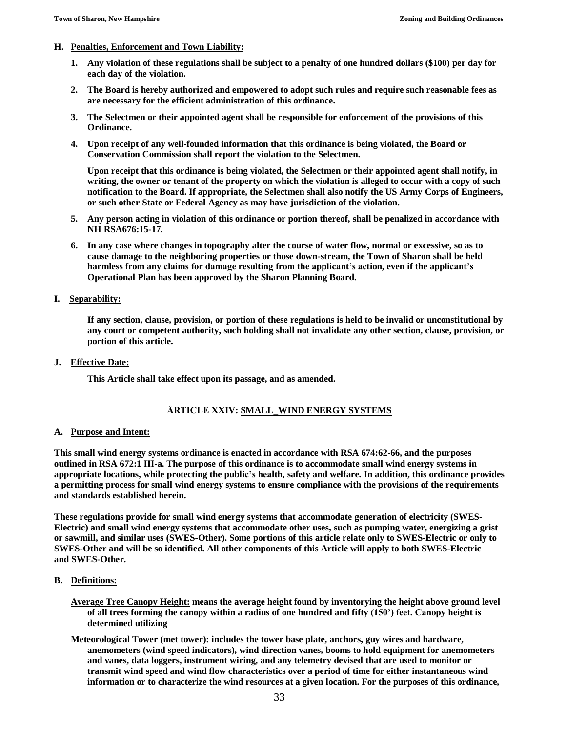**H. Penalties, Enforcement and Town Liability:**

1. **Any violation of these regulations shall be subject to a penalty of one hundred dollars ($100) per day for each day of the violation.**

2. **The Board is hereby authorized and empowered to adopt such rules and require such reasonable fees as are necessary for the efficient administration of this ordinance.**

3. **The Selectmen or their appointed agent shall be responsible for enforcement of the provisions of this Ordinance.**

4. **Upon receipt of any well-founded information that this ordinance is being violated, the Board or Conservation Commission shall report the violation to the Selectmen.**

   **Upon receipt that this ordinance is being violated, the Selectmen or their appointed agent shall notify, in writing, the owner or tenant of the property on which the violation is alleged to occur with a copy of such notification to the Board. If appropriate, the Selectmen shall also notify the US Army Corps of Engineers, or such other State or Federal Agency as may have jurisdiction of the violation.**

5. **Any person acting in violation of this ordinance or portion thereof, shall be penalized in accordance with NH RSA676:15-17.**

6. **In any case where changes in topography alter the course of water flow, normal or excessive, so as to cause damage to the neighboring properties or those down-stream, the Town of Sharon shall be held harmless from any claims for damage resulting from the applicant's action, even if the applicant's Operational Plan has been approved by the Sharon Planning Board.**

**I. Separability:**

**If any section, clause, provision, or portion of these regulations is held to be invalid or unconstitutional by any court or competent authority, such holding shall not invalidate any other section, clause, provision, or portion of this article.**

**J. Effective Date:**

**This Article shall take effect upon its passage, and as amended.**

## ÅRTICLE XXIV: SMALL_WIND ENERGY SYSTEMS

**A. Purpose and Intent:**

**This small wind energy systems ordinance is enacted in accordance with RSA 674:62-66, and the purposes outlined in RSA 672:1 III-a. The purpose of this ordinance is to accommodate small wind energy systems in appropriate locations, while protecting the public's health, safety and welfare. In addition, this ordinance provides a permitting process for small wind energy systems to ensure compliance with the provisions of the requirements and standards established herein.**

**These regulations provide for small wind energy systems that accommodate generation of electricity (SWES-Electric) and small wind energy systems that accommodate other uses, such as pumping water, energizing a grist or sawmill, and similar uses (SWES-Other). Some portions of this article relate only to SWES-Electric or only to SWES-Other and will be so identified. All other components of this Article will apply to both SWES-Electric and SWES-Other.**

**B. Definitions:**

**Average Tree Canopy Height:** **means the average height found by inventorying the height above ground level of all trees forming the canopy within a radius of one hundred and fifty (150') feet. Canopy height is determined utilizing**

**Meteorological Tower (met tower):** **includes the tower base plate, anchors, guy wires and hardware, anemometers (wind speed indicators), wind direction vanes, booms to hold equipment for anemometers and vanes, data loggers, instrument wiring, and any telemetry devised that are used to monitor or transmit wind speed and wind flow characteristics over a period of time for either instantaneous wind information or to characterize the wind resources at a given location. For the purposes of this ordinance,**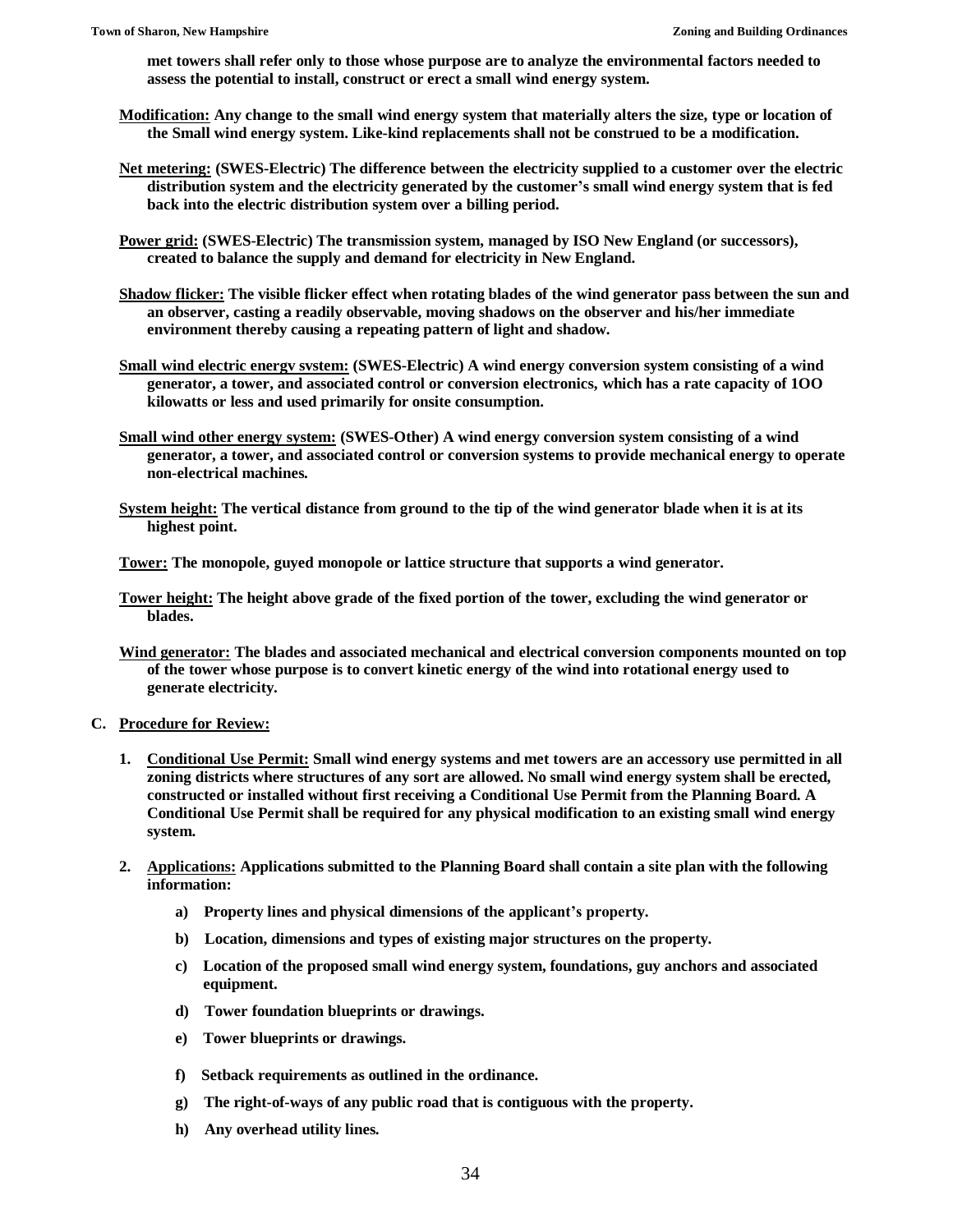**met towers shall refer only to those whose purpose are to analyze the environmental factors needed to assess the potential to install, construct or erect a small wind energy system.**

**Modification:** **Any change to the small wind energy system that materially alters the size, type or location of the Small wind energy system. Like-kind replacements shall not be construed to be a modification.**

**Net metering:** **(SWES-Electric) The difference between the electricity supplied to a customer over the electric distribution system and the electricity generated by the customer's small wind energy system that is fed back into the electric distribution system over a billing period.**

**Power grid:** **(SWES-Electric) The transmission system, managed by ISO New England (or successors), created to balance the supply and demand for electricity in New England.**

**Shadow flicker:** **The visible flicker effect when rotating blades of the wind generator pass between the sun and an observer, casting a readily observable, moving shadows on the observer and his/her immediate environment thereby causing a repeating pattern of light and shadow.**

**Small wind electric energv svstem:** **(SWES-Electric) A wind energy conversion system consisting of a wind generator, a tower, and associated control or conversion electronics, which has a rate capacity of 1OO kilowatts or less and used primarily for onsite consumption.**

**Small wind other energy system:** **(SWES-Other) A wind energy conversion system consisting of a wind generator, a tower, and associated control or conversion systems to provide mechanical energy to operate non-electrical machines.**

**System height:** **The vertical distance from ground to the tip of the wind generator blade when it is at its highest point.**

**Tower:** **The monopole, guyed monopole or lattice structure that supports a wind generator.**

**Tower height:** **The height above grade of the fixed portion of the tower, excluding the wind generator or blades.**

**Wind generator:** **The blades and associated mechanical and electrical conversion components mounted on top of the tower whose purpose is to convert kinetic energy of the wind into rotational energy used to generate electricity.**

**C. Procedure for Review:**

1. **Conditional Use Permit:** **Small wind energy systems and met towers are an accessory use permitted in all zoning districts where structures of any sort are allowed. No small wind energy system shall be erected, constructed or installed without first receiving a Conditional Use Permit from the Planning Board. A Conditional Use Permit shall be required for any physical modification to an existing small wind energy system.**

2. **Applications:** **Applications submitted to the Planning Board shall contain a site plan with the following information:**

   a) **Property lines and physical dimensions of the applicant's property.**

   b) **Location, dimensions and types of existing major structures on the property.**

   c) **Location of the proposed small wind energy system, foundations, guy anchors and associated equipment.**

   d) **Tower foundation blueprints or drawings.**

   e) **Tower blueprints or drawings.**

   f) **Setback requirements as outlined in the ordinance.**

   g) **The right-of-ways of any public road that is contiguous with the property.**

   h) **Any overhead utility lines.**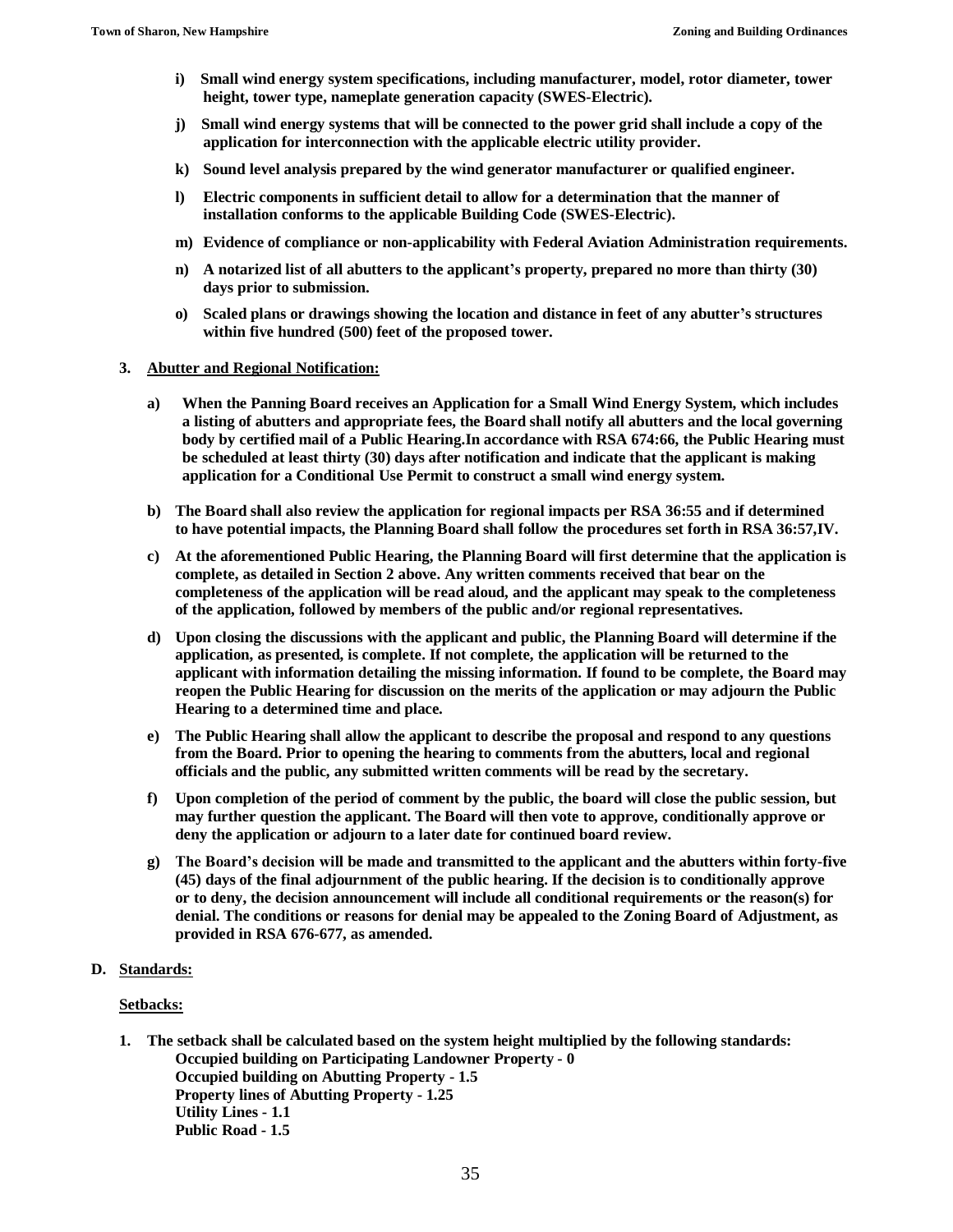- **i) Small wind energy system specifications, including manufacturer, model, rotor diameter, tower height, tower type, nameplate generation capacity (SWES-Electric).**
- **j) Small wind energy systems that will be connected to the power grid shall include a copy of the application for interconnection with the applicable electric utility provider.**
- **k) Sound level analysis prepared by the wind generator manufacturer or qualified engineer.**
- **l) Electric components in sufficient detail to allow for a determination that the manner of installation conforms to the applicable Building Code (SWES-Electric).**
- **m) Evidence of compliance or non-applicability with Federal Aviation Administration requirements.**
- **n) A notarized list of all abutters to the applicant's property, prepared no more than thirty (30) days prior to submission.**
- **o) Scaled plans or drawings showing the location and distance in feet of any abutter's structures within five hundred (500) feet of the proposed tower.**

**3. <u>Abutter and Regional Notification:</u>**

- **a) When the Panning Board receives an Application for a Small Wind Energy System, which includes a listing of abutters and appropriate fees, the Board shall notify all abutters and the local governing body by certified mail of a Public Hearing.In accordance with RSA 674:66, the Public Hearing must be scheduled at least thirty (30) days after notification and indicate that the applicant is making application for a Conditional Use Permit to construct a small wind energy system.**
- **b) The Board shall also review the application for regional impacts per RSA 36:55 and if determined to have potential impacts, the Planning Board shall follow the procedures set forth in RSA 36:57,IV.**
- **c) At the aforementioned Public Hearing, the Planning Board will first determine that the application is complete, as detailed in Section 2 above. Any written comments received that bear on the completeness of the application will be read aloud, and the applicant may speak to the completeness of the application, followed by members of the public and/or regional representatives.**
- **d) Upon closing the discussions with the applicant and public, the Planning Board will determine if the application, as presented, is complete. If not complete, the application will be returned to the applicant with information detailing the missing information. If found to be complete, the Board may reopen the Public Hearing for discussion on the merits of the application or may adjourn the Public Hearing to a determined time and place.**
- **e) The Public Hearing shall allow the applicant to describe the proposal and respond to any questions from the Board. Prior to opening the hearing to comments from the abutters, local and regional officials and the public, any submitted written comments will be read by the secretary.**
- **f) Upon completion of the period of comment by the public, the board will close the public session, but may further question the applicant. The Board will then vote to approve, conditionally approve or deny the application or adjourn to a later date for continued board review.**
- **g) The Board's decision will be made and transmitted to the applicant and the abutters within forty-five (45) days of the final adjournment of the public hearing. If the decision is to conditionally approve or to deny, the decision announcement will include all conditional requirements or the reason(s) for denial. The conditions or reasons for denial may be appealed to the Zoning Board of Adjustment, as provided in RSA 676-677, as amended.**

**D. <u>Standards:</u>**

**<u>Setbacks:</u>**

**1. The setback shall be calculated based on the system height multiplied by the following standards:**
**Occupied building on Participating Landowner Property - 0**
**Occupied building on Abutting Property - 1.5**
**Property lines of Abutting Property - 1.25**
**Utility Lines - 1.1**
**Public Road - 1.5**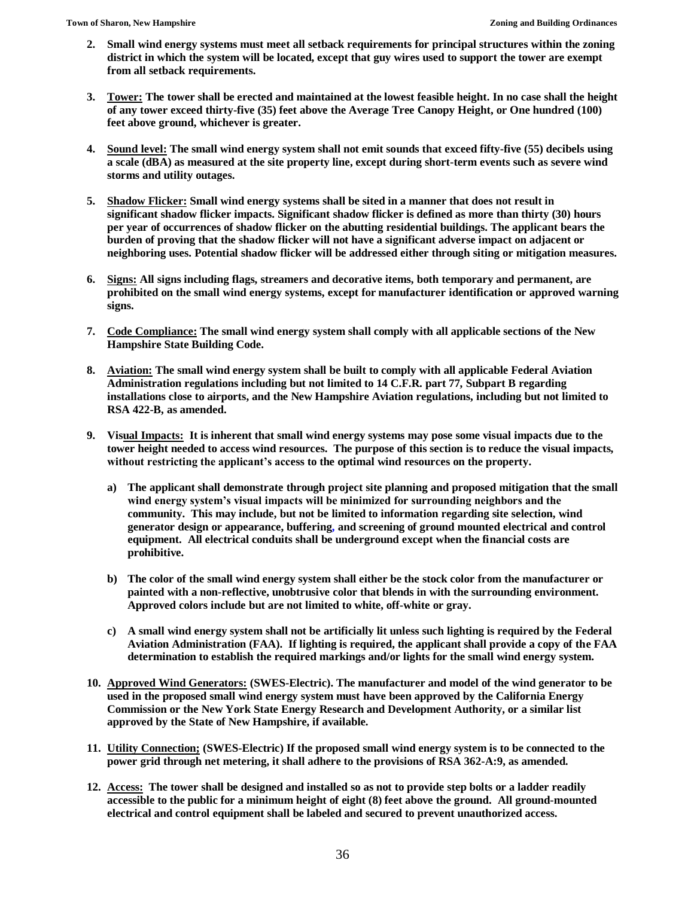2. **Small wind energy systems must meet all setback requirements for principal structures within the zoning district in which the system will be located, except that guy wires used to support the tower are exempt from all setback requirements.**

3. **Tower: The tower shall be erected and maintained at the lowest feasible height. In no case shall the height of any tower exceed thirty-five (35) feet above the Average Tree Canopy Height, or One hundred (100) feet above ground, whichever is greater.**

4. **Sound level: The small wind energy system shall not emit sounds that exceed fifty-five (55) decibels using a scale (dBA) as measured at the site property line, except during short-term events such as severe wind storms and utility outages.**

5. **Shadow Flicker: Small wind energy systems shall be sited in a manner that does not result in significant shadow flicker impacts. Significant shadow flicker is defined as more than thirty (30) hours per year of occurrences of shadow flicker on the abutting residential buildings. The applicant bears the burden of proving that the shadow flicker will not have a significant adverse impact on adjacent or neighboring uses. Potential shadow flicker will be addressed either through siting or mitigation measures.**

6. **Signs: All signs including flags, streamers and decorative items, both temporary and permanent, are prohibited on the small wind energy systems, except for manufacturer identification or approved warning signs.**

7. **Code Compliance: The small wind energy system shall comply with all applicable sections of the New Hampshire State Building Code.**

8. **Aviation: The small wind energy system shall be built to comply with all applicable Federal Aviation Administration regulations including but not limited to 14 C.F.R. part 77, Subpart B regarding installations close to airports, and the New Hampshire Aviation regulations, including but not limited to RSA 422-B, as amended.**

9. **Visual Impacts: It is inherent that small wind energy systems may pose some visual impacts due to the tower height needed to access wind resources. The purpose of this section is to reduce the visual impacts, without restricting the applicant's access to the optimal wind resources on the property.**

   a) **The applicant shall demonstrate through project site planning and proposed mitigation that the small wind energy system's visual impacts will be minimized for surrounding neighbors and the community. This may include, but not be limited to information regarding site selection, wind generator design or appearance, buffering, and screening of ground mounted electrical and control equipment. All electrical conduits shall be underground except when the financial costs are prohibitive.**

   b) **The color of the small wind energy system shall either be the stock color from the manufacturer or painted with a non-reflective, unobtrusive color that blends in with the surrounding environment. Approved colors include but are not limited to white, off-white or gray.**

   c) **A small wind energy system shall not be artificially lit unless such lighting is required by the Federal Aviation Administration (FAA). If lighting is required, the applicant shall provide a copy of the FAA determination to establish the required markings and/or lights for the small wind energy system.**

10. **Approved Wind Generators: (SWES-Electric). The manufacturer and model of the wind generator to be used in the proposed small wind energy system must have been approved by the California Energy Commission or the New York State Energy Research and Development Authority, or a similar list approved by the State of New Hampshire, if available.**

11. **Utility Connection; (SWES-Electric) If the proposed small wind energy system is to be connected to the power grid through net metering, it shall adhere to the provisions of RSA 362-A:9, as amended.**

12. **Access: The tower shall be designed and installed so as not to provide step bolts or a ladder readily accessible to the public for a minimum height of eight (8) feet above the ground. All ground-mounted electrical and control equipment shall be labeled and secured to prevent unauthorized access.**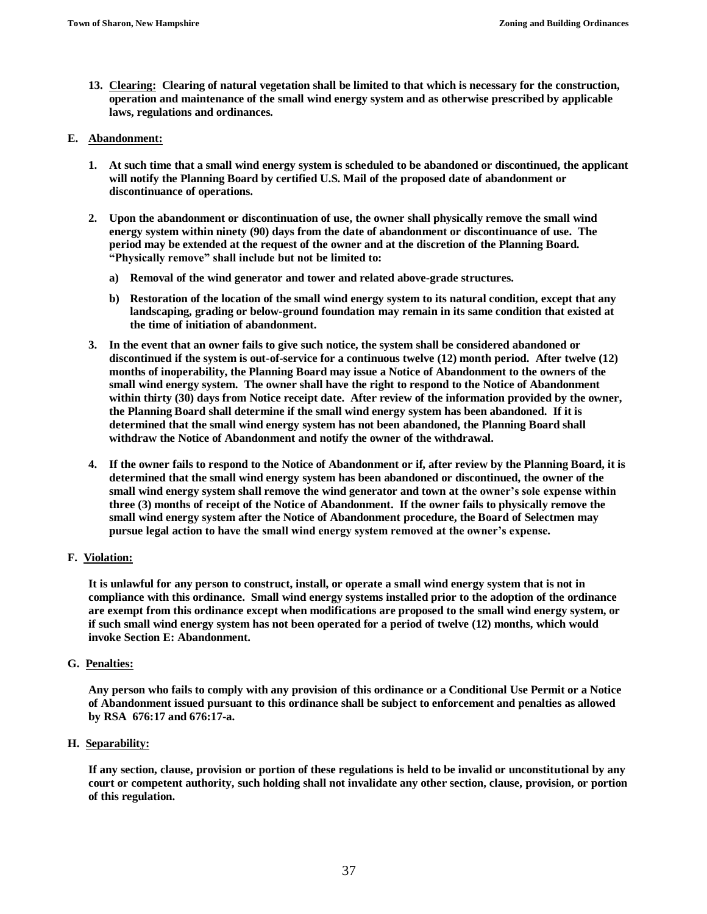13. **Clearing:** **Clearing of natural vegetation shall be limited to that which is necessary for the construction, operation and maintenance of the small wind energy system and as otherwise prescribed by applicable laws, regulations and ordinances.**

**E. Abandonment:**

1. **At such time that a small wind energy system is scheduled to be abandoned or discontinued, the applicant will notify the Planning Board by certified U.S. Mail of the proposed date of abandonment or discontinuance of operations.**

2. **Upon the abandonment or discontinuation of use, the owner shall physically remove the small wind energy system within ninety (90) days from the date of abandonment or discontinuance of use. The period may be extended at the request of the owner and at the discretion of the Planning Board. "Physically remove" shall include but not be limited to:**

   a) **Removal of the wind generator and tower and related above-grade structures.**

   b) **Restoration of the location of the small wind energy system to its natural condition, except that any landscaping, grading or below-ground foundation may remain in its same condition that existed at the time of initiation of abandonment.**

3. **In the event that an owner fails to give such notice, the system shall be considered abandoned or discontinued if the system is out-of-service for a continuous twelve (12) month period. After twelve (12) months of inoperability, the Planning Board may issue a Notice of Abandonment to the owners of the small wind energy system. The owner shall have the right to respond to the Notice of Abandonment within thirty (30) days from Notice receipt date. After review of the information provided by the owner, the Planning Board shall determine if the small wind energy system has been abandoned. If it is determined that the small wind energy system has not been abandoned, the Planning Board shall withdraw the Notice of Abandonment and notify the owner of the withdrawal.**

4. **If the owner fails to respond to the Notice of Abandonment or if, after review by the Planning Board, it is determined that the small wind energy system has been abandoned or discontinued, the owner of the small wind energy system shall remove the wind generator and town at the owner's sole expense within three (3) months of receipt of the Notice of Abandonment. If the owner fails to physically remove the small wind energy system after the Notice of Abandonment procedure, the Board of Selectmen may pursue legal action to have the small wind energy system removed at the owner's expense.**

**F. Violation:**

**It is unlawful for any person to construct, install, or operate a small wind energy system that is not in compliance with this ordinance. Small wind energy systems installed prior to the adoption of the ordinance are exempt from this ordinance except when modifications are proposed to the small wind energy system, or if such small wind energy system has not been operated for a period of twelve (12) months, which would invoke Section E: Abandonment.**

**G. Penalties:**

**Any person who fails to comply with any provision of this ordinance or a Conditional Use Permit or a Notice of Abandonment issued pursuant to this ordinance shall be subject to enforcement and penalties as allowed by RSA 676:17 and 676:17-a.**

**H. Separability:**

**If any section, clause, provision or portion of these regulations is held to be invalid or unconstitutional by any court or competent authority, such holding shall not invalidate any other section, clause, provision, or portion of this regulation.**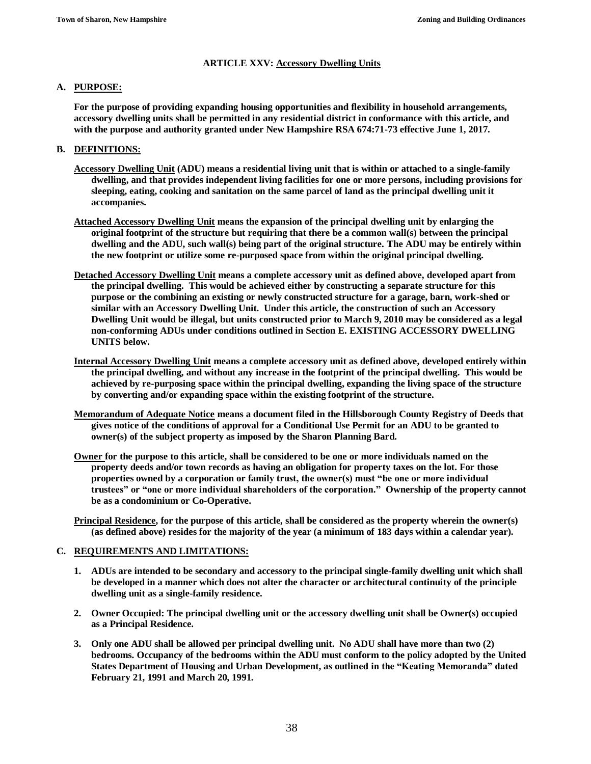# ARTICLE XXV: Accessory Dwelling Units

## A. PURPOSE:

**For the purpose of providing expanding housing opportunities and flexibility in household arrangements, accessory dwelling units shall be permitted in any residential district in conformance with this article, and with the purpose and authority granted under New Hampshire RSA 674:71-73 effective June 1, 2017.**

## B. DEFINITIONS:

**Accessory Dwelling Unit (ADU) means a residential living unit that is within or attached to a single-family dwelling, and that provides independent living facilities for one or more persons, including provisions for sleeping, eating, cooking and sanitation on the same parcel of land as the principal dwelling unit it accompanies.**

**Attached Accessory Dwelling Unit means the expansion of the principal dwelling unit by enlarging the original footprint of the structure but requiring that there be a common wall(s) between the principal dwelling and the ADU, such wall(s) being part of the original structure. The ADU may be entirely within the new footprint or utilize some re-purposed space from within the original principal dwelling.**

**Detached Accessory Dwelling Unit means a complete accessory unit as defined above, developed apart from the principal dwelling. This would be achieved either by constructing a separate structure for this purpose or the combining an existing or newly constructed structure for a garage, barn, work-shed or similar with an Accessory Dwelling Unit. Under this article, the construction of such an Accessory Dwelling Unit would be illegal, but units constructed prior to March 9, 2010 may be considered as a legal non-conforming ADUs under conditions outlined in Section E. EXISTING ACCESSORY DWELLING UNITS below.**

**Internal Accessory Dwelling Unit means a complete accessory unit as defined above, developed entirely within the principal dwelling, and without any increase in the footprint of the principal dwelling. This would be achieved by re-purposing space within the principal dwelling, expanding the living space of the structure by converting and/or expanding space within the existing footprint of the structure.**

**Memorandum of Adequate Notice means a document filed in the Hillsborough County Registry of Deeds that gives notice of the conditions of approval for a Conditional Use Permit for an ADU to be granted to owner(s) of the subject property as imposed by the Sharon Planning Bard.**

**Owner for the purpose to this article, shall be considered to be one or more individuals named on the property deeds and/or town records as having an obligation for property taxes on the lot. For those properties owned by a corporation or family trust, the owner(s) must "be one or more individual trustees" or "one or more individual shareholders of the corporation." Ownership of the property cannot be as a condominium or Co-Operative.**

**Principal Residence, for the purpose of this article, shall be considered as the property wherein the owner(s) (as defined above) resides for the majority of the year (a minimum of 183 days within a calendar year).**

## C. REQUIREMENTS AND LIMITATIONS:

1. **ADUs are intended to be secondary and accessory to the principal single-family dwelling unit which shall be developed in a manner which does not alter the character or architectural continuity of the principle dwelling unit as a single-family residence.**

2. **Owner Occupied: The principal dwelling unit or the accessory dwelling unit shall be Owner(s) occupied as a Principal Residence.**

3. **Only one ADU shall be allowed per principal dwelling unit. No ADU shall have more than two (2) bedrooms. Occupancy of the bedrooms within the ADU must conform to the policy adopted by the United States Department of Housing and Urban Development, as outlined in the "Keating Memoranda" dated February 21, 1991 and March 20, 1991.**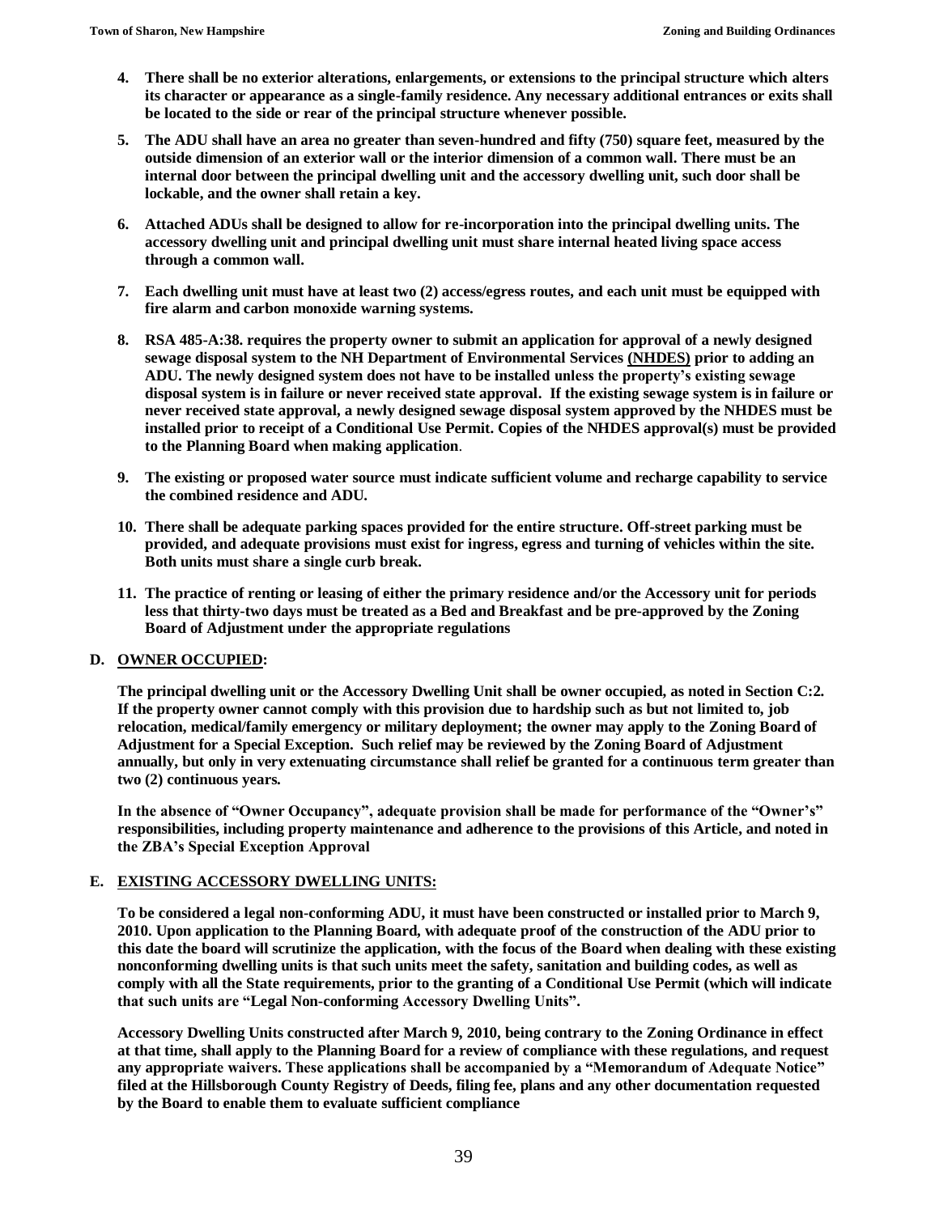4. **There shall be no exterior alterations, enlargements, or extensions to the principal structure which alters its character or appearance as a single-family residence. Any necessary additional entrances or exits shall be located to the side or rear of the principal structure whenever possible.**

5. **The ADU shall have an area no greater than seven-hundred and fifty (750) square feet, measured by the outside dimension of an exterior wall or the interior dimension of a common wall. There must be an internal door between the principal dwelling unit and the accessory dwelling unit, such door shall be lockable, and the owner shall retain a key.**

6. **Attached ADUs shall be designed to allow for re-incorporation into the principal dwelling units. The accessory dwelling unit and principal dwelling unit must share internal heated living space access through a common wall.**

7. **Each dwelling unit must have at least two (2) access/egress routes, and each unit must be equipped with fire alarm and carbon monoxide warning systems.**

8. **RSA 485-A:38. requires the property owner to submit an application for approval of a newly designed sewage disposal system to the NH Department of Environmental Services (NHDES) prior to adding an ADU. The newly designed system does not have to be installed unless the property's existing sewage disposal system is in failure or never received state approval. If the existing sewage system is in failure or never received state approval, a newly designed sewage disposal system approved by the NHDES must be installed prior to receipt of a Conditional Use Permit. Copies of the NHDES approval(s) must be provided to the Planning Board when making application**.

9. **The existing or proposed water source must indicate sufficient volume and recharge capability to service the combined residence and ADU.**

10. **There shall be adequate parking spaces provided for the entire structure. Off-street parking must be provided, and adequate provisions must exist for ingress, egress and turning of vehicles within the site. Both units must share a single curb break.**

11. **The practice of renting or leasing of either the primary residence and/or the Accessory unit for periods less that thirty-two days must be treated as a Bed and Breakfast and be pre-approved by the Zoning Board of Adjustment under the appropriate regulations**

**D. OWNER OCCUPIED:**

**The principal dwelling unit or the Accessory Dwelling Unit shall be owner occupied, as noted in Section C:2. If the property owner cannot comply with this provision due to hardship such as but not limited to, job relocation, medical/family emergency or military deployment; the owner may apply to the Zoning Board of Adjustment for a Special Exception. Such relief may be reviewed by the Zoning Board of Adjustment annually, but only in very extenuating circumstance shall relief be granted for a continuous term greater than two (2) continuous years.**

**In the absence of "Owner Occupancy", adequate provision shall be made for performance of the "Owner's" responsibilities, including property maintenance and adherence to the provisions of this Article, and noted in the ZBA's Special Exception Approval**

**E. EXISTING ACCESSORY DWELLING UNITS:**

**To be considered a legal non-conforming ADU, it must have been constructed or installed prior to March 9, 2010. Upon application to the Planning Board, with adequate proof of the construction of the ADU prior to this date the board will scrutinize the application, with the focus of the Board when dealing with these existing nonconforming dwelling units is that such units meet the safety, sanitation and building codes, as well as comply with all the State requirements, prior to the granting of a Conditional Use Permit (which will indicate that such units are "Legal Non-conforming Accessory Dwelling Units".**

**Accessory Dwelling Units constructed after March 9, 2010, being contrary to the Zoning Ordinance in effect at that time, shall apply to the Planning Board for a review of compliance with these regulations, and request any appropriate waivers. These applications shall be accompanied by a "Memorandum of Adequate Notice" filed at the Hillsborough County Registry of Deeds, filing fee, plans and any other documentation requested by the Board to enable them to evaluate sufficient compliance**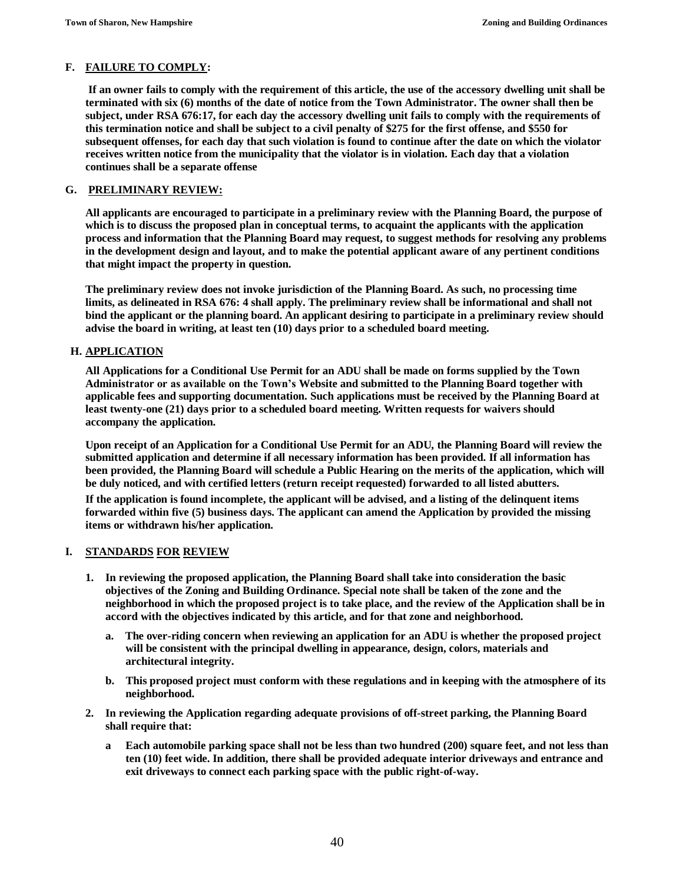## F. FAILURE TO COMPLY:

**If an owner fails to comply with the requirement of this article, the use of the accessory dwelling unit shall be terminated with six (6) months of the date of notice from the Town Administrator. The owner shall then be subject, under RSA 676:17, for each day the accessory dwelling unit fails to comply with the requirements of this termination notice and shall be subject to a civil penalty of $275 for the first offense, and $550 for subsequent offenses, for each day that such violation is found to continue after the date on which the violator receives written notice from the municipality that the violator is in violation. Each day that a violation continues shall be a separate offense**

## G. PRELIMINARY REVIEW:

**All applicants are encouraged to participate in a preliminary review with the Planning Board, the purpose of which is to discuss the proposed plan in conceptual terms, to acquaint the applicants with the application process and information that the Planning Board may request, to suggest methods for resolving any problems in the development design and layout, and to make the potential applicant aware of any pertinent conditions that might impact the property in question.**

**The preliminary review does not invoke jurisdiction of the Planning Board. As such, no processing time limits, as delineated in RSA 676: 4 shall apply. The preliminary review shall be informational and shall not bind the applicant or the planning board. An applicant desiring to participate in a preliminary review should advise the board in writing, at least ten (10) days prior to a scheduled board meeting.**

## H. APPLICATION

**All Applications for a Conditional Use Permit for an ADU shall be made on forms supplied by the Town Administrator or as available on the Town's Website and submitted to the Planning Board together with applicable fees and supporting documentation. Such applications must be received by the Planning Board at least twenty-one (21) days prior to a scheduled board meeting. Written requests for waivers should accompany the application.**

**Upon receipt of an Application for a Conditional Use Permit for an ADU, the Planning Board will review the submitted application and determine if all necessary information has been provided. If all information has been provided, the Planning Board will schedule a Public Hearing on the merits of the application, which will be duly noticed, and with certified letters (return receipt requested) forwarded to all listed abutters.**

**If the application is found incomplete, the applicant will be advised, and a listing of the delinquent items forwarded within five (5) business days. The applicant can amend the Application by provided the missing items or withdrawn his/her application.**

## I. STANDARDS FOR REVIEW

1. **In reviewing the proposed application, the Planning Board shall take into consideration the basic objectives of the Zoning and Building Ordinance. Special note shall be taken of the zone and the neighborhood in which the proposed project is to take place, and the review of the Application shall be in accord with the objectives indicated by this article, and for that zone and neighborhood.**
   a. **The over-riding concern when reviewing an application for an ADU is whether the proposed project will be consistent with the principal dwelling in appearance, design, colors, materials and architectural integrity.**
   b. **This proposed project must conform with these regulations and in keeping with the atmosphere of its neighborhood.**
2. **In reviewing the Application regarding adequate provisions of off-street parking, the Planning Board shall require that:**
   a **Each automobile parking space shall not be less than two hundred (200) square feet, and not less than ten (10) feet wide. In addition, there shall be provided adequate interior driveways and entrance and exit driveways to connect each parking space with the public right-of-way.**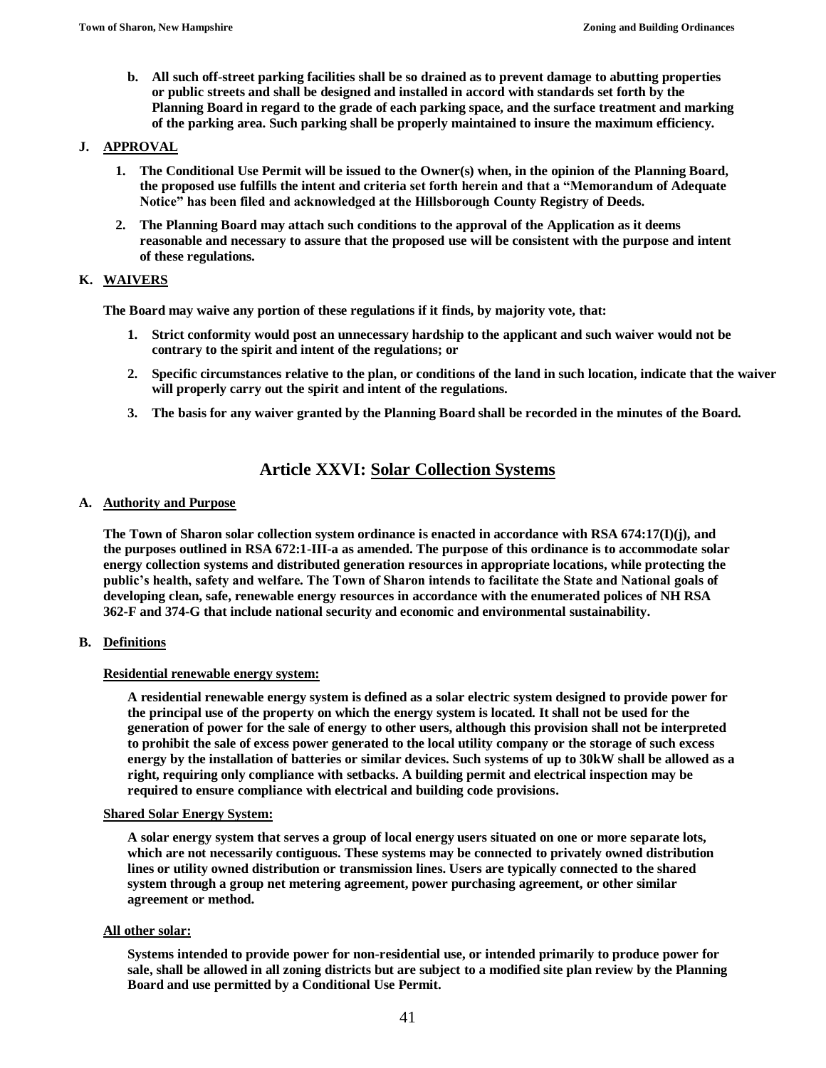**b. All such off-street parking facilities shall be so drained as to prevent damage to abutting properties or public streets and shall be designed and installed in accord with standards set forth by the Planning Board in regard to the grade of each parking space, and the surface treatment and marking of the parking area. Such parking shall be properly maintained to insure the maximum efficiency.**

**J. APPROVAL**

1. **The Conditional Use Permit will be issued to the Owner(s) when, in the opinion of the Planning Board, the proposed use fulfills the intent and criteria set forth herein and that a "Memorandum of Adequate Notice" has been filed and acknowledged at the Hillsborough County Registry of Deeds.**
2. **The Planning Board may attach such conditions to the approval of the Application as it deems reasonable and necessary to assure that the proposed use will be consistent with the purpose and intent of these regulations.**

**K. WAIVERS**

**The Board may waive any portion of these regulations if it finds, by majority vote, that:**

1. **Strict conformity would post an unnecessary hardship to the applicant and such waiver would not be contrary to the spirit and intent of the regulations; or**
2. **Specific circumstances relative to the plan, or conditions of the land in such location, indicate that the waiver will properly carry out the spirit and intent of the regulations.**
3. **The basis for any waiver granted by the Planning Board shall be recorded in the minutes of the Board.**

# Article XXVI: Solar Collection Systems

**A. Authority and Purpose**

**The Town of Sharon solar collection system ordinance is enacted in accordance with RSA 674:17(I)(j), and the purposes outlined in RSA 672:1-III-a as amended. The purpose of this ordinance is to accommodate solar energy collection systems and distributed generation resources in appropriate locations, while protecting the public's health, safety and welfare. The Town of Sharon intends to facilitate the State and National goals of developing clean, safe, renewable energy resources in accordance with the enumerated polices of NH RSA 362-F and 374-G that include national security and economic and environmental sustainability.**

**B. Definitions**

**Residential renewable energy system:**

**A residential renewable energy system is defined as a solar electric system designed to provide power for the principal use of the property on which the energy system is located. It shall not be used for the generation of power for the sale of energy to other users, although this provision shall not be interpreted to prohibit the sale of excess power generated to the local utility company or the storage of such excess energy by the installation of batteries or similar devices. Such systems of up to 30kW shall be allowed as a right, requiring only compliance with setbacks. A building permit and electrical inspection may be required to ensure compliance with electrical and building code provisions.**

**Shared Solar Energy System:**

**A solar energy system that serves a group of local energy users situated on one or more separate lots, which are not necessarily contiguous. These systems may be connected to privately owned distribution lines or utility owned distribution or transmission lines. Users are typically connected to the shared system through a group net metering agreement, power purchasing agreement, or other similar agreement or method.**

**All other solar:**

**Systems intended to provide power for non-residential use, or intended primarily to produce power for sale, shall be allowed in all zoning districts but are subject to a modified site plan review by the Planning Board and use permitted by a Conditional Use Permit.**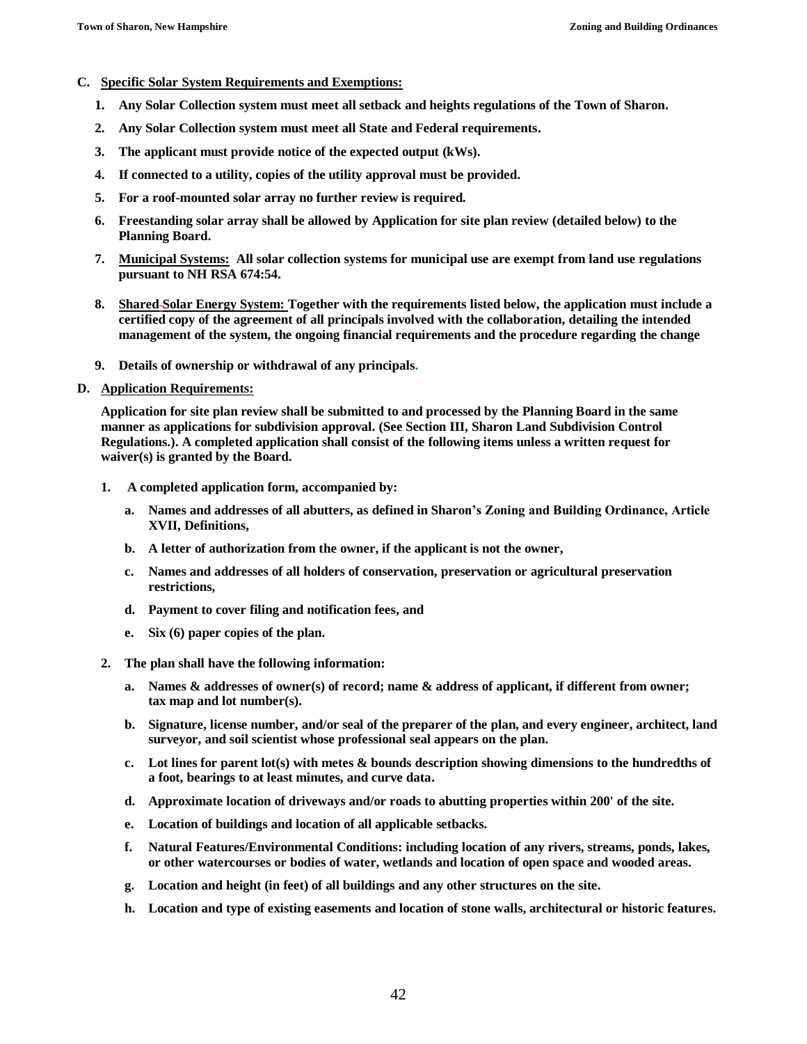**C. <u>Specific Solar System Requirements and Exemptions:</u>**

1. **Any Solar Collection system must meet all setback and heights regulations of the Town of Sharon.**
2. **Any Solar Collection system must meet all State and Federal requirements.**
3. **The applicant must provide notice of the expected output (kWs).**
4. **If connected to a utility, copies of the utility approval must be provided.**
5. **For a roof-mounted solar array no further review is required.**
6. **Freestanding solar array shall be allowed by Application for site plan review (detailed below) to the Planning Board.**
7. **<u>Municipal Systems:</u> All solar collection systems for municipal use are exempt from land use regulations pursuant to NH RSA 674:54.**
8. **<u>Shared Solar Energy System:</u> Together with the requirements listed below, the application must include a certified copy of the agreement of all principals involved with the collaboration, detailing the intended management of the system, the ongoing financial requirements and the procedure regarding the change**
9. **Details of ownership or withdrawal of any principals.**

**D. <u>Application Requirements:</u>**

**Application for site plan review shall be submitted to and processed by the Planning Board in the same manner as applications for subdivision approval. (See Section III, Sharon Land Subdivision Control Regulations.). A completed application shall consist of the following items unless a written request for waiver(s) is granted by the Board.**

1. **A completed application form, accompanied by:**
   a. **Names and addresses of all abutters, as defined in Sharon's Zoning and Building Ordinance, Article XVII, Definitions,**
   b. **A letter of authorization from the owner, if the applicant is not the owner,**
   c. **Names and addresses of all holders of conservation, preservation or agricultural preservation restrictions,**
   d. **Payment to cover filing and notification fees, and**
   e. **Six (6) paper copies of the plan.**
2. **The plan shall have the following information:**
   a. **Names & addresses of owner(s) of record; name & address of applicant, if different from owner; tax map and lot number(s).**
   b. **Signature, license number, and/or seal of the preparer of the plan, and every engineer, architect, land surveyor, and soil scientist whose professional seal appears on the plan.**
   c. **Lot lines for parent lot(s) with metes & bounds description showing dimensions to the hundredths of a foot, bearings to at least minutes, and curve data.**
   d. **Approximate location of driveways and/or roads to abutting properties within 200' of the site.**
   e. **Location of buildings and location of all applicable setbacks.**
   f. **Natural Features/Environmental Conditions: including location of any rivers, streams, ponds, lakes, or other watercourses or bodies of water, wetlands and location of open space and wooded areas.**
   g. **Location and height (in feet) of all buildings and any other structures on the site.**
   h. **Location and type of existing easements and location of stone walls, architectural or historic features.**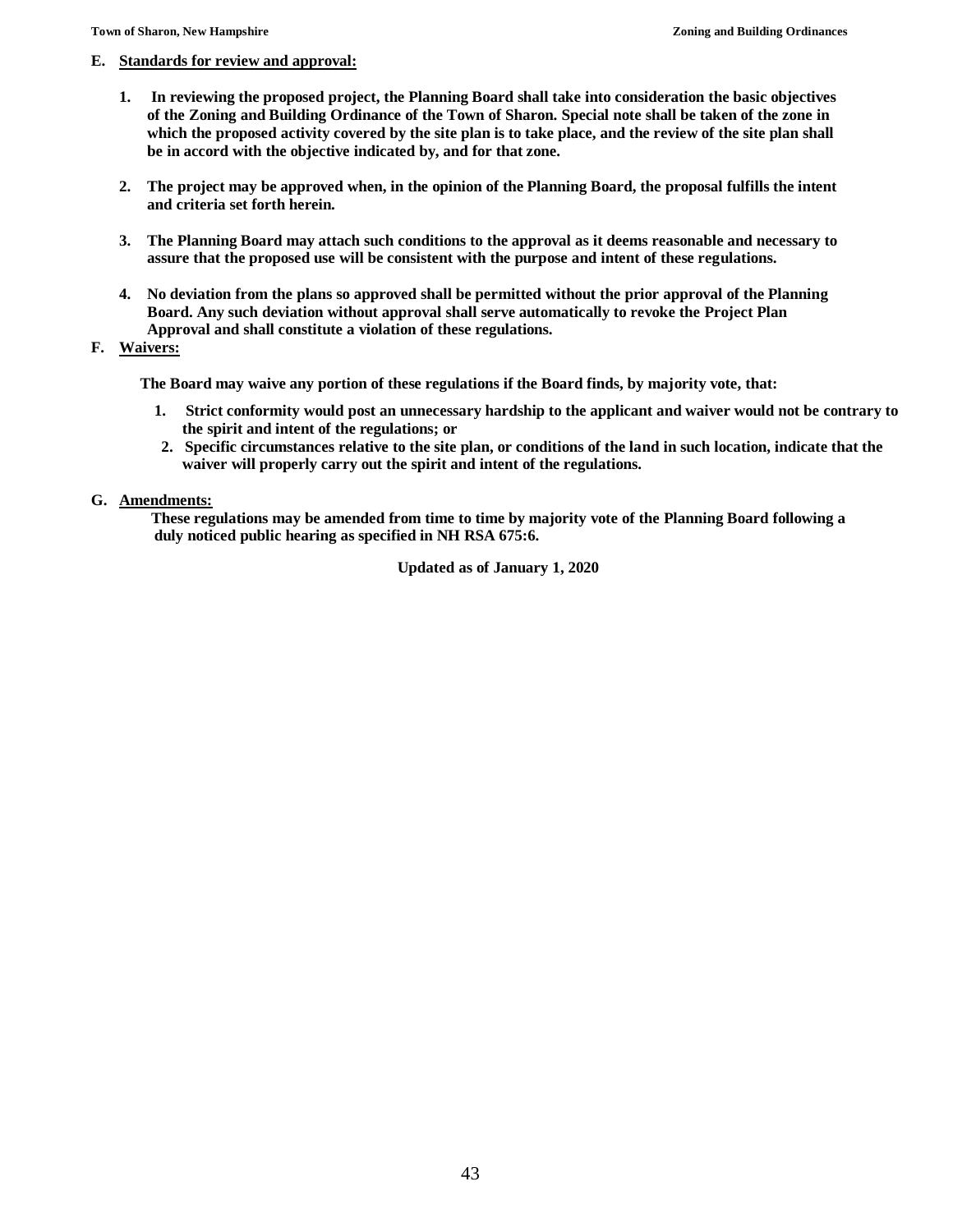**E. Standards for review and approval:**

1. **In reviewing the proposed project, the Planning Board shall take into consideration the basic objectives of the Zoning and Building Ordinance of the Town of Sharon. Special note shall be taken of the zone in which the proposed activity covered by the site plan is to take place, and the review of the site plan shall be in accord with the objective indicated by, and for that zone.**

2. **The project may be approved when, in the opinion of the Planning Board, the proposal fulfills the intent and criteria set forth herein.**

3. **The Planning Board may attach such conditions to the approval as it deems reasonable and necessary to assure that the proposed use will be consistent with the purpose and intent of these regulations.**

4. **No deviation from the plans so approved shall be permitted without the prior approval of the Planning Board. Any such deviation without approval shall serve automatically to revoke the Project Plan Approval and shall constitute a violation of these regulations.**

**F. Waivers:**

**The Board may waive any portion of these regulations if the Board finds, by majority vote, that:**

1. **Strict conformity would post an unnecessary hardship to the applicant and waiver would not be contrary to the spirit and intent of the regulations; or**
2. **Specific circumstances relative to the site plan, or conditions of the land in such location, indicate that the waiver will properly carry out the spirit and intent of the regulations.**

**G. Amendments:**

**These regulations may be amended from time to time by majority vote of the Planning Board following a duly noticed public hearing as specified in NH RSA 675:6.**

**Updated as of January 1, 2020**